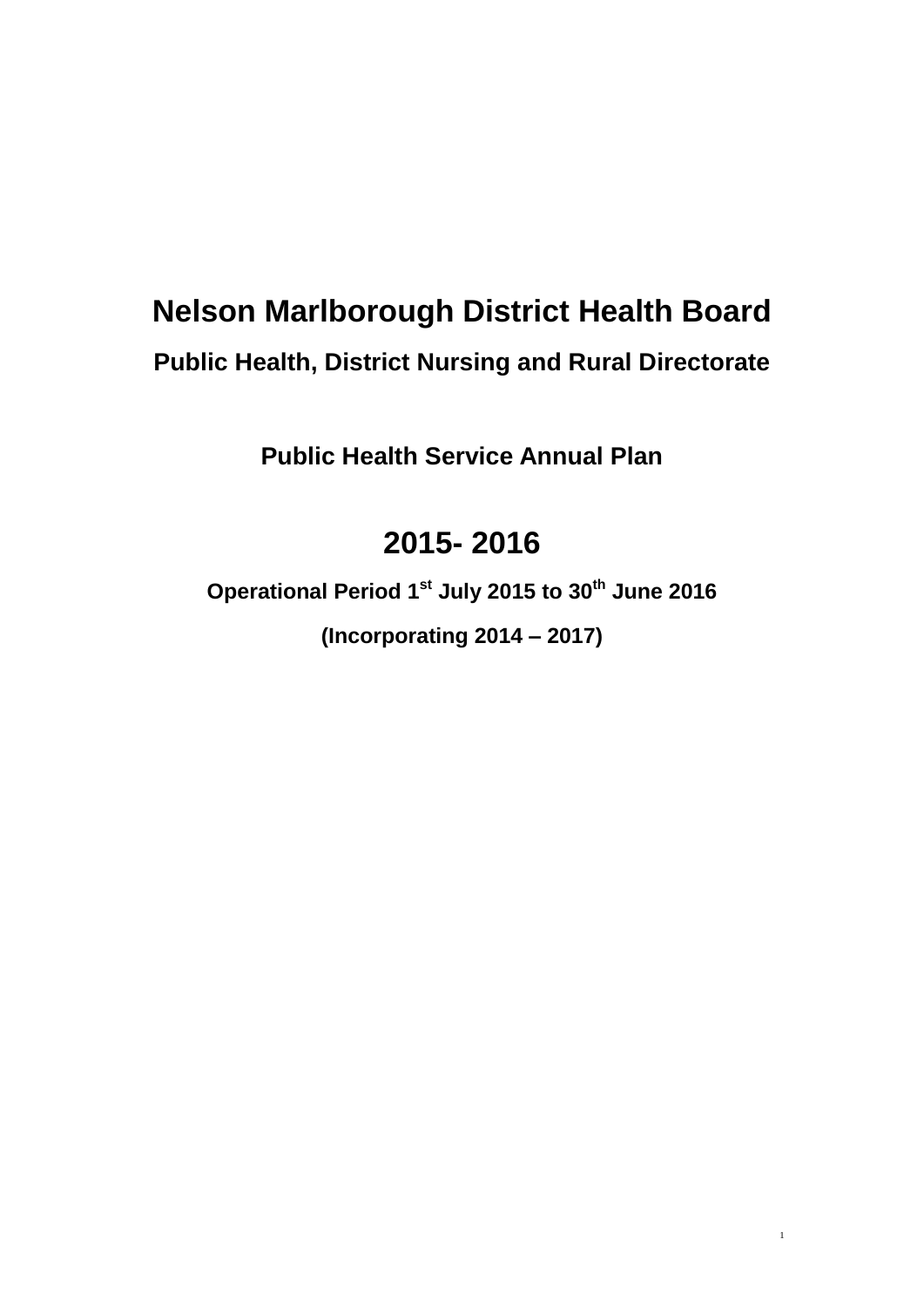# Nelson Marlborough District Health Board

## Public Health, District Nursing and Rural Directorate

### Public Health Service Annual Plan

## 2015- 2016

**Operational Period 1st July 2015 to 30th June 2016**

**(Incorporating 2014 – 2017)**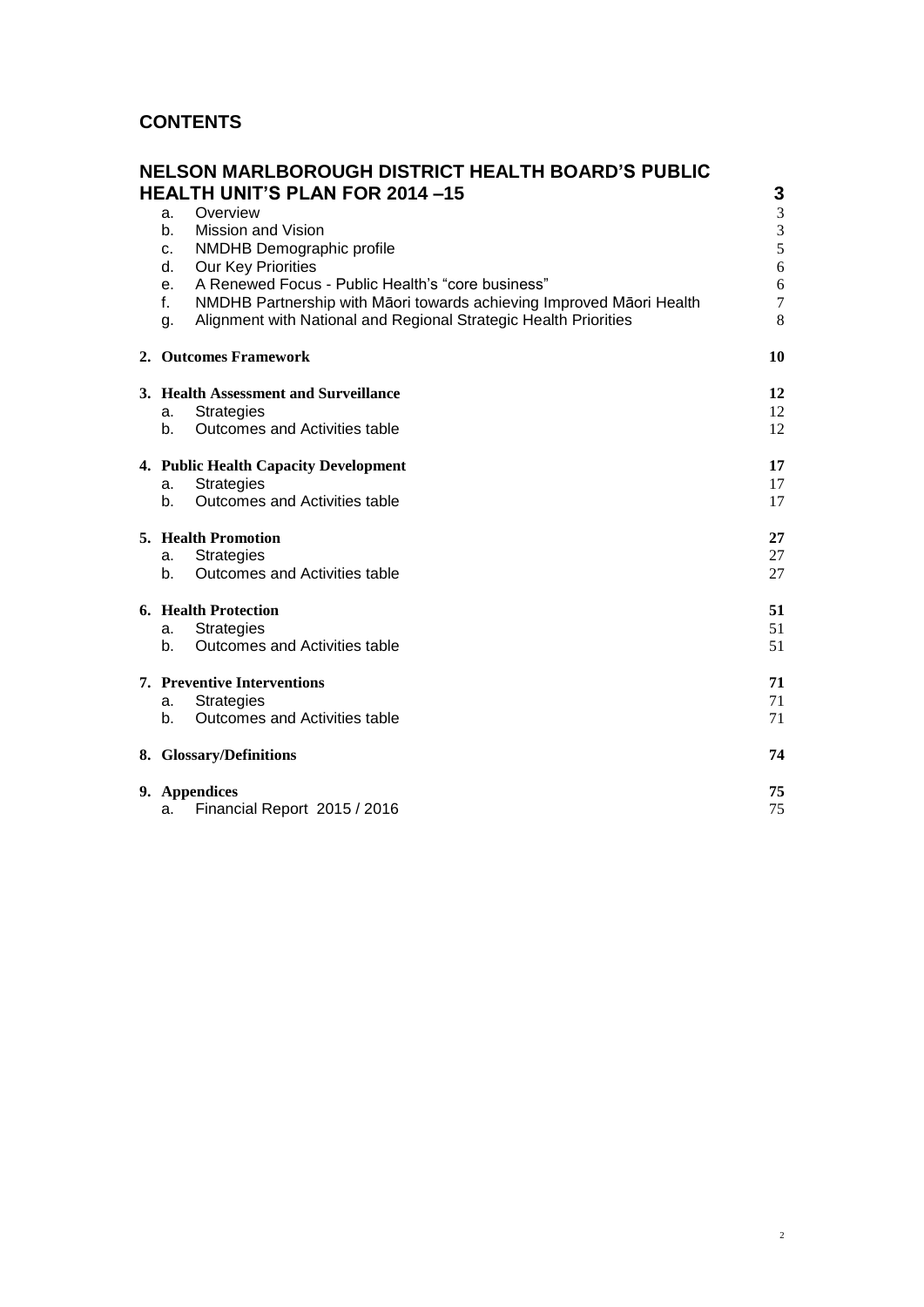## CONTENTS

| | | |
|---|---|---|
| **NELSON MARLBOROUGH DISTRICT HEALTH BOARD'S PUBLIC HEALTH UNIT'S PLAN FOR 2014 –15** | | **3** |
| a. | Overview | 3 |
| b. | Mission and Vision | 3 |
| c. | NMDHB Demographic profile | 5 |
| d. | Our Key Priorities | 6 |
| e. | A Renewed Focus - Public Health's "core business" | 6 |
| f. | NMDHB Partnership with Māori towards achieving Improved Māori Health | 7 |
| g. | Alignment with National and Regional Strategic Health Priorities | 8 |
| **2. Outcomes Framework** | | **10** |
| **3. Health Assessment and Surveillance** | | **12** |
| a. | Strategies | 12 |
| b. | Outcomes and Activities table | 12 |
| **4. Public Health Capacity Development** | | **17** |
| a. | Strategies | 17 |
| b. | Outcomes and Activities table | 17 |
| **5. Health Promotion** | | **27** |
| a. | Strategies | 27 |
| b. | Outcomes and Activities table | 27 |
| **6. Health Protection** | | **51** |
| a. | Strategies | 51 |
| b. | Outcomes and Activities table | 51 |
| **7. Preventive Interventions** | | **71** |
| a. | Strategies | 71 |
| b. | Outcomes and Activities table | 71 |
| **8. Glossary/Definitions** | | **74** |
| **9. Appendices** | | **75** |
| a. | Financial Report 2015 / 2016 | 75 |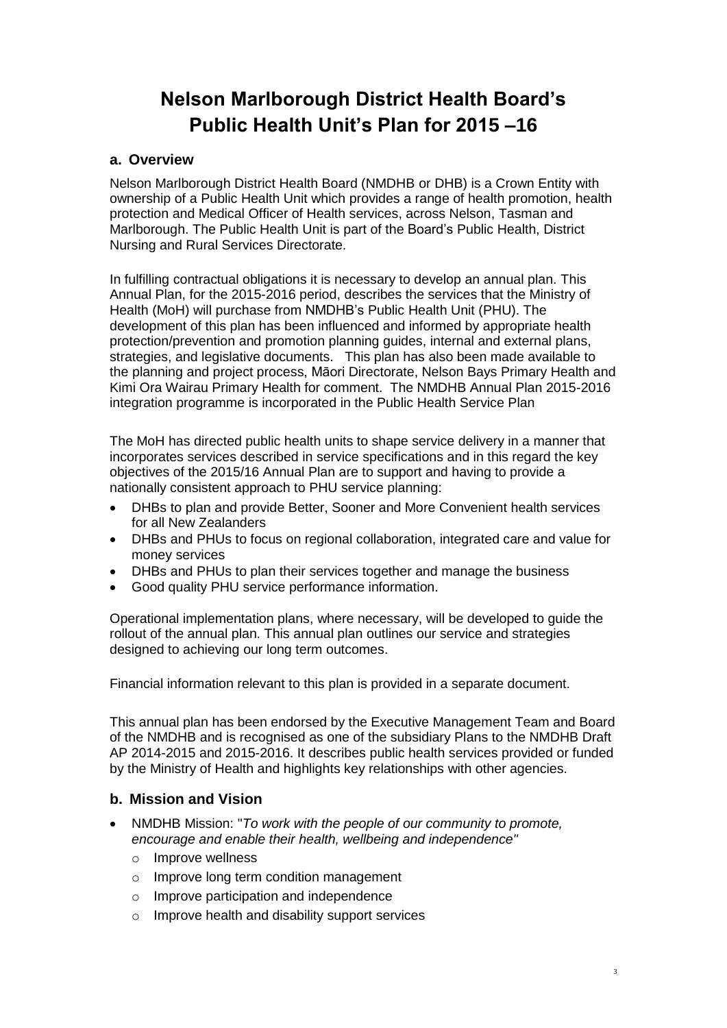# Nelson Marlborough District Health Board's Public Health Unit's Plan for 2015 –16

## a. Overview

Nelson Marlborough District Health Board (NMDHB or DHB) is a Crown Entity with ownership of a Public Health Unit which provides a range of health promotion, health protection and Medical Officer of Health services, across Nelson, Tasman and Marlborough. The Public Health Unit is part of the Board's Public Health, District Nursing and Rural Services Directorate.

In fulfilling contractual obligations it is necessary to develop an annual plan. This Annual Plan, for the 2015-2016 period, describes the services that the Ministry of Health (MoH) will purchase from NMDHB's Public Health Unit (PHU). The development of this plan has been influenced and informed by appropriate health protection/prevention and promotion planning guides, internal and external plans, strategies, and legislative documents. This plan has also been made available to the planning and project process, Māori Directorate, Nelson Bays Primary Health and Kimi Ora Wairau Primary Health for comment. The NMDHB Annual Plan 2015-2016 integration programme is incorporated in the Public Health Service Plan

The MoH has directed public health units to shape service delivery in a manner that incorporates services described in service specifications and in this regard the key objectives of the 2015/16 Annual Plan are to support and having to provide a nationally consistent approach to PHU service planning:

- DHBs to plan and provide Better, Sooner and More Convenient health services for all New Zealanders
- DHBs and PHUs to focus on regional collaboration, integrated care and value for money services
- DHBs and PHUs to plan their services together and manage the business
- Good quality PHU service performance information.

Operational implementation plans, where necessary, will be developed to guide the rollout of the annual plan. This annual plan outlines our service and strategies designed to achieving our long term outcomes.

Financial information relevant to this plan is provided in a separate document.

This annual plan has been endorsed by the Executive Management Team and Board of the NMDHB and is recognised as one of the subsidiary Plans to the NMDHB Draft AP 2014-2015 and 2015-2016. It describes public health services provided or funded by the Ministry of Health and highlights key relationships with other agencies.

## b. Mission and Vision

- NMDHB Mission: "*To work with the people of our community to promote, encourage and enable their health, wellbeing and independence"*
  - Improve wellness
  - Improve long term condition management
  - Improve participation and independence
  - Improve health and disability support services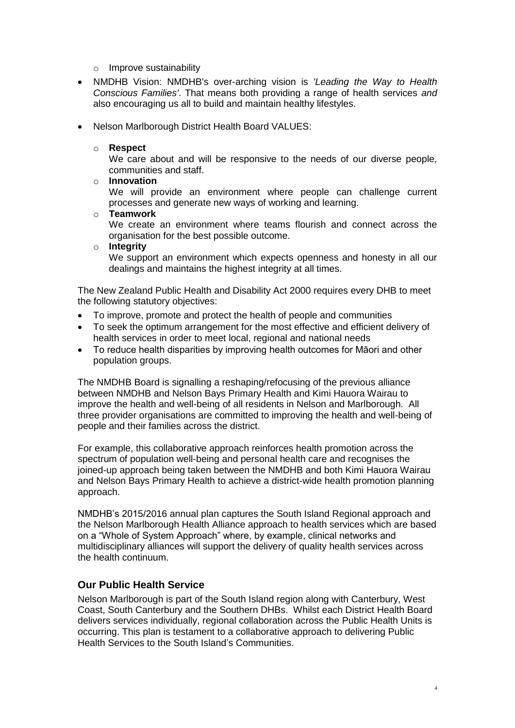- Improve sustainability

- NMDHB Vision: NMDHB's over-arching vision is *'Leading the Way to Health Conscious Families'*. That means both providing a range of health services *and* also encouraging us all to build and maintain healthy lifestyles.

- Nelson Marlborough District Health Board VALUES:

   - **Respect**
     We care about and will be responsive to the needs of our diverse people, communities and staff.
   - **Innovation**
     We will provide an environment where people can challenge current processes and generate new ways of working and learning.
   - **Teamwork**
     We create an environment where teams flourish and connect across the organisation for the best possible outcome.
   - **Integrity**
     We support an environment which expects openness and honesty in all our dealings and maintains the highest integrity at all times.

The New Zealand Public Health and Disability Act 2000 requires every DHB to meet the following statutory objectives:

- To improve, promote and protect the health of people and communities
- To seek the optimum arrangement for the most effective and efficient delivery of health services in order to meet local, regional and national needs
- To reduce health disparities by improving health outcomes for Māori and other population groups.

The NMDHB Board is signalling a reshaping/refocusing of the previous alliance between NMDHB and Nelson Bays Primary Health and Kimi Hauora Wairau to improve the health and well-being of all residents in Nelson and Marlborough. All three provider organisations are committed to improving the health and well-being of people and their families across the district.

For example, this collaborative approach reinforces health promotion across the spectrum of population well-being and personal health care and recognises the joined-up approach being taken between the NMDHB and both Kimi Hauora Wairau and Nelson Bays Primary Health to achieve a district-wide health promotion planning approach.

NMDHB's 2015/2016 annual plan captures the South Island Regional approach and the Nelson Marlborough Health Alliance approach to health services which are based on a "Whole of System Approach" where, by example, clinical networks and multidisciplinary alliances will support the delivery of quality health services across the health continuum.

## Our Public Health Service

Nelson Marlborough is part of the South Island region along with Canterbury, West Coast, South Canterbury and the Southern DHBs. Whilst each District Health Board delivers services individually, regional collaboration across the Public Health Units is occurring. This plan is testament to a collaborative approach to delivering Public Health Services to the South Island's Communities.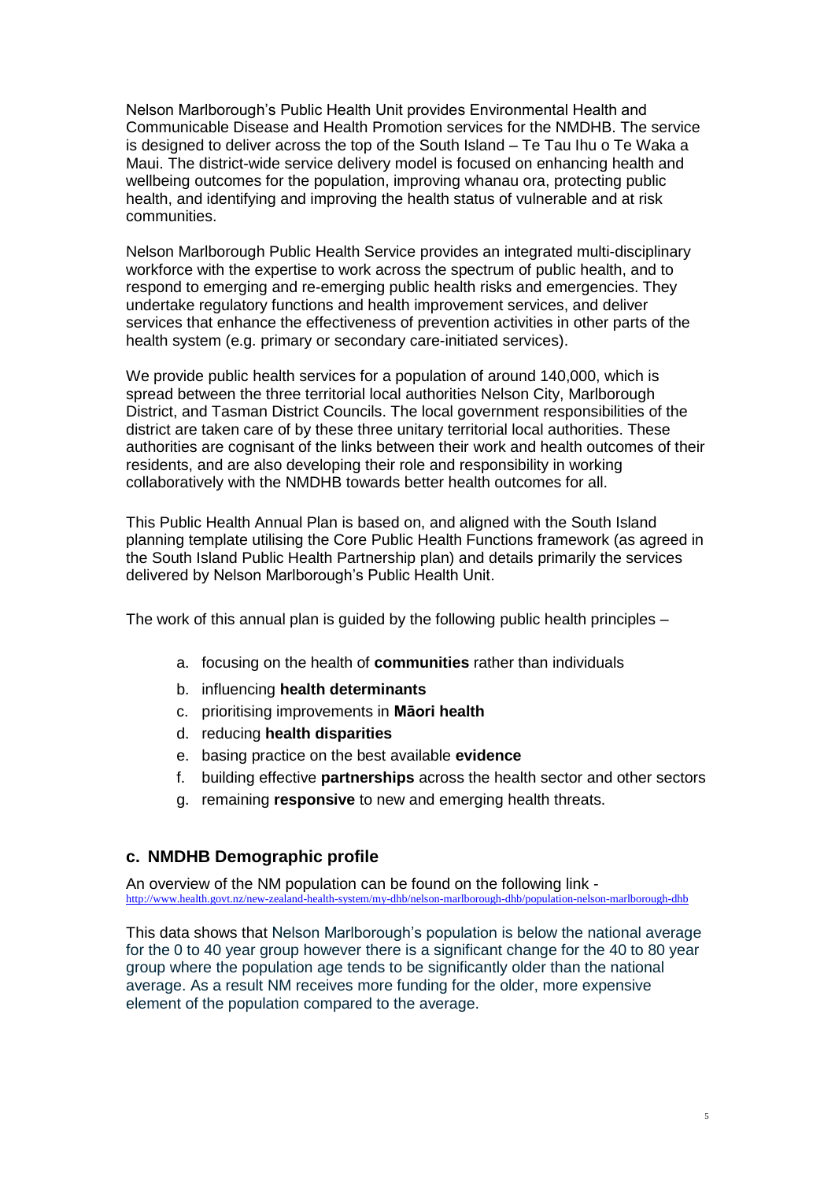Nelson Marlborough's Public Health Unit provides Environmental Health and Communicable Disease and Health Promotion services for the NMDHB. The service is designed to deliver across the top of the South Island – Te Tau Ihu o Te Waka a Maui. The district-wide service delivery model is focused on enhancing health and wellbeing outcomes for the population, improving whanau ora, protecting public health, and identifying and improving the health status of vulnerable and at risk communities.

Nelson Marlborough Public Health Service provides an integrated multi-disciplinary workforce with the expertise to work across the spectrum of public health, and to respond to emerging and re-emerging public health risks and emergencies. They undertake regulatory functions and health improvement services, and deliver services that enhance the effectiveness of prevention activities in other parts of the health system (e.g. primary or secondary care-initiated services).

We provide public health services for a population of around 140,000, which is spread between the three territorial local authorities Nelson City, Marlborough District, and Tasman District Councils. The local government responsibilities of the district are taken care of by these three unitary territorial local authorities. These authorities are cognisant of the links between their work and health outcomes of their residents, and are also developing their role and responsibility in working collaboratively with the NMDHB towards better health outcomes for all.

This Public Health Annual Plan is based on, and aligned with the South Island planning template utilising the Core Public Health Functions framework (as agreed in the South Island Public Health Partnership plan) and details primarily the services delivered by Nelson Marlborough's Public Health Unit.

The work of this annual plan is guided by the following public health principles –

a. focusing on the health of **communities** rather than individuals
b. influencing **health determinants**
c. prioritising improvements in **Māori health**
d. reducing **health disparities**
e. basing practice on the best available **evidence**
f. building effective **partnerships** across the health sector and other sectors
g. remaining **responsive** to new and emerging health threats.

## c. NMDHB Demographic profile

An overview of the NM population can be found on the following link - http://www.health.govt.nz/new-zealand-health-system/my-dhb/nelson-marlborough-dhb/population-nelson-marlborough-dhb

This data shows that Nelson Marlborough's population is below the national average for the 0 to 40 year group however there is a significant change for the 40 to 80 year group where the population age tends to be significantly older than the national average. As a result NM receives more funding for the older, more expensive element of the population compared to the average.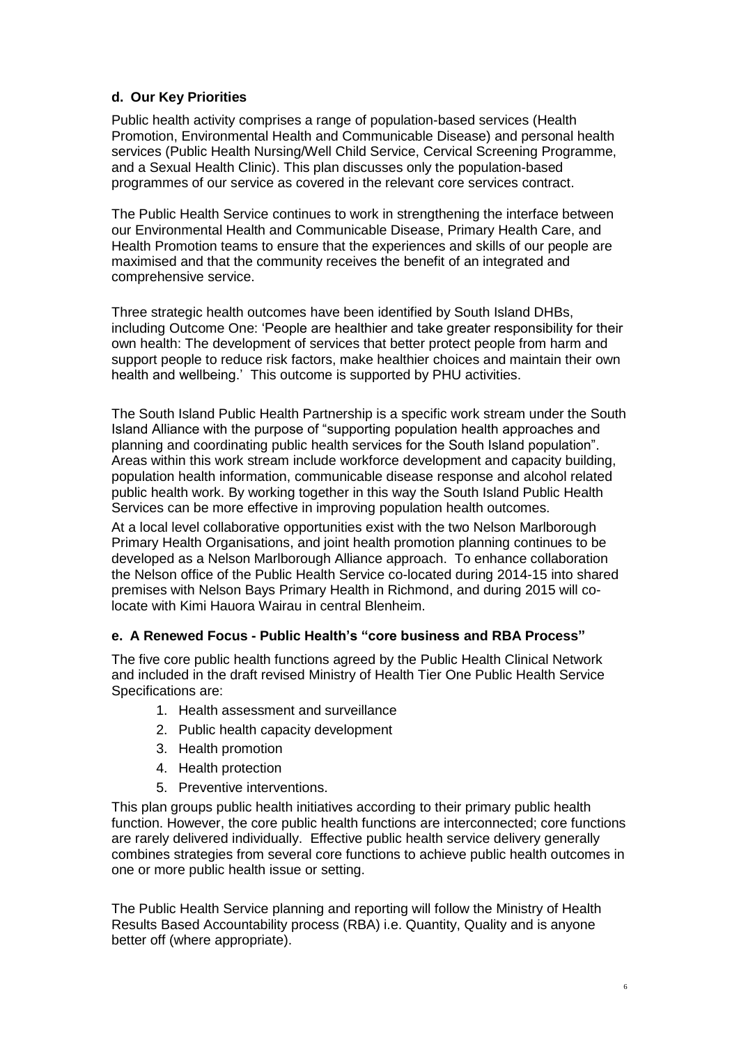### d. Our Key Priorities

Public health activity comprises a range of population-based services (Health Promotion, Environmental Health and Communicable Disease) and personal health services (Public Health Nursing/Well Child Service, Cervical Screening Programme, and a Sexual Health Clinic). This plan discusses only the population-based programmes of our service as covered in the relevant core services contract.

The Public Health Service continues to work in strengthening the interface between our Environmental Health and Communicable Disease, Primary Health Care, and Health Promotion teams to ensure that the experiences and skills of our people are maximised and that the community receives the benefit of an integrated and comprehensive service.

Three strategic health outcomes have been identified by South Island DHBs, including Outcome One: 'People are healthier and take greater responsibility for their own health: The development of services that better protect people from harm and support people to reduce risk factors, make healthier choices and maintain their own health and wellbeing.' This outcome is supported by PHU activities.

The South Island Public Health Partnership is a specific work stream under the South Island Alliance with the purpose of "supporting population health approaches and planning and coordinating public health services for the South Island population". Areas within this work stream include workforce development and capacity building, population health information, communicable disease response and alcohol related public health work. By working together in this way the South Island Public Health Services can be more effective in improving population health outcomes.

At a local level collaborative opportunities exist with the two Nelson Marlborough Primary Health Organisations, and joint health promotion planning continues to be developed as a Nelson Marlborough Alliance approach. To enhance collaboration the Nelson office of the Public Health Service co-located during 2014-15 into shared premises with Nelson Bays Primary Health in Richmond, and during 2015 will co-locate with Kimi Hauora Wairau in central Blenheim.

### e. A Renewed Focus - Public Health's "core business and RBA Process"

The five core public health functions agreed by the Public Health Clinical Network and included in the draft revised Ministry of Health Tier One Public Health Service Specifications are:

1. Health assessment and surveillance
2. Public health capacity development
3. Health promotion
4. Health protection
5. Preventive interventions.

This plan groups public health initiatives according to their primary public health function. However, the core public health functions are interconnected; core functions are rarely delivered individually. Effective public health service delivery generally combines strategies from several core functions to achieve public health outcomes in one or more public health issue or setting.

The Public Health Service planning and reporting will follow the Ministry of Health Results Based Accountability process (RBA) i.e. Quantity, Quality and is anyone better off (where appropriate).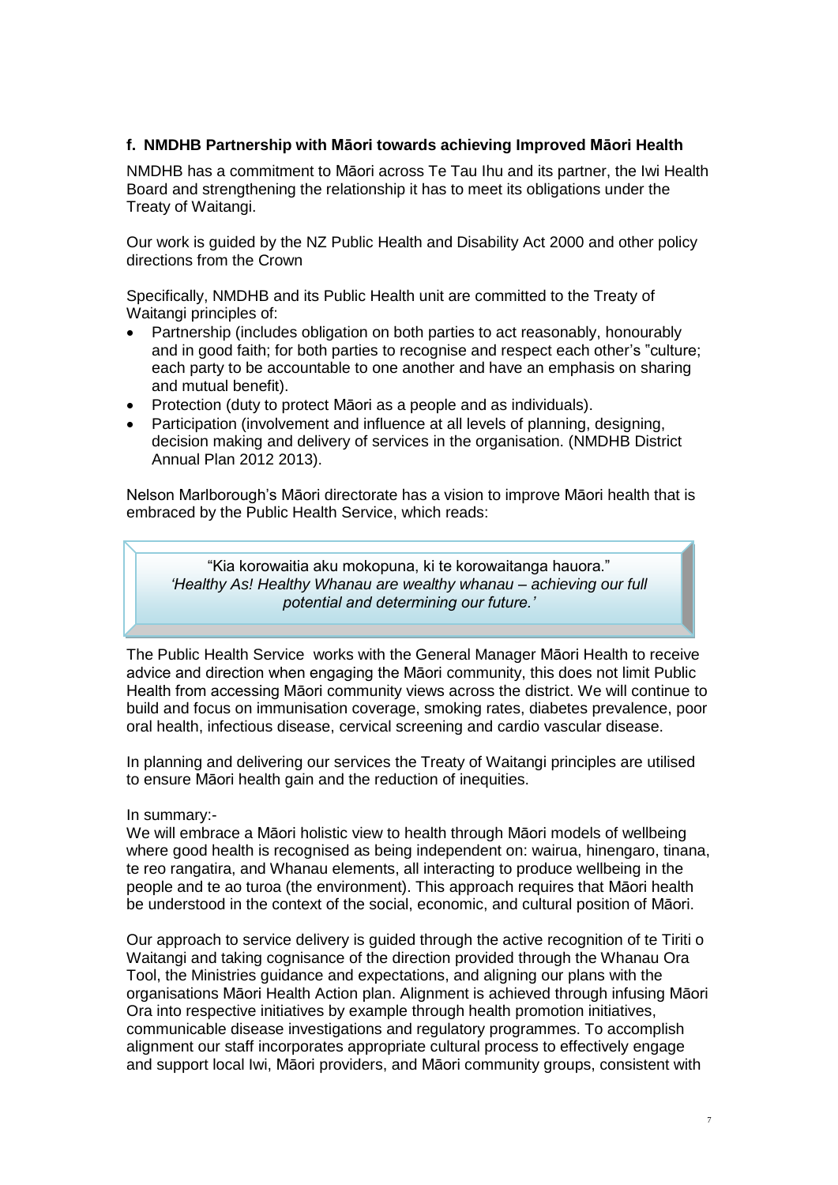**f. NMDHB Partnership with Māori towards achieving Improved Māori Health**

NMDHB has a commitment to Māori across Te Tau Ihu and its partner, the Iwi Health Board and strengthening the relationship it has to meet its obligations under the Treaty of Waitangi.

Our work is guided by the NZ Public Health and Disability Act 2000 and other policy directions from the Crown

Specifically, NMDHB and its Public Health unit are committed to the Treaty of Waitangi principles of:

- Partnership (includes obligation on both parties to act reasonably, honourably and in good faith; for both parties to recognise and respect each other's "culture; each party to be accountable to one another and have an emphasis on sharing and mutual benefit).
- Protection (duty to protect Māori as a people and as individuals).
- Participation (involvement and influence at all levels of planning, designing, decision making and delivery of services in the organisation. (NMDHB District Annual Plan 2012 2013).

Nelson Marlborough's Māori directorate has a vision to improve Māori health that is embraced by the Public Health Service, which reads:

> "Kia korowaitia aku mokopuna, ki te korowaitanga hauora."
> *'Healthy As! Healthy Whanau are wealthy whanau – achieving our full potential and determining our future.'*

The Public Health Service works with the General Manager Māori Health to receive advice and direction when engaging the Māori community, this does not limit Public Health from accessing Māori community views across the district. We will continue to build and focus on immunisation coverage, smoking rates, diabetes prevalence, poor oral health, infectious disease, cervical screening and cardio vascular disease.

In planning and delivering our services the Treaty of Waitangi principles are utilised to ensure Māori health gain and the reduction of inequities.

In summary:-
We will embrace a Māori holistic view to health through Māori models of wellbeing where good health is recognised as being independent on: wairua, hinengaro, tinana, te reo rangatira, and Whanau elements, all interacting to produce wellbeing in the people and te ao turoa (the environment). This approach requires that Māori health be understood in the context of the social, economic, and cultural position of Māori.

Our approach to service delivery is guided through the active recognition of te Tiriti o Waitangi and taking cognisance of the direction provided through the Whanau Ora Tool, the Ministries guidance and expectations, and aligning our plans with the organisations Māori Health Action plan. Alignment is achieved through infusing Māori Ora into respective initiatives by example through health promotion initiatives, communicable disease investigations and regulatory programmes. To accomplish alignment our staff incorporates appropriate cultural process to effectively engage and support local Iwi, Māori providers, and Māori community groups, consistent with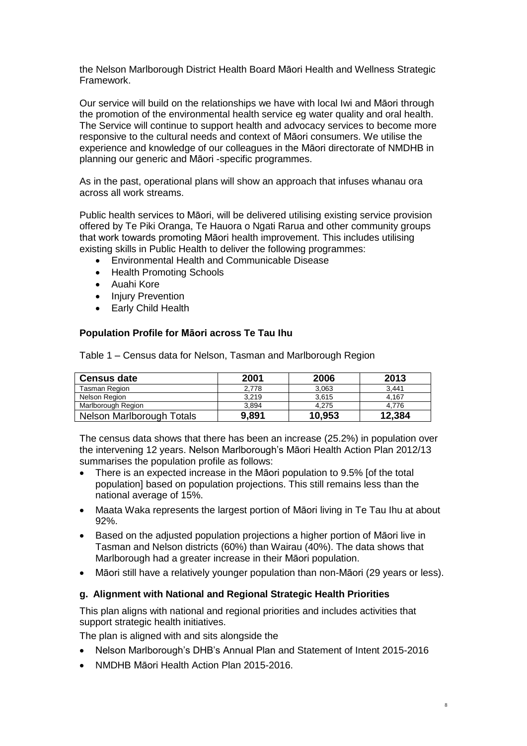the Nelson Marlborough District Health Board Māori Health and Wellness Strategic Framework.

Our service will build on the relationships we have with local Iwi and Māori through the promotion of the environmental health service eg water quality and oral health. The Service will continue to support health and advocacy services to become more responsive to the cultural needs and context of Māori consumers. We utilise the experience and knowledge of our colleagues in the Māori directorate of NMDHB in planning our generic and Māori -specific programmes.

As in the past, operational plans will show an approach that infuses whanau ora across all work streams.

Public health services to Māori, will be delivered utilising existing service provision offered by Te Piki Oranga, Te Hauora o Ngati Rarua and other community groups that work towards promoting Māori health improvement. This includes utilising existing skills in Public Health to deliver the following programmes:

- Environmental Health and Communicable Disease
- Health Promoting Schools
- Auahi Kore
- Injury Prevention
- Early Child Health

**Population Profile for Māori across Te Tau Ihu**

Table 1 – Census data for Nelson, Tasman and Marlborough Region

| Census date | 2001 | 2006 | 2013 |
|---|---|---|---|
| Tasman Region | 2,778 | 3,063 | 3,441 |
| Nelson Region | 3,219 | 3,615 | 4,167 |
| Marlborough Region | 3,894 | 4,275 | 4,776 |
| **Nelson Marlborough Totals** | **9,891** | **10,953** | **12,384** |

The census data shows that there has been an increase (25.2%) in population over the intervening 12 years. Nelson Marlborough's Māori Health Action Plan 2012/13 summarises the population profile as follows:

- There is an expected increase in the Māori population to 9.5% [of the total population] based on population projections. This still remains less than the national average of 15%.
- Maata Waka represents the largest portion of Māori living in Te Tau Ihu at about 92%.
- Based on the adjusted population projections a higher portion of Māori live in Tasman and Nelson districts (60%) than Wairau (40%). The data shows that Marlborough had a greater increase in their Māori population.
- Māori still have a relatively younger population than non-Māori (29 years or less).

**g. Alignment with National and Regional Strategic Health Priorities**

This plan aligns with national and regional priorities and includes activities that support strategic health initiatives.

The plan is aligned with and sits alongside the

- Nelson Marlborough's DHB's Annual Plan and Statement of Intent 2015-2016
- NMDHB Māori Health Action Plan 2015-2016.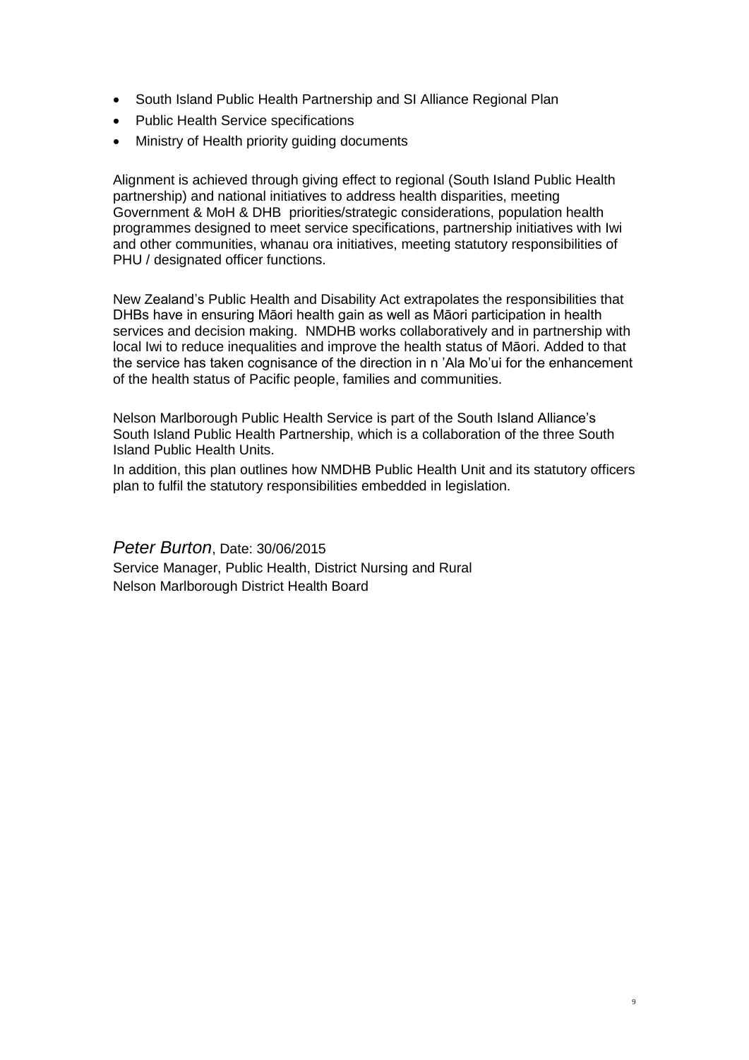- South Island Public Health Partnership and SI Alliance Regional Plan
- Public Health Service specifications
- Ministry of Health priority guiding documents

Alignment is achieved through giving effect to regional (South Island Public Health partnership) and national initiatives to address health disparities, meeting Government & MoH & DHB priorities/strategic considerations, population health programmes designed to meet service specifications, partnership initiatives with Iwi and other communities, whanau ora initiatives, meeting statutory responsibilities of PHU / designated officer functions.

New Zealand's Public Health and Disability Act extrapolates the responsibilities that DHBs have in ensuring Māori health gain as well as Māori participation in health services and decision making. NMDHB works collaboratively and in partnership with local Iwi to reduce inequalities and improve the health status of Māori. Added to that the service has taken cognisance of the direction in n 'Ala Mo'ui for the enhancement of the health status of Pacific people, families and communities.

Nelson Marlborough Public Health Service is part of the South Island Alliance's South Island Public Health Partnership, which is a collaboration of the three South Island Public Health Units.

In addition, this plan outlines how NMDHB Public Health Unit and its statutory officers plan to fulfil the statutory responsibilities embedded in legislation.

*Peter Burton*, Date: 30/06/2015
Service Manager, Public Health, District Nursing and Rural
Nelson Marlborough District Health Board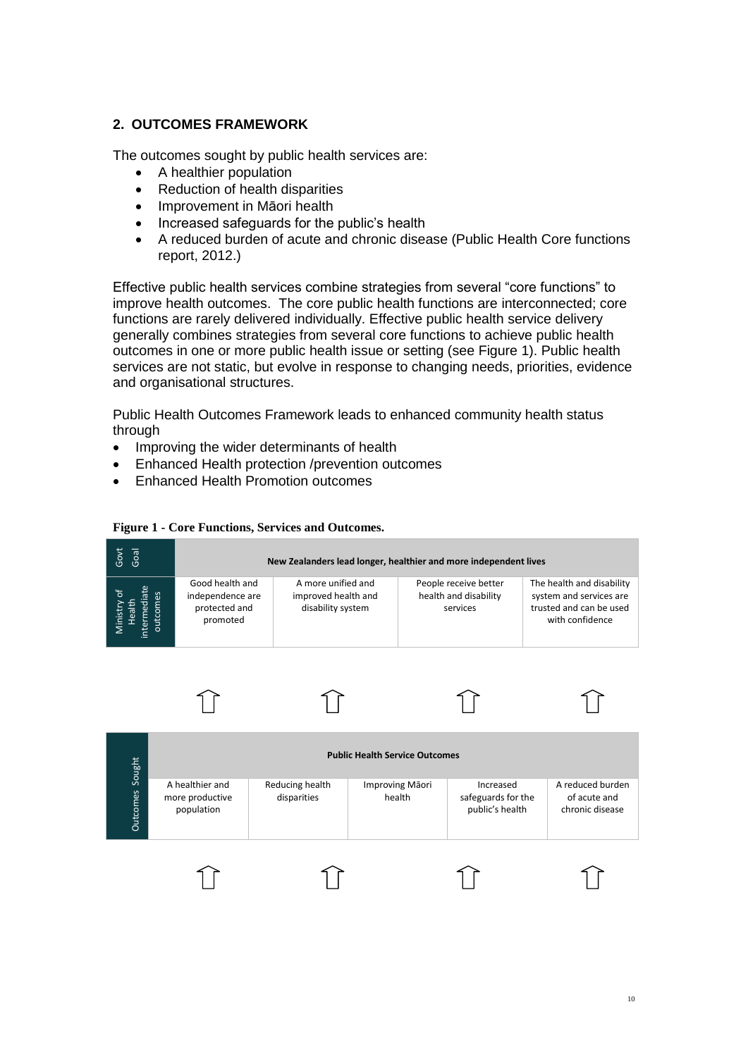## 2. OUTCOMES FRAMEWORK

The outcomes sought by public health services are:

- A healthier population
- Reduction of health disparities
- Improvement in Māori health
- Increased safeguards for the public's health
- A reduced burden of acute and chronic disease (Public Health Core functions report, 2012.)

Effective public health services combine strategies from several "core functions" to improve health outcomes. The core public health functions are interconnected; core functions are rarely delivered individually. Effective public health service delivery generally combines strategies from several core functions to achieve public health outcomes in one or more public health issue or setting (see Figure 1). Public health services are not static, but evolve in response to changing needs, priorities, evidence and organisational structures.

Public Health Outcomes Framework leads to enhanced community health status through

- Improving the wider determinants of health
- Enhanced Health protection /prevention outcomes
- Enhanced Health Promotion outcomes

**Figure 1 - Core Functions, Services and Outcomes.**

| Govt Goal | New Zealanders lead longer, healthier and more independent lives | | | |
|---|---|---|---|---|
| Ministry of Health intermediate outcomes | Good health and independence are protected and promoted | A more unified and improved health and disability system | People receive better health and disability services | The health and disability system and services are trusted and can be used with confidence |

⇧ ⇧ ⇧ ⇧

| Outcomes Sought | Public Health Service Outcomes | | | | |
|---|---|---|---|---|---|
| | A healthier and more productive population | Reducing health disparities | Improving Māori health | Increased safeguards for the public's health | A reduced burden of acute and chronic disease |

⇧ ⇧ ⇧ ⇧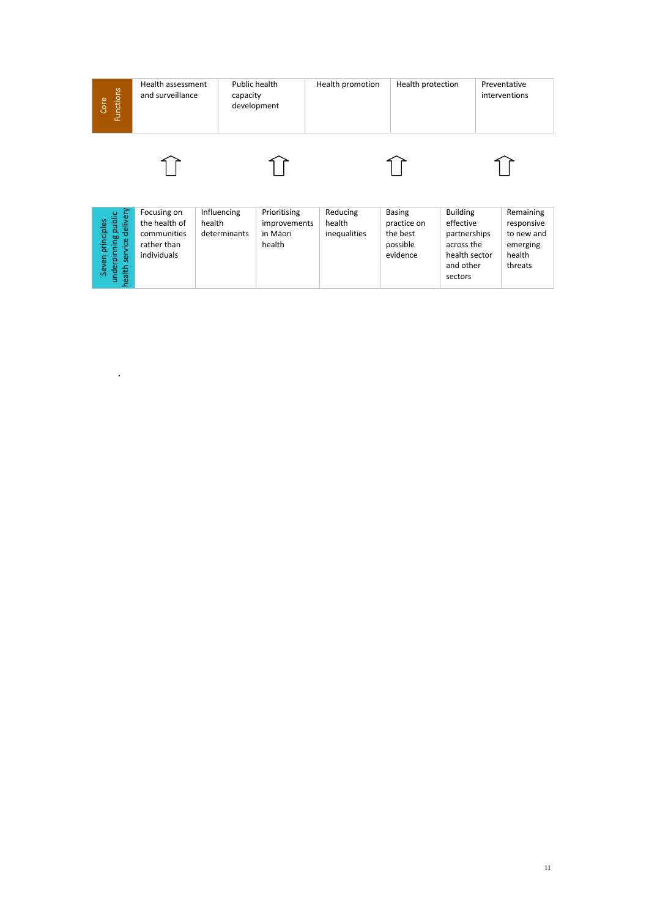| Core Functions | Health assessment and surveillance | Public health capacity development | Health promotion | Health protection | Preventative interventions |
|---|---|---|---|---|---|

⇧ ⇧ ⇧ ⇧

| Seven principles underpinning public health service delivery | Focusing on the health of communities rather than individuals | Influencing health determinants | Prioritising improvements in Māori health | Reducing health inequalities | Basing practice on the best possible evidence | Building effective partnerships across the health sector and other sectors | Remaining responsive to new and emerging health threats |
|---|---|---|---|---|---|---|---|

.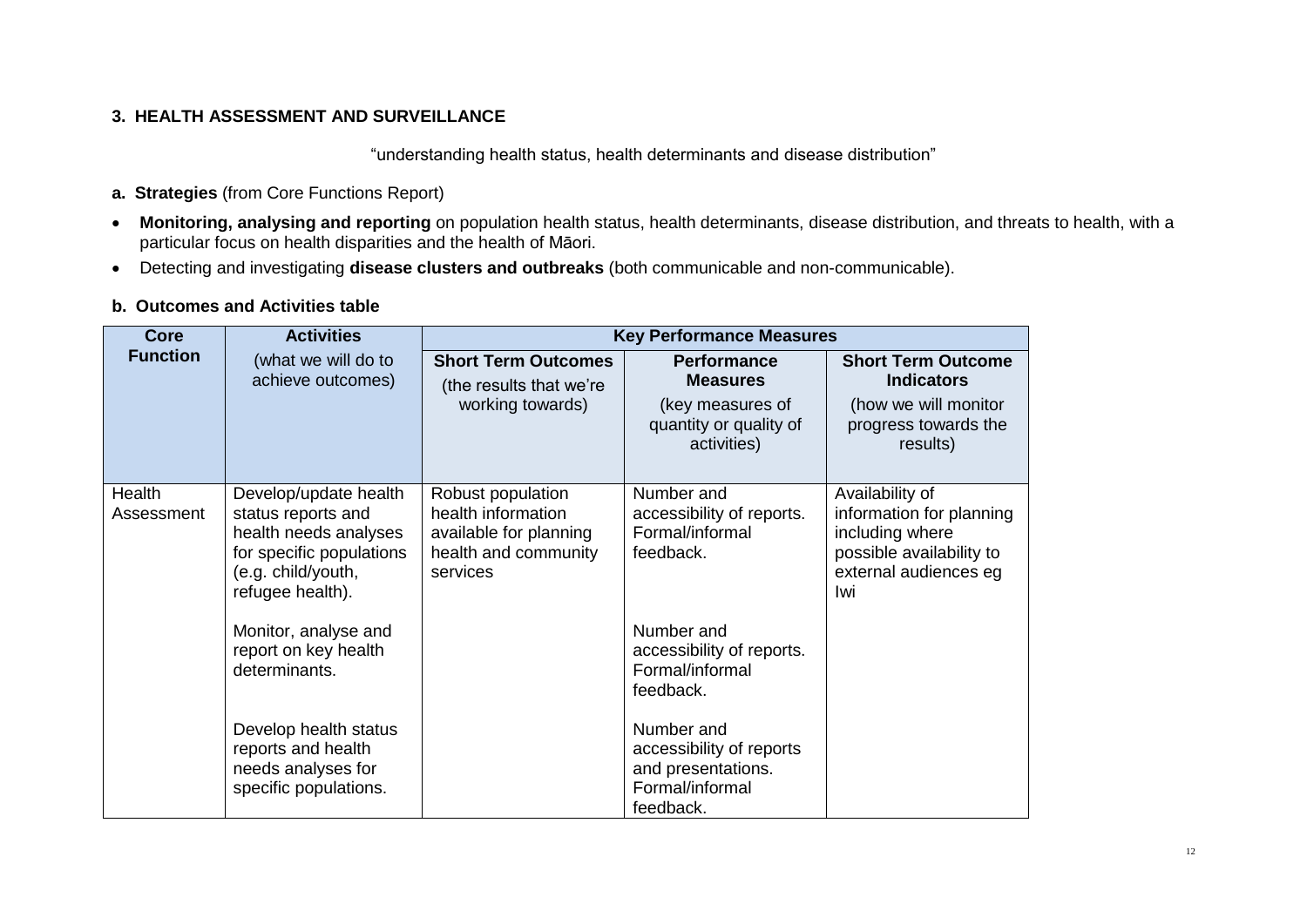### 3. HEALTH ASSESSMENT AND SURVEILLANCE

"understanding health status, health determinants and disease distribution"

**a. Strategies** (from Core Functions Report)

- **Monitoring, analysing and reporting** on population health status, health determinants, disease distribution, and threats to health, with a particular focus on health disparities and the health of Māori.
- Detecting and investigating **disease clusters and outbreaks** (both communicable and non-communicable).

**b. Outcomes and Activities table**

| **Core Function** | **Activities** (what we will do to achieve outcomes) | **Key Performance Measures** | | |
|---|---|---|---|---|
| | | **Short Term Outcomes** (the results that we're working towards) | **Performance Measures** (key measures of quantity or quality of activities) | **Short Term Outcome Indicators** (how we will monitor progress towards the results) |
| Health Assessment | Develop/update health status reports and health needs analyses for specific populations (e.g. child/youth, refugee health). | Robust population health information available for planning health and community services | Number and accessibility of reports. Formal/informal feedback. | Availability of information for planning including where possible availability to external audiences eg Iwi |
| | Monitor, analyse and report on key health determinants. | | Number and accessibility of reports. Formal/informal feedback. | |
| | Develop health status reports and health needs analyses for specific populations. | | Number and accessibility of reports and presentations. Formal/informal feedback. | |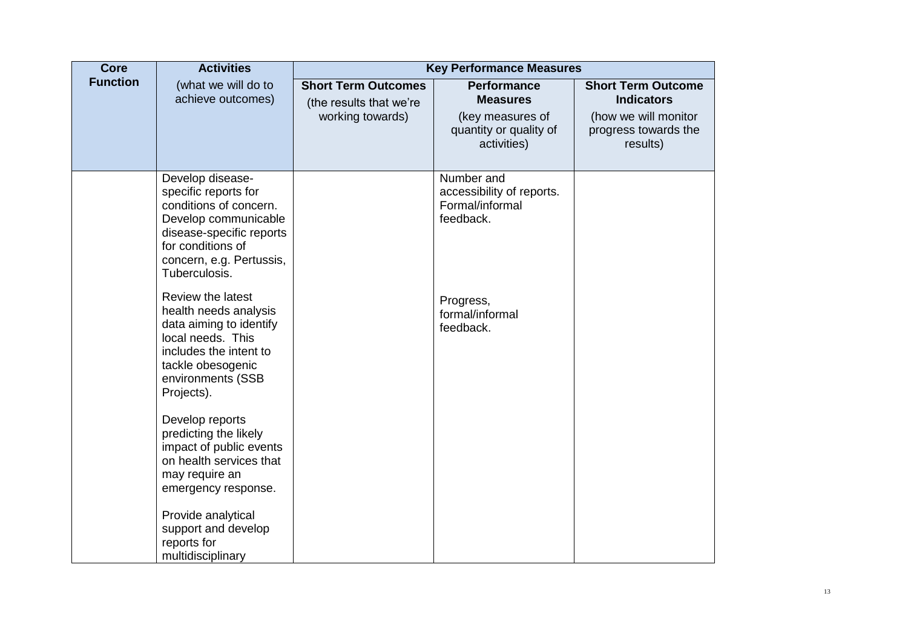| Core Function | Activities (what we will do to achieve outcomes) | Key Performance Measures | | |
|---|---|---|---|---|
| | | **Short Term Outcomes** (the results that we're working towards) | **Performance Measures** (key measures of quantity or quality of activities) | **Short Term Outcome Indicators** (how we will monitor progress towards the results) |
| | Develop disease-specific reports for conditions of concern. Develop communicable disease-specific reports for conditions of concern, e.g. Pertussis, Tuberculosis. | | Number and accessibility of reports. Formal/informal feedback. | |
| | Review the latest health needs analysis data aiming to identify local needs. This includes the intent to tackle obesogenic environments (SSB Projects). | | Progress, formal/informal feedback. | |
| | Develop reports predicting the likely impact of public events on health services that may require an emergency response. | | | |
| | Provide analytical support and develop reports for multidisciplinary | | | |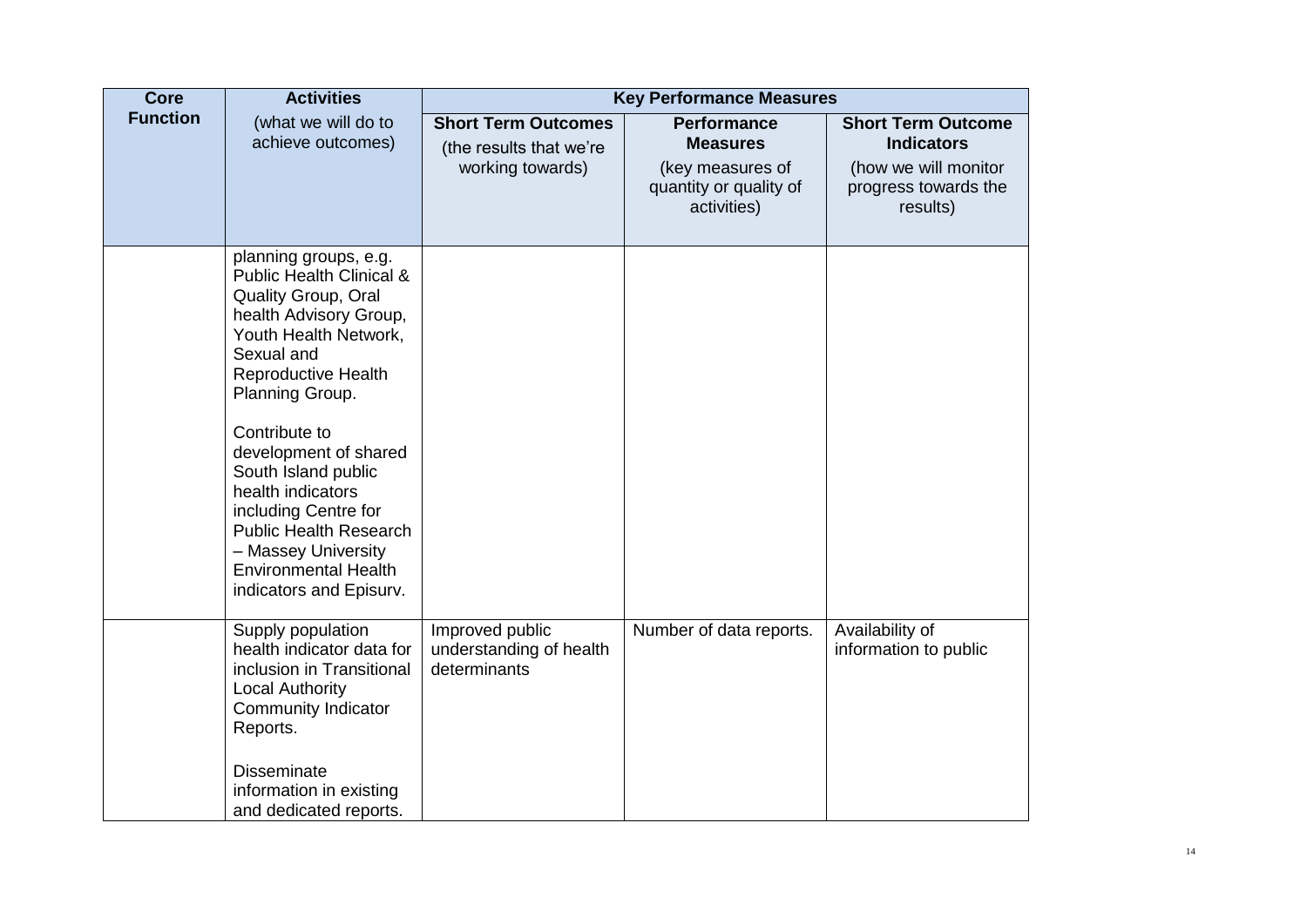| Core Function | Activities (what we will do to achieve outcomes) | Key Performance Measures | | |
|---|---|---|---|---|
| | | **Short Term Outcomes** (the results that we're working towards) | **Performance Measures** (key measures of quantity or quality of activities) | **Short Term Outcome Indicators** (how we will monitor progress towards the results) |
| | planning groups, e.g. Public Health Clinical & Quality Group, Oral health Advisory Group, Youth Health Network, Sexual and Reproductive Health Planning Group.<br><br>Contribute to development of shared South Island public health indicators including Centre for Public Health Research – Massey University Environmental Health indicators and Episurv. | | | |
| | Supply population health indicator data for inclusion in Transitional Local Authority Community Indicator Reports.<br><br>Disseminate information in existing and dedicated reports. | Improved public understanding of health determinants | Number of data reports. | Availability of information to public |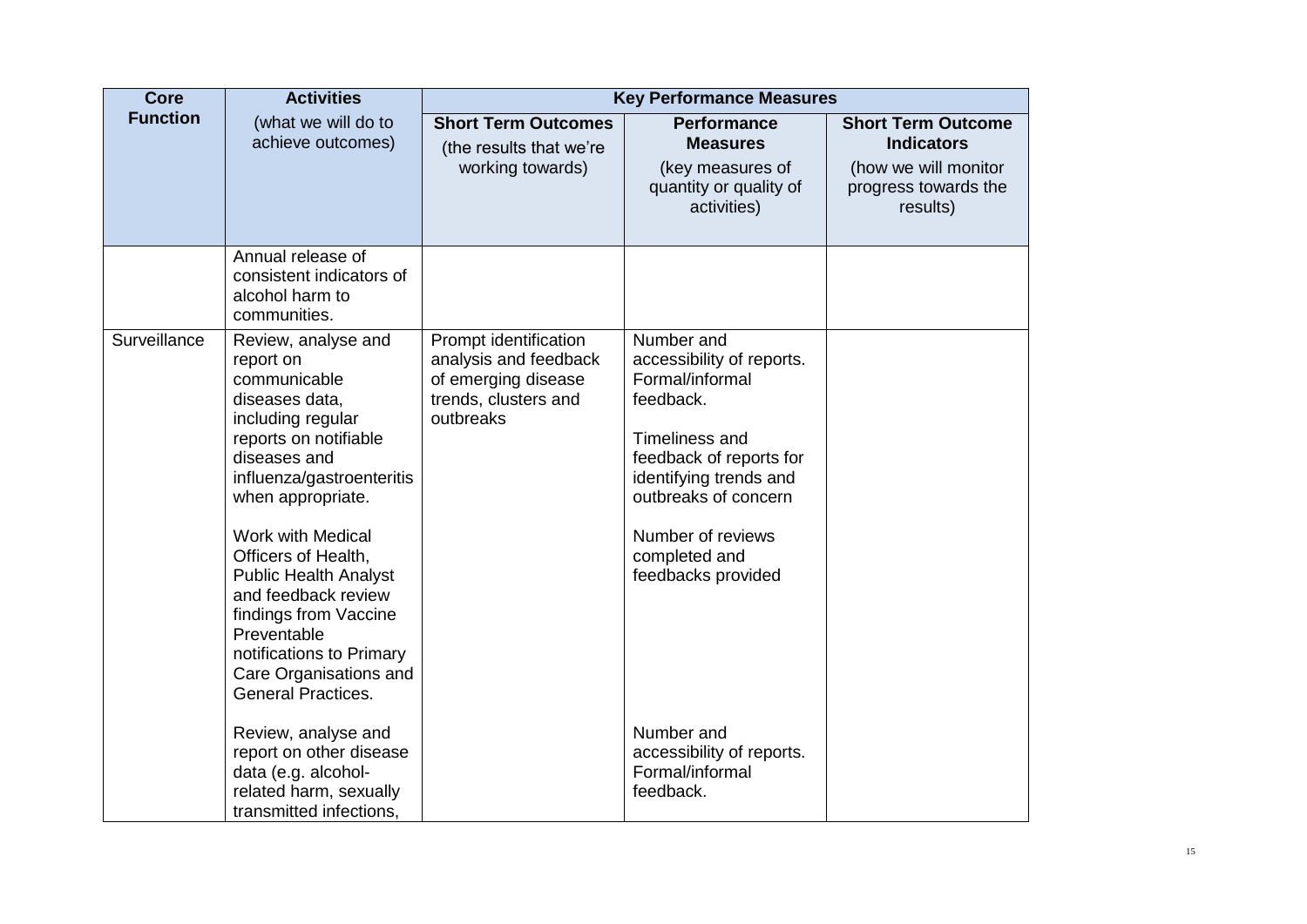| Core Function | Activities<br>(what we will do to achieve outcomes) | Key Performance Measures | | |
|---|---|---|---|---|
| | | **Short Term Outcomes**<br>(the results that we're working towards) | **Performance Measures**<br>(key measures of quantity or quality of activities) | **Short Term Outcome Indicators**<br>(how we will monitor progress towards the results) |
| | Annual release of consistent indicators of alcohol harm to communities. | | | |
| Surveillance | Review, analyse and report on communicable diseases data, including regular reports on notifiable diseases and influenza/gastroenteritis when appropriate.<br><br>Work with Medical Officers of Health, Public Health Analyst and feedback review findings from Vaccine Preventable notifications to Primary Care Organisations and General Practices.<br><br>Review, analyse and report on other disease data (e.g. alcohol-related harm, sexually transmitted infections, | Prompt identification analysis and feedback of emerging disease trends, clusters and outbreaks | Number and accessibility of reports. Formal/informal feedback.<br><br>Timeliness and feedback of reports for identifying trends and outbreaks of concern<br><br>Number of reviews completed and feedbacks provided<br><br>Number and accessibility of reports. Formal/informal feedback. | |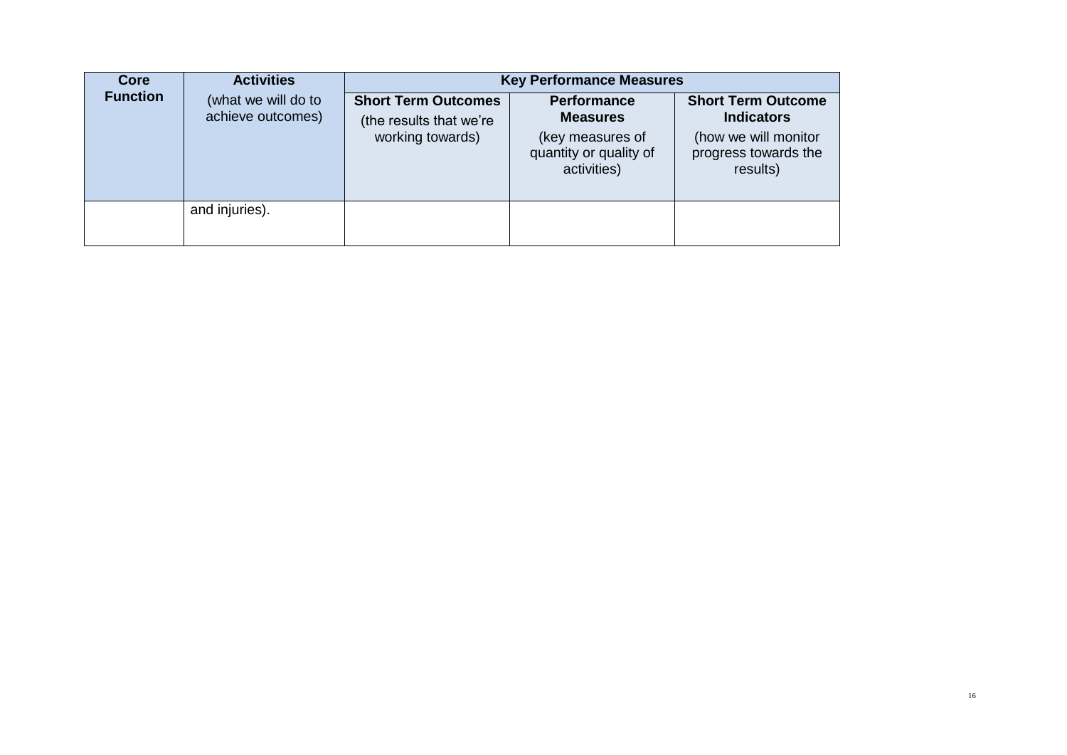| Core Function | Activities (what we will do to achieve outcomes) | Key Performance Measures | | |
|---|---|---|---|---|
| | | **Short Term Outcomes** (the results that we're working towards) | **Performance Measures** (key measures of quantity or quality of activities) | **Short Term Outcome Indicators** (how we will monitor progress towards the results) |
| | and injuries). | | | |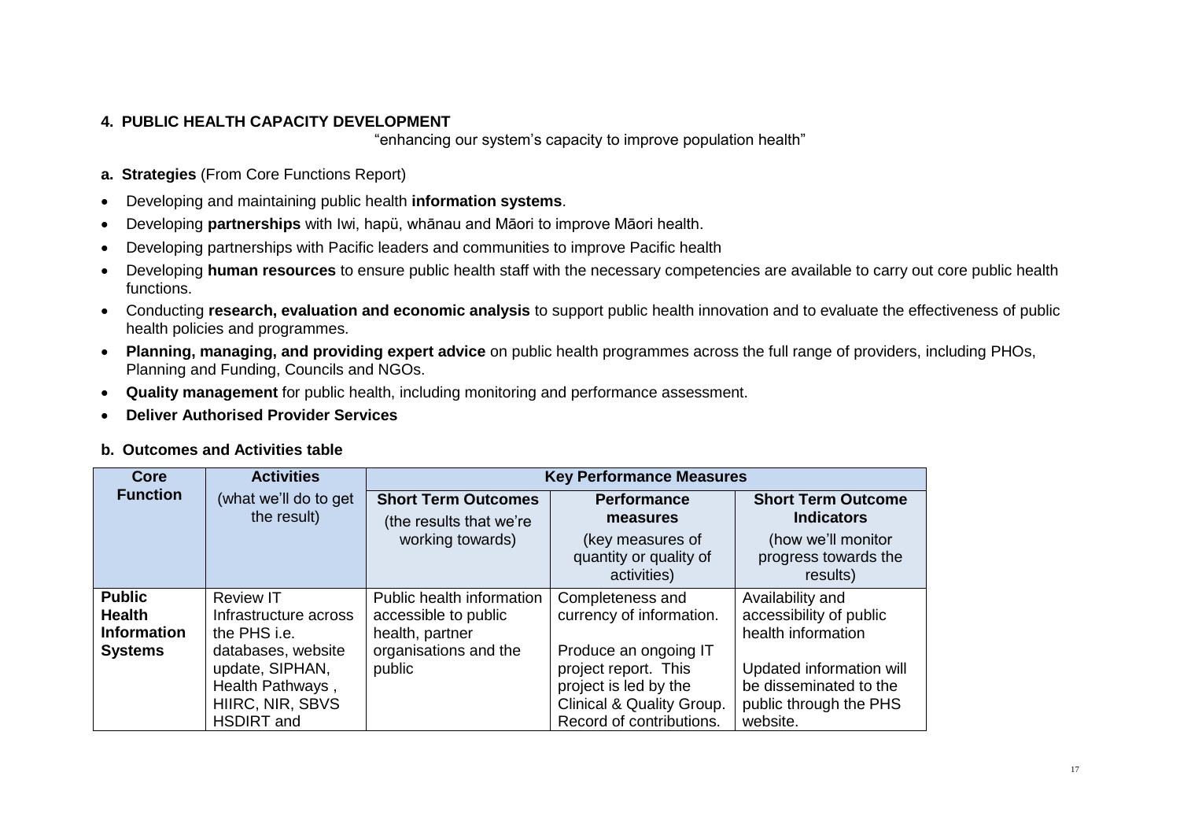### 4. PUBLIC HEALTH CAPACITY DEVELOPMENT

"enhancing our system's capacity to improve population health"

**a. Strategies** (From Core Functions Report)

- Developing and maintaining public health **information systems**.
- Developing **partnerships** with Iwi, hapü, whānau and Māori to improve Māori health.
- Developing partnerships with Pacific leaders and communities to improve Pacific health
- Developing **human resources** to ensure public health staff with the necessary competencies are available to carry out core public health functions.
- Conducting **research, evaluation and economic analysis** to support public health innovation and to evaluate the effectiveness of public health policies and programmes.
- **Planning, managing, and providing expert advice** on public health programmes across the full range of providers, including PHOs, Planning and Funding, Councils and NGOs.
- **Quality management** for public health, including monitoring and performance assessment.
- **Deliver Authorised Provider Services**

**b. Outcomes and Activities table**

| **Core Function** | **Activities** (what we'll do to get the result) | **Key Performance Measures** | | |
|---|---|---|---|---|
| | | **Short Term Outcomes** (the results that we're working towards) | **Performance measures** (key measures of quantity or quality of activities) | **Short Term Outcome Indicators** (how we'll monitor progress towards the results) |
| **Public Health Information Systems** | Review IT Infrastructure across the PHS i.e. databases, website update, SIPHAN, Health Pathways , HIIRC, NIR, SBVS HSDIRT and | Public health information accessible to public health, partner organisations and the public | Completeness and currency of information.<br><br>Produce an ongoing IT project report. This project is led by the Clinical & Quality Group. Record of contributions. | Availability and accessibility of public health information<br><br>Updated information will be disseminated to the public through the PHS website. |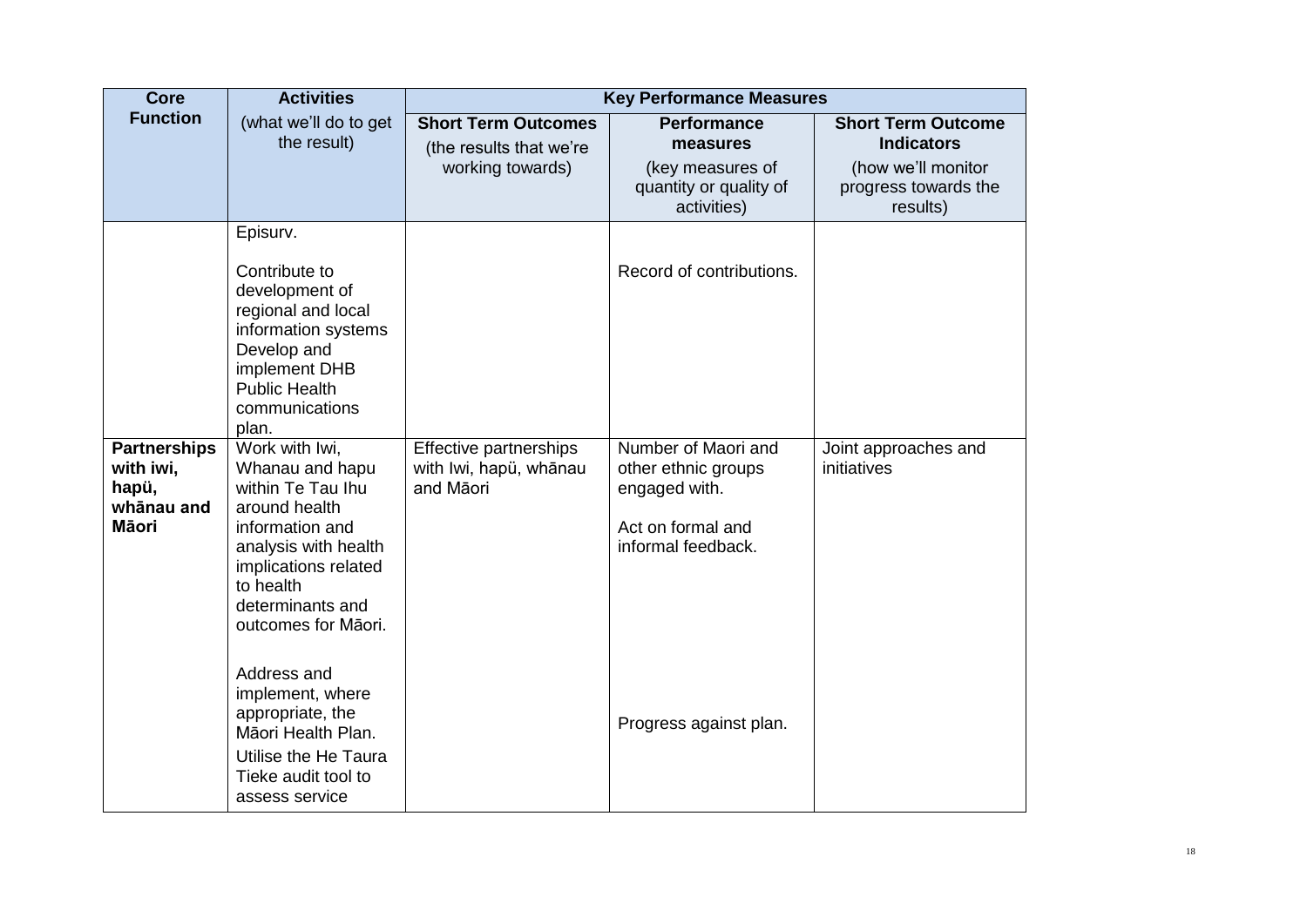| Core Function | Activities (what we'll do to get the result) | Key Performance Measures | | |
|---|---|---|---|---|
| | | **Short Term Outcomes** (the results that we're working towards) | **Performance measures** (key measures of quantity or quality of activities) | **Short Term Outcome Indicators** (how we'll monitor progress towards the results) |
| | Episurv.<br><br>Contribute to development of regional and local information systems Develop and implement DHB Public Health communications plan. | | Record of contributions. | |
| **Partnerships with iwi, hapü, whānau and Māori** | Work with Iwi, Whanau and hapu within Te Tau Ihu around health information and analysis with health implications related to health determinants and outcomes for Māori.<br><br>Address and implement, where appropriate, the Māori Health Plan.<br>Utilise the He Taura Tieke audit tool to assess service | Effective partnerships with Iwi, hapü, whānau and Māori | Number of Maori and other ethnic groups engaged with.<br><br>Act on formal and informal feedback.<br><br>Progress against plan. | Joint approaches and initiatives |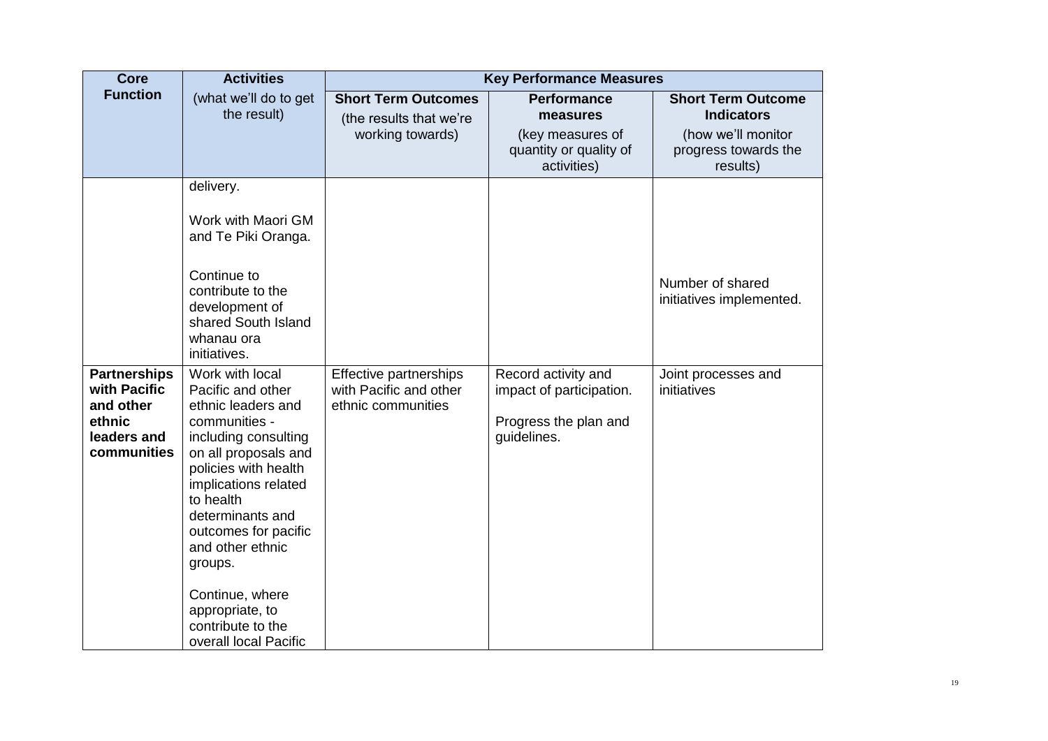| Core Function | Activities (what we'll do to get the result) | Key Performance Measures | | |
|---|---|---|---|---|
| | | **Short Term Outcomes** (the results that we're working towards) | **Performance measures** (key measures of quantity or quality of activities) | **Short Term Outcome Indicators** (how we'll monitor progress towards the results) |
| | delivery.<br><br>Work with Maori GM and Te Piki Oranga.<br><br>Continue to contribute to the development of shared South Island whanau ora initiatives. | | | Number of shared initiatives implemented. |
| **Partnerships with Pacific and other ethnic leaders and communities** | Work with local Pacific and other ethnic leaders and communities - including consulting on all proposals and policies with health implications related to health determinants and outcomes for pacific and other ethnic groups.<br><br>Continue, where appropriate, to contribute to the overall local Pacific | Effective partnerships with Pacific and other ethnic communities | Record activity and impact of participation.<br><br>Progress the plan and guidelines. | Joint processes and initiatives |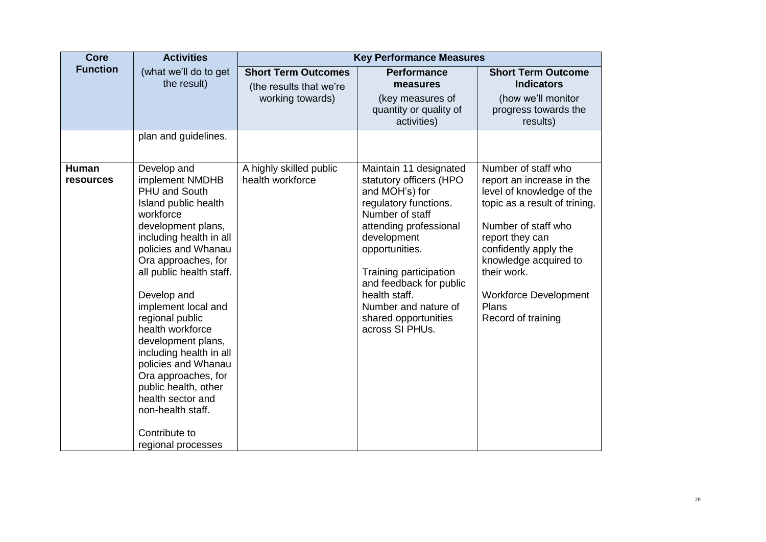| Core Function | Activities (what we'll do to get the result) | Key Performance Measures | | |
|---|---|---|---|---|
| | | **Short Term Outcomes** (the results that we're working towards) | **Performance measures** (key measures of quantity or quality of activities) | **Short Term Outcome Indicators** (how we'll monitor progress towards the results) |
| | plan and guidelines. | | | |
| **Human resources** | Develop and implement NMDHB PHU and South Island public health workforce development plans, including health in all policies and Whanau Ora approaches, for all public health staff.<br><br>Develop and implement local and regional public health workforce development plans, including health in all policies and Whanau Ora approaches, for public health, other health sector and non-health staff.<br><br>Contribute to regional processes | A highly skilled public health workforce | Maintain 11 designated statutory officers (HPO and MOH's) for regulatory functions.<br>Number of staff attending professional development opportunities.<br><br>Training participation and feedback for public health staff.<br>Number and nature of shared opportunities across SI PHUs. | Number of staff who report an increase in the level of knowledge of the topic as a result of trining.<br><br>Number of staff who report they can confidently apply the knowledge acquired to their work.<br><br>Workforce Development Plans<br>Record of training |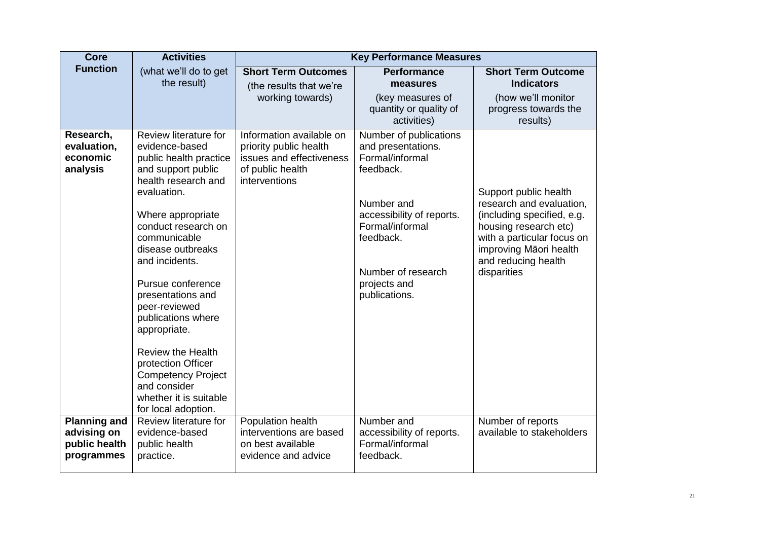| Core Function | Activities (what we'll do to get the result) | Key Performance Measures | | |
|---|---|---|---|---|
| | | **Short Term Outcomes** (the results that we're working towards) | **Performance measures** (key measures of quantity or quality of activities) | **Short Term Outcome Indicators** (how we'll monitor progress towards the results) |
| **Research, evaluation, economic analysis** | Review literature for evidence-based public health practice and support public health research and evaluation.<br><br>Where appropriate conduct research on communicable disease outbreaks and incidents.<br><br>Pursue conference presentations and peer-reviewed publications where appropriate.<br><br>Review the Health protection Officer Competency Project and consider whether it is suitable for local adoption. | Information available on priority public health issues and effectiveness of public health interventions | Number of publications and presentations. Formal/informal feedback.<br><br>Number and accessibility of reports. Formal/informal feedback.<br><br>Number of research projects and publications. | Support public health research and evaluation, (including specified, e.g. housing research etc) with a particular focus on improving Māori health and reducing health disparities |
| **Planning and advising on public health programmes** | Review literature for evidence-based public health practice. | Population health interventions are based on best available evidence and advice | Number and accessibility of reports. Formal/informal feedback. | Number of reports available to stakeholders |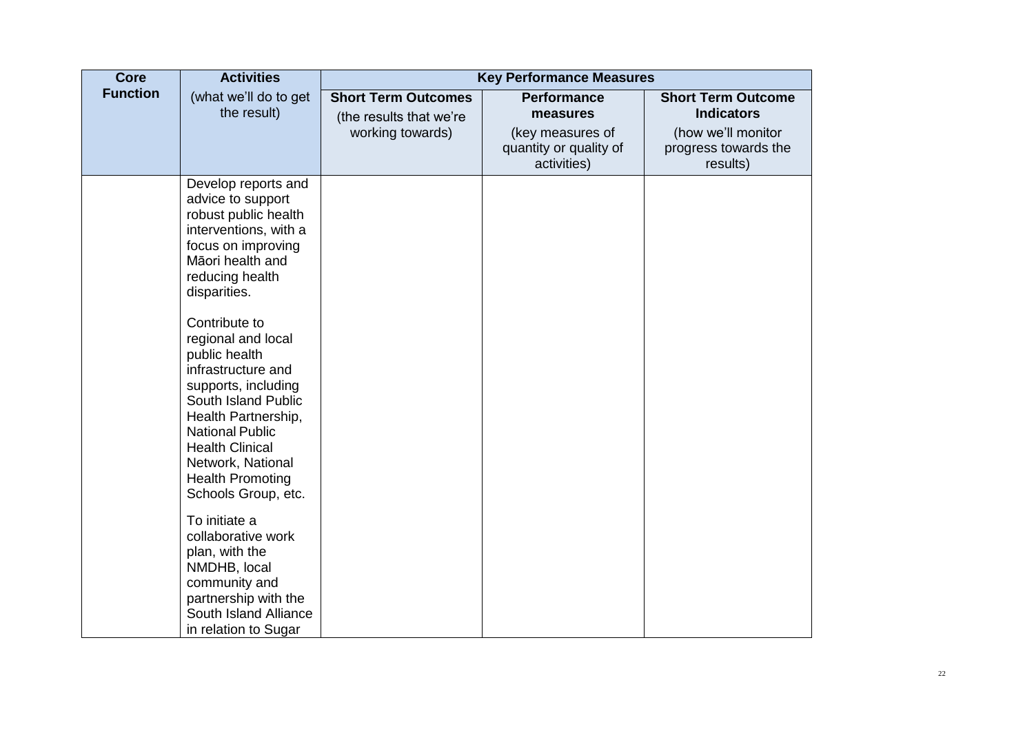| Core Function | Activities (what we'll do to get the result) | Key Performance Measures | | |
|---|---|---|---|---|
| | | **Short Term Outcomes** (the results that we're working towards) | **Performance measures** (key measures of quantity or quality of activities) | **Short Term Outcome Indicators** (how we'll monitor progress towards the results) |
| | Develop reports and advice to support robust public health interventions, with a focus on improving Māori health and reducing health disparities.<br><br>Contribute to regional and local public health infrastructure and supports, including South Island Public Health Partnership, National Public Health Clinical Network, National Health Promoting Schools Group, etc.<br><br>To initiate a collaborative work plan, with the NMDHB, local community and partnership with the South Island Alliance in relation to Sugar | | | |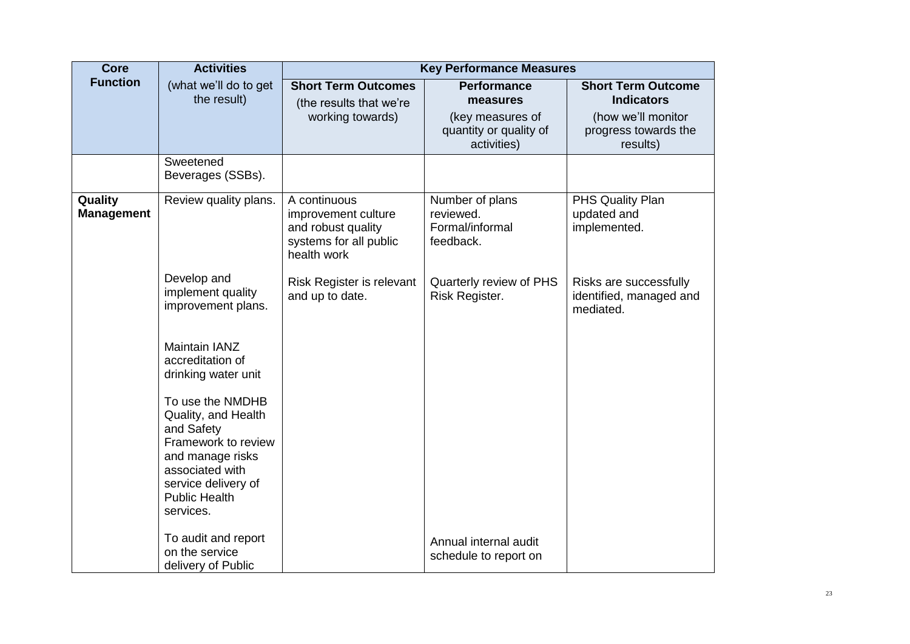| Core Function | Activities (what we'll do to get the result) | Key Performance Measures | | |
|---|---|---|---|---|
| | | **Short Term Outcomes** (the results that we're working towards) | **Performance measures** (key measures of quantity or quality of activities) | **Short Term Outcome Indicators** (how we'll monitor progress towards the results) |
| | Sweetened Beverages (SSBs). | | | |
| **Quality Management** | Review quality plans. | A continuous improvement culture and robust quality systems for all public health work | Number of plans reviewed. Formal/informal feedback. | PHS Quality Plan updated and implemented. |
| | Develop and implement quality improvement plans. | Risk Register is relevant and up to date. | Quarterly review of PHS Risk Register. | Risks are successfully identified, managed and mediated. |
| | Maintain IANZ accreditation of drinking water unit | | | |
| | To use the NMDHB Quality, and Health and Safety Framework to review and manage risks associated with service delivery of Public Health services. | | | |
| | To audit and report on the service delivery of Public | | Annual internal audit schedule to report on | |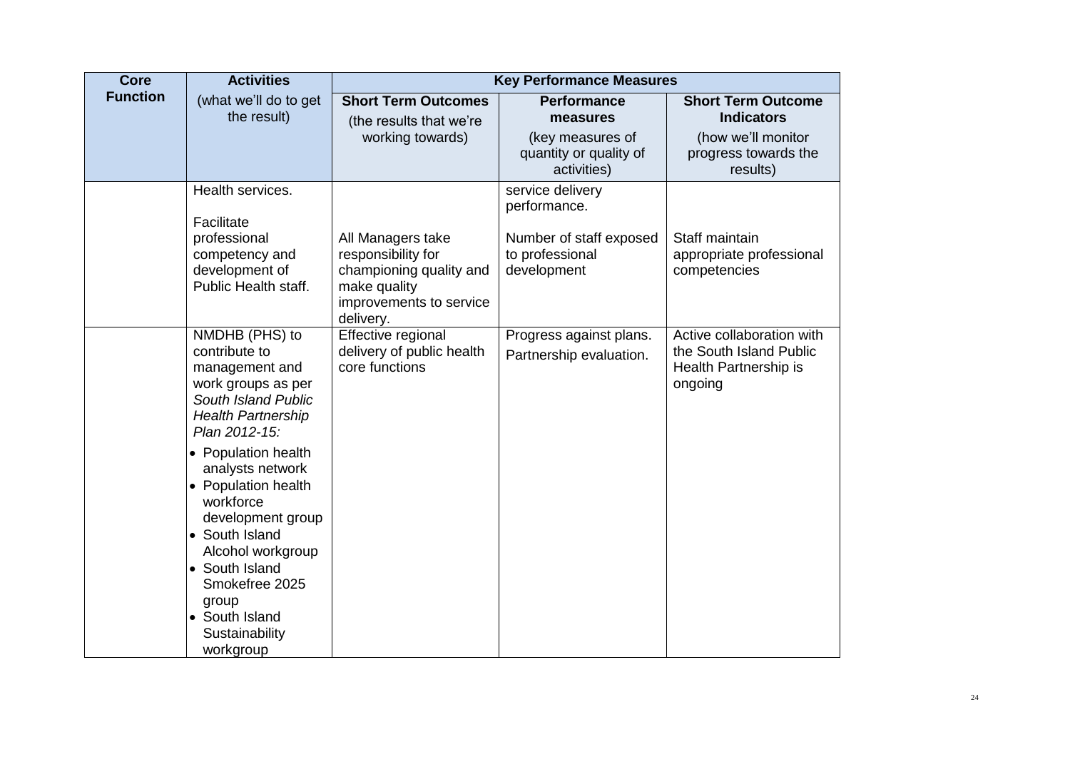| Core Function | Activities (what we'll do to get the result) | Key Performance Measures | | |
|---|---|---|---|---|
| | | **Short Term Outcomes** (the results that we're working towards) | **Performance measures** (key measures of quantity or quality of activities) | **Short Term Outcome Indicators** (how we'll monitor progress towards the results) |
| | Health services.<br><br>Facilitate professional competency and development of Public Health staff. | All Managers take responsibility for championing quality and make quality improvements to service delivery. | service delivery performance.<br><br>Number of staff exposed to professional development | Staff maintain appropriate professional competencies |
| | NMDHB (PHS) to contribute to management and work groups as per *South Island Public Health Partnership Plan 2012-15:*<br>• Population health analysts network<br>• Population health workforce development group<br>• South Island Alcohol workgroup<br>• South Island Smokefree 2025 group<br>• South Island Sustainability workgroup | Effective regional delivery of public health core functions | Progress against plans.<br>Partnership evaluation. | Active collaboration with the South Island Public Health Partnership is ongoing |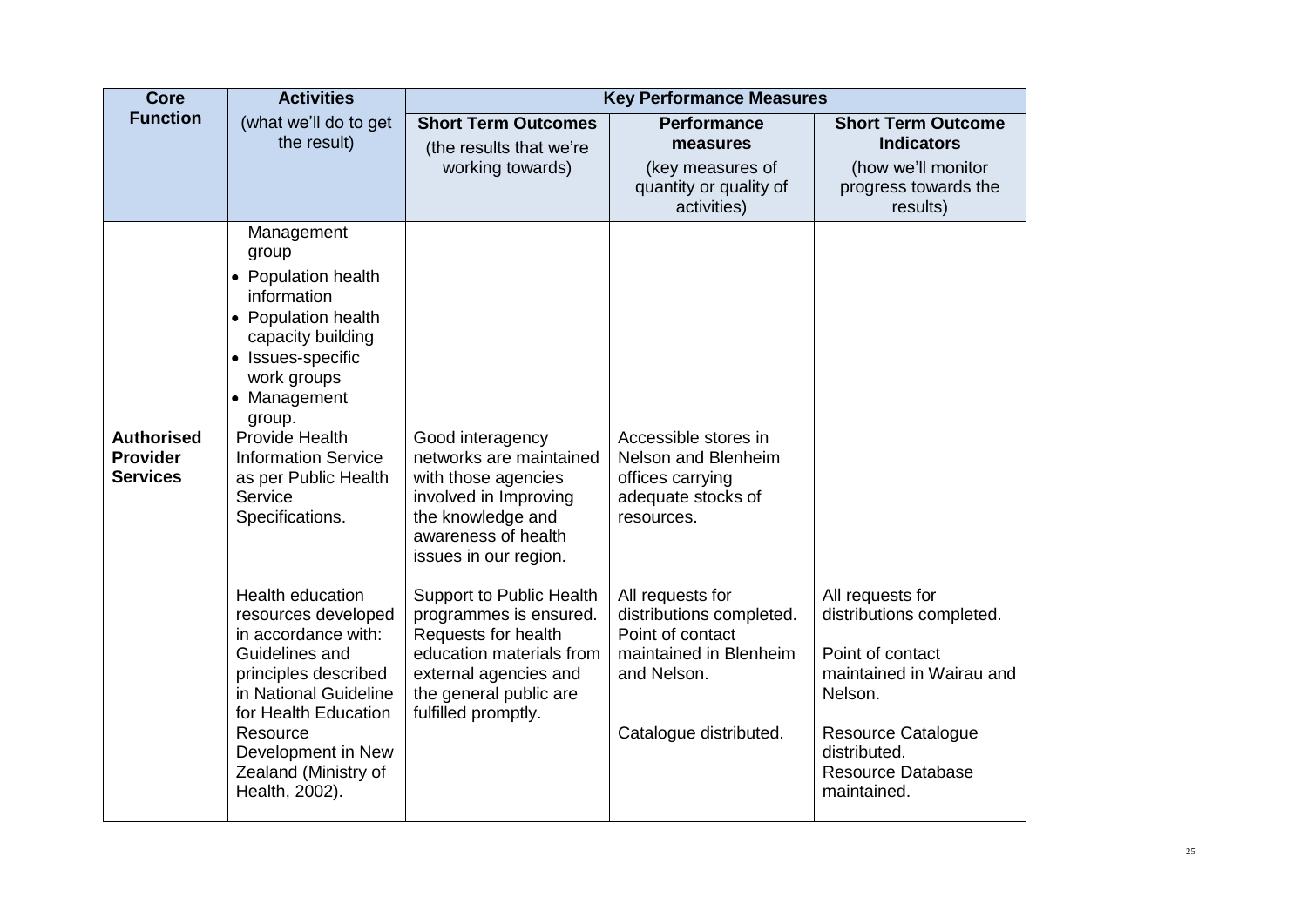| Core Function | Activities (what we'll do to get the result) | Key Performance Measures | | |
|---|---|---|---|---|
| | | **Short Term Outcomes** (the results that we're working towards) | **Performance measures** (key measures of quantity or quality of activities) | **Short Term Outcome Indicators** (how we'll monitor progress towards the results) |
| | Management group<br>• Population health information<br>• Population health capacity building<br>• Issues-specific work groups<br>• Management group. | | | |
| **Authorised Provider Services** | Provide Health Information Service as per Public Health Service Specifications. | Good interagency networks are maintained with those agencies involved in Improving the knowledge and awareness of health issues in our region. | Accessible stores in Nelson and Blenheim offices carrying adequate stocks of resources. | |
| | Health education resources developed in accordance with: Guidelines and principles described in National Guideline for Health Education Resource Development in New Zealand (Ministry of Health, 2002). | Support to Public Health programmes is ensured. Requests for health education materials from external agencies and the general public are fulfilled promptly. | All requests for distributions completed. Point of contact maintained in Blenheim and Nelson.<br><br>Catalogue distributed. | All requests for distributions completed.<br><br>Point of contact maintained in Wairau and Nelson.<br><br>Resource Catalogue distributed.<br>Resource Database maintained. |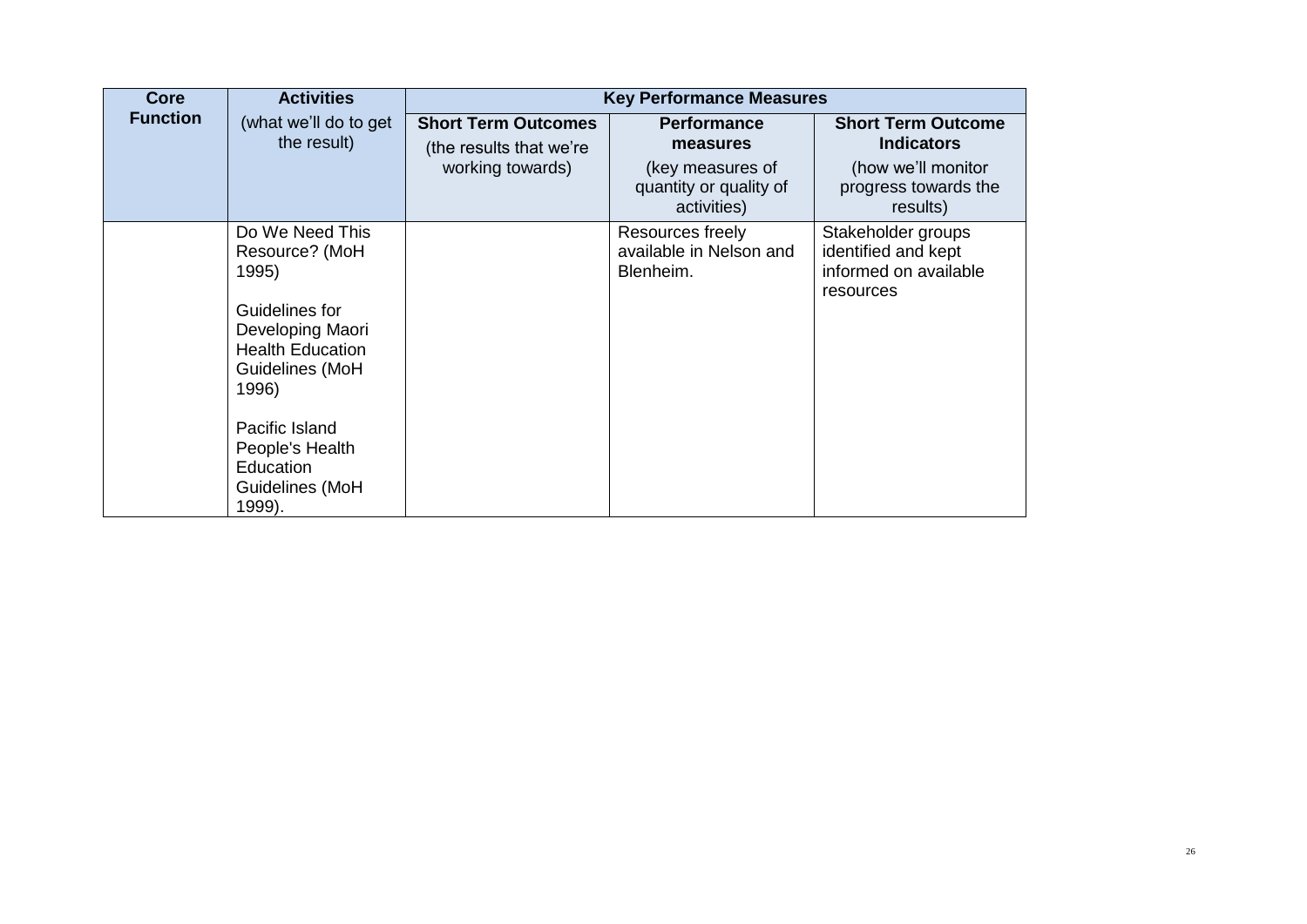| Core Function | Activities (what we'll do to get the result) | Key Performance Measures | | |
|---|---|---|---|---|
| | | **Short Term Outcomes** (the results that we're working towards) | **Performance measures** (key measures of quantity or quality of activities) | **Short Term Outcome Indicators** (how we'll monitor progress towards the results) |
| | Do We Need This Resource? (MoH 1995)<br><br>Guidelines for Developing Maori Health Education Guidelines (MoH 1996)<br><br>Pacific Island People's Health Education Guidelines (MoH 1999). | | Resources freely available in Nelson and Blenheim. | Stakeholder groups identified and kept informed on available resources |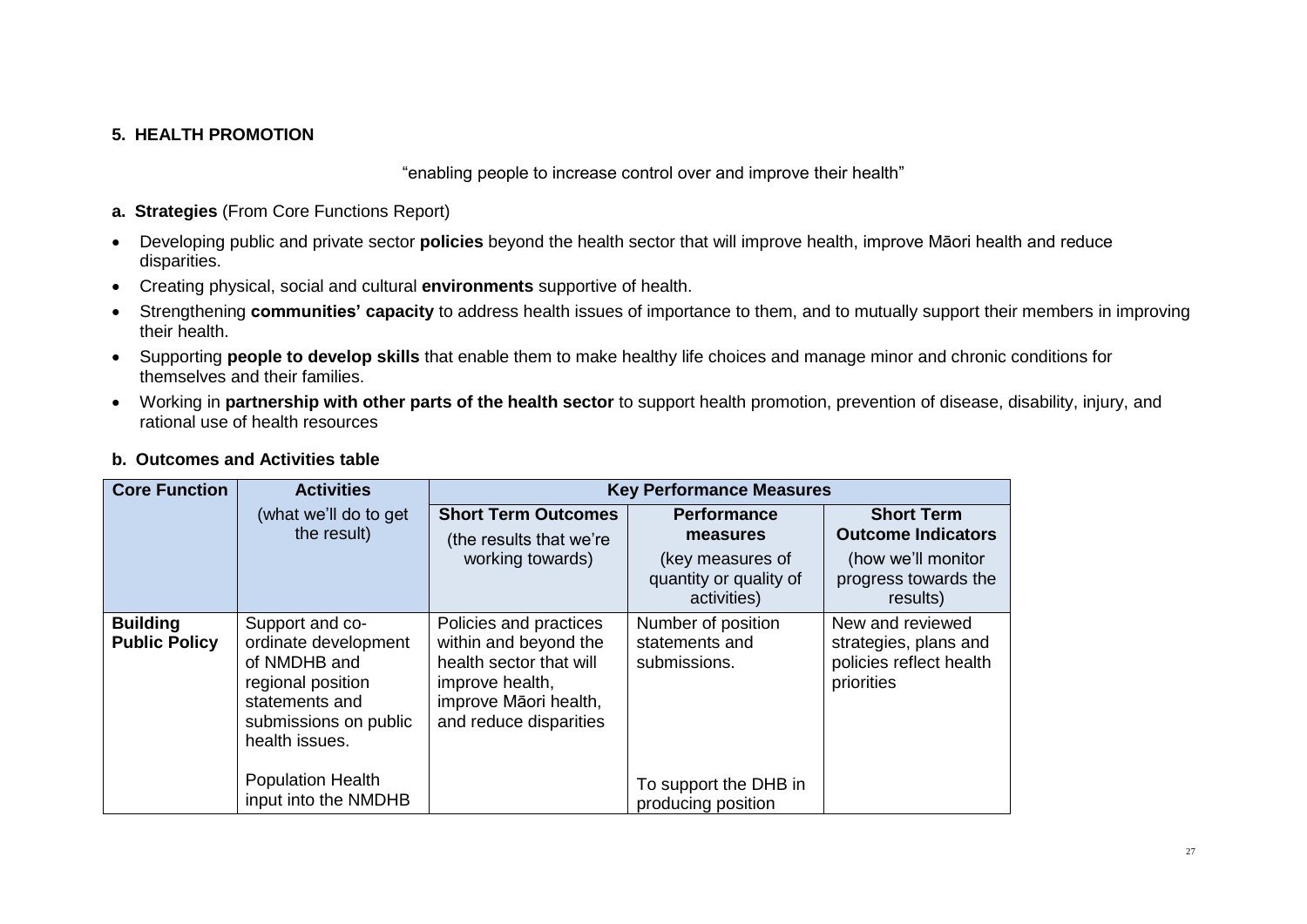## 5. HEALTH PROMOTION

"enabling people to increase control over and improve their health"

### a. Strategies (From Core Functions Report)

- Developing public and private sector **policies** beyond the health sector that will improve health, improve Māori health and reduce disparities.
- Creating physical, social and cultural **environments** supportive of health.
- Strengthening **communities' capacity** to address health issues of importance to them, and to mutually support their members in improving their health.
- Supporting **people to develop skills** that enable them to make healthy life choices and manage minor and chronic conditions for themselves and their families.
- Working in **partnership with other parts of the health sector** to support health promotion, prevention of disease, disability, injury, and rational use of health resources

### b. Outcomes and Activities table

| Core Function | Activities | Key Performance Measures | | |
|---|---|---|---|---|
| | (what we'll do to get the result) | **Short Term Outcomes** (the results that we're working towards) | **Performance measures** (key measures of quantity or quality of activities) | **Short Term Outcome Indicators** (how we'll monitor progress towards the results) |
| **Building Public Policy** | Support and co-ordinate development of NMDHB and regional position statements and submissions on public health issues.<br><br>Population Health input into the NMDHB | Policies and practices within and beyond the health sector that will improve health, improve Māori health, and reduce disparities | Number of position statements and submissions.<br><br>To support the DHB in producing position | New and reviewed strategies, plans and policies reflect health priorities |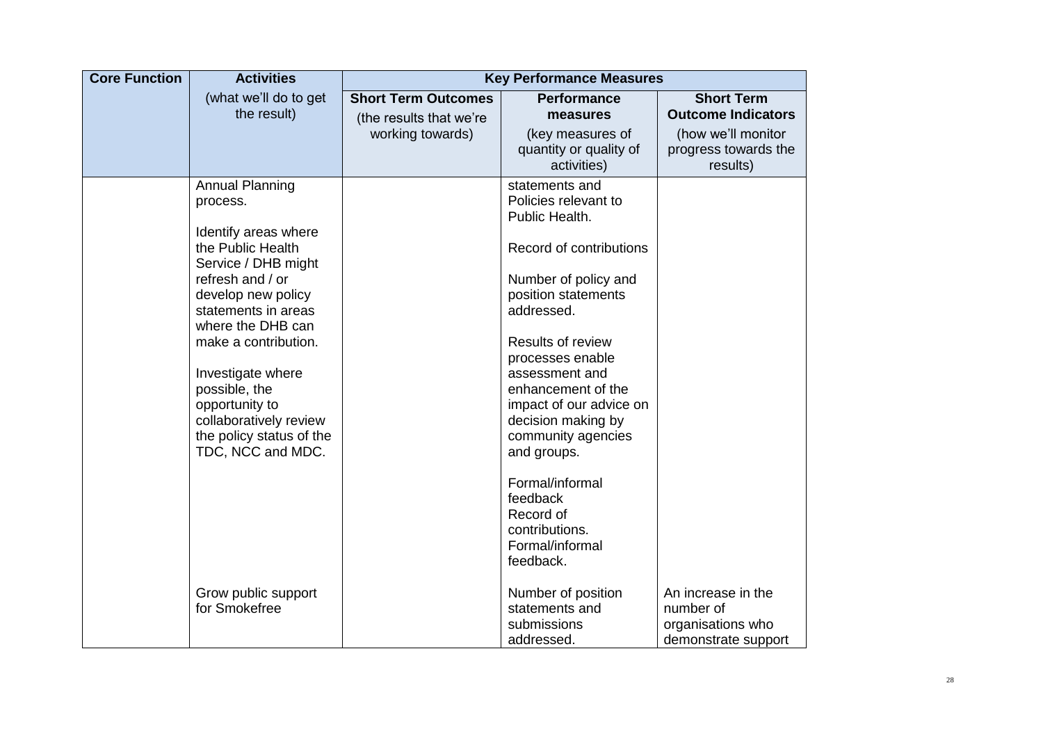| Core Function | Activities | Key Performance Measures | | |
|---|---|---|---|---|
| | (what we'll do to get the result) | **Short Term Outcomes** (the results that we're working towards) | **Performance measures** (key measures of quantity or quality of activities) | **Short Term Outcome Indicators** (how we'll monitor progress towards the results) |
| | Annual Planning process.<br><br>Identify areas where the Public Health Service / DHB might refresh and / or develop new policy statements in areas where the DHB can make a contribution.<br><br>Investigate where possible, the opportunity to collaboratively review the policy status of the TDC, NCC and MDC. | | statements and Policies relevant to Public Health.<br><br>Record of contributions<br><br>Number of policy and position statements addressed.<br><br>Results of review processes enable assessment and enhancement of the impact of our advice on decision making by community agencies and groups.<br><br>Formal/informal feedback<br>Record of contributions.<br>Formal/informal feedback. | |
| | Grow public support for Smokefree | | Number of position statements and submissions addressed. | An increase in the number of organisations who demonstrate support |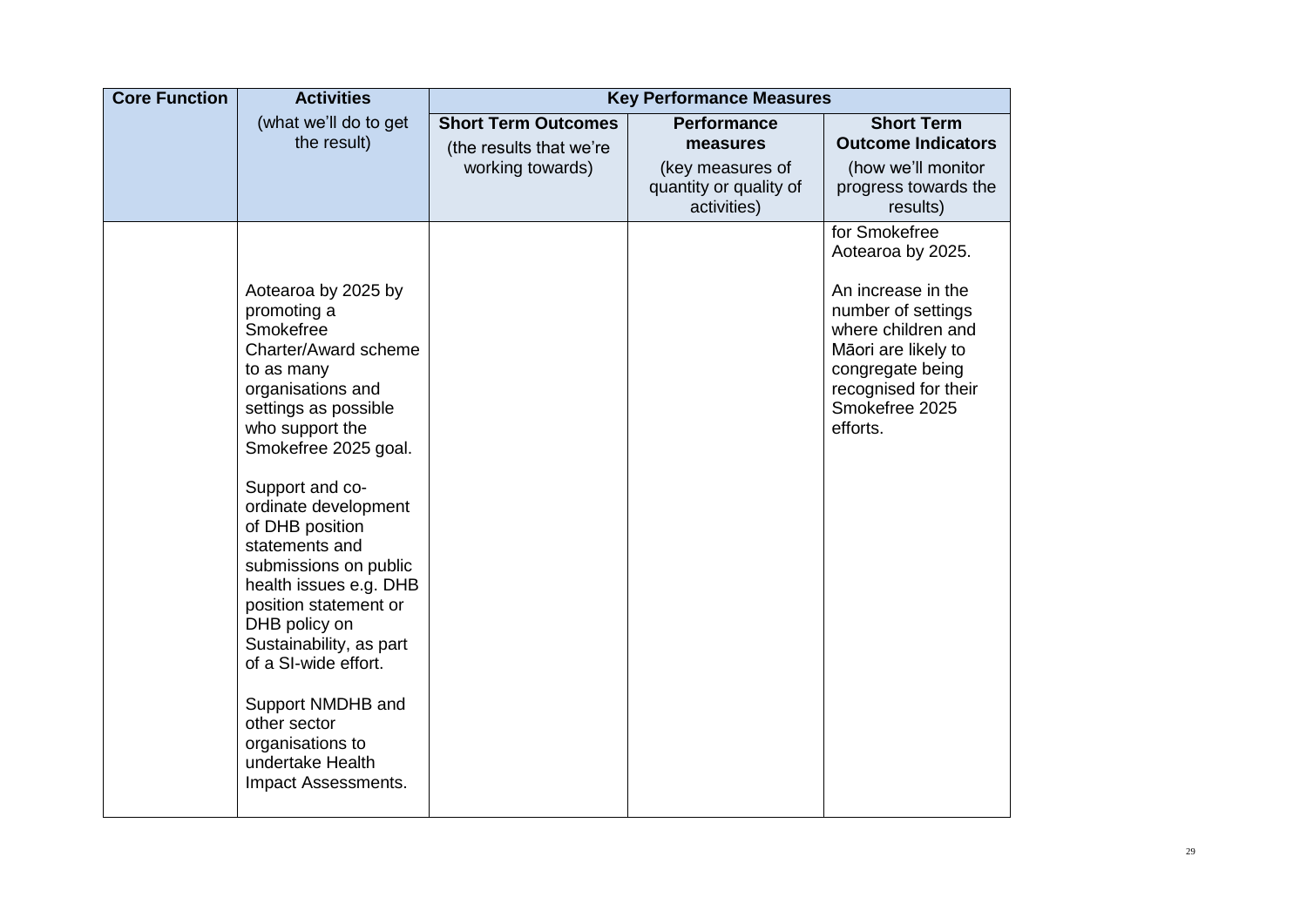| Core Function | Activities (what we'll do to get the result) | Key Performance Measures | | |
|---|---|---|---|---|
| | | **Short Term Outcomes** (the results that we're working towards) | **Performance measures** (key measures of quantity or quality of activities) | **Short Term Outcome Indicators** (how we'll monitor progress towards the results) |
| | Aotearoa by 2025 by promoting a Smokefree Charter/Award scheme to as many organisations and settings as possible who support the Smokefree 2025 goal.<br><br>Support and co-ordinate development of DHB position statements and submissions on public health issues e.g. DHB position statement or DHB policy on Sustainability, as part of a SI-wide effort.<br><br>Support NMDHB and other sector organisations to undertake Health Impact Assessments. | | | for Smokefree Aotearoa by 2025.<br><br>An increase in the number of settings where children and Māori are likely to congregate being recognised for their Smokefree 2025 efforts. |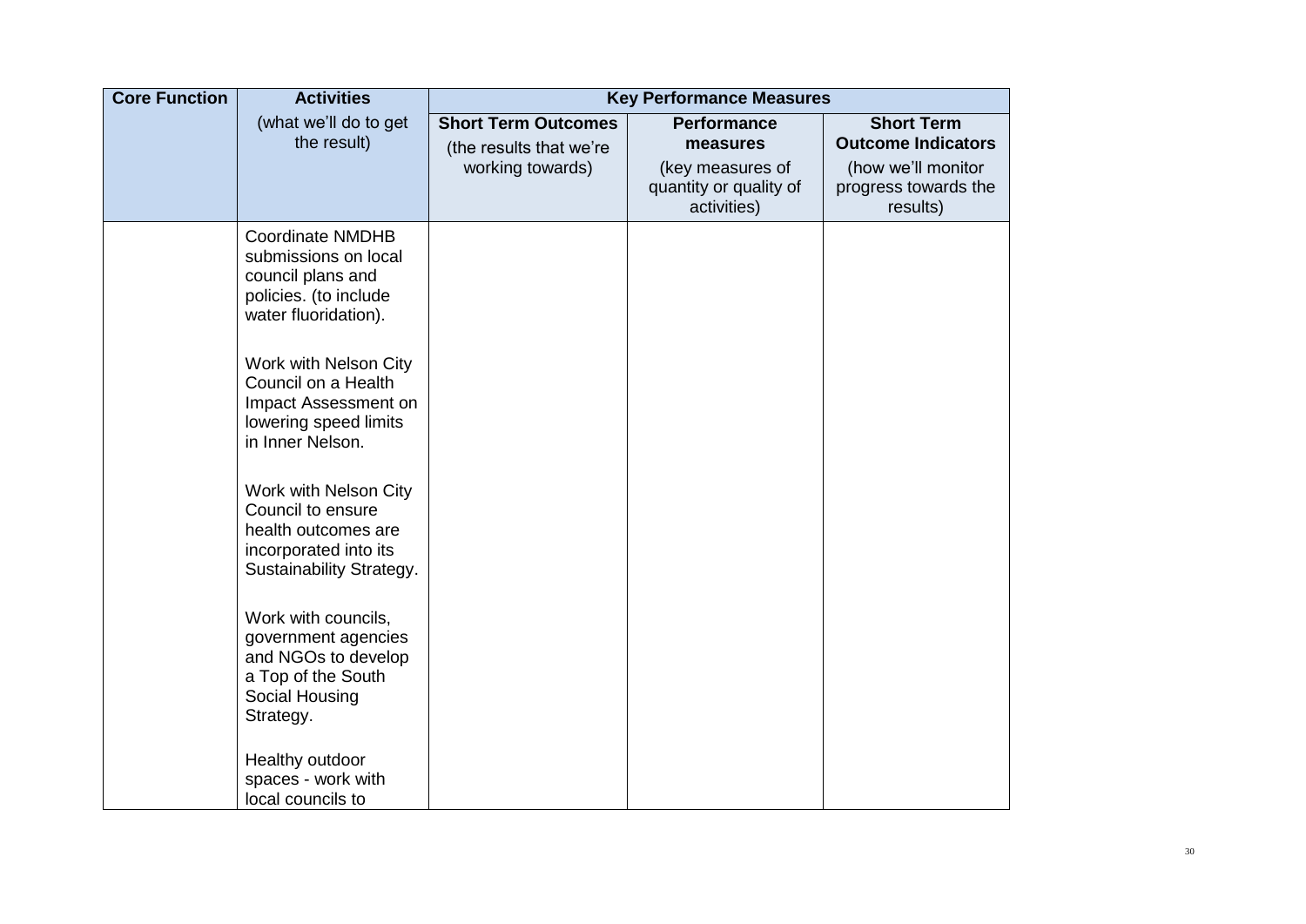| Core Function | Activities (what we'll do to get the result) | Key Performance Measures | | |
|---|---|---|---|---|
| | | **Short Term Outcomes** (the results that we're working towards) | **Performance measures** (key measures of quantity or quality of activities) | **Short Term Outcome Indicators** (how we'll monitor progress towards the results) |
| | Coordinate NMDHB submissions on local council plans and policies. (to include water fluoridation).<br><br>Work with Nelson City Council on a Health Impact Assessment on lowering speed limits in Inner Nelson.<br><br>Work with Nelson City Council to ensure health outcomes are incorporated into its Sustainability Strategy.<br><br>Work with councils, government agencies and NGOs to develop a Top of the South Social Housing Strategy.<br><br>Healthy outdoor spaces - work with local councils to | | | |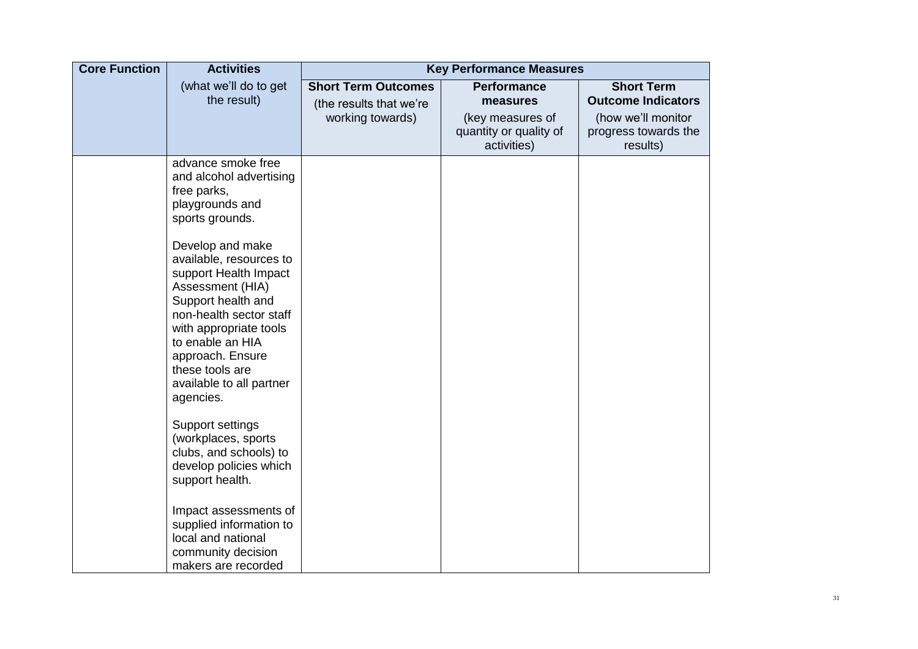| Core Function | Activities | Key Performance Measures | | |
|---|---|---|---|---|
| | (what we'll do to get the result) | **Short Term Outcomes** (the results that we're working towards) | **Performance measures** (key measures of quantity or quality of activities) | **Short Term Outcome Indicators** (how we'll monitor progress towards the results) |
| | advance smoke free and alcohol advertising free parks, playgrounds and sports grounds.<br><br>Develop and make available, resources to support Health Impact Assessment (HIA) Support health and non-health sector staff with appropriate tools to enable an HIA approach. Ensure these tools are available to all partner agencies.<br><br>Support settings (workplaces, sports clubs, and schools) to develop policies which support health.<br><br>Impact assessments of supplied information to local and national community decision makers are recorded | | | |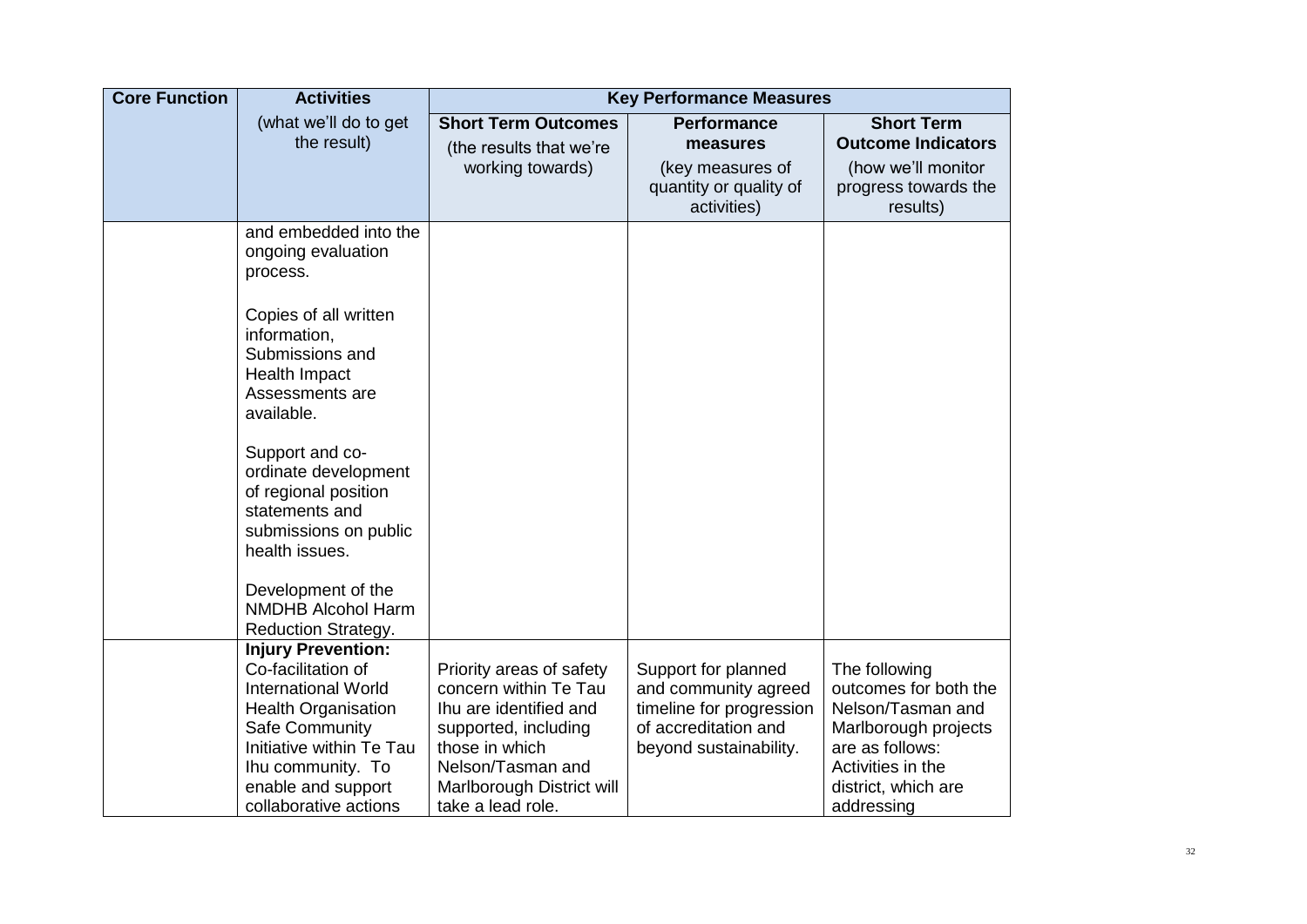| Core Function | Activities | Key Performance Measures | | |
|---|---|---|---|---|
| | (what we'll do to get the result) | **Short Term Outcomes** (the results that we're working towards) | **Performance measures** (key measures of quantity or quality of activities) | **Short Term Outcome Indicators** (how we'll monitor progress towards the results) |
| | and embedded into the ongoing evaluation process.<br><br>Copies of all written information, Submissions and Health Impact Assessments are available.<br><br>Support and co-ordinate development of regional position statements and submissions on public health issues.<br><br>Development of the NMDHB Alcohol Harm Reduction Strategy. | | | |
| | **Injury Prevention:**<br>Co-facilitation of International World Health Organisation Safe Community Initiative within Te Tau Ihu community. To enable and support collaborative actions | Priority areas of safety concern within Te Tau Ihu are identified and supported, including those in which Nelson/Tasman and Marlborough District will take a lead role. | Support for planned and community agreed timeline for progression of accreditation and beyond sustainability. | The following outcomes for both the Nelson/Tasman and Marlborough projects are as follows:<br>Activities in the district, which are addressing |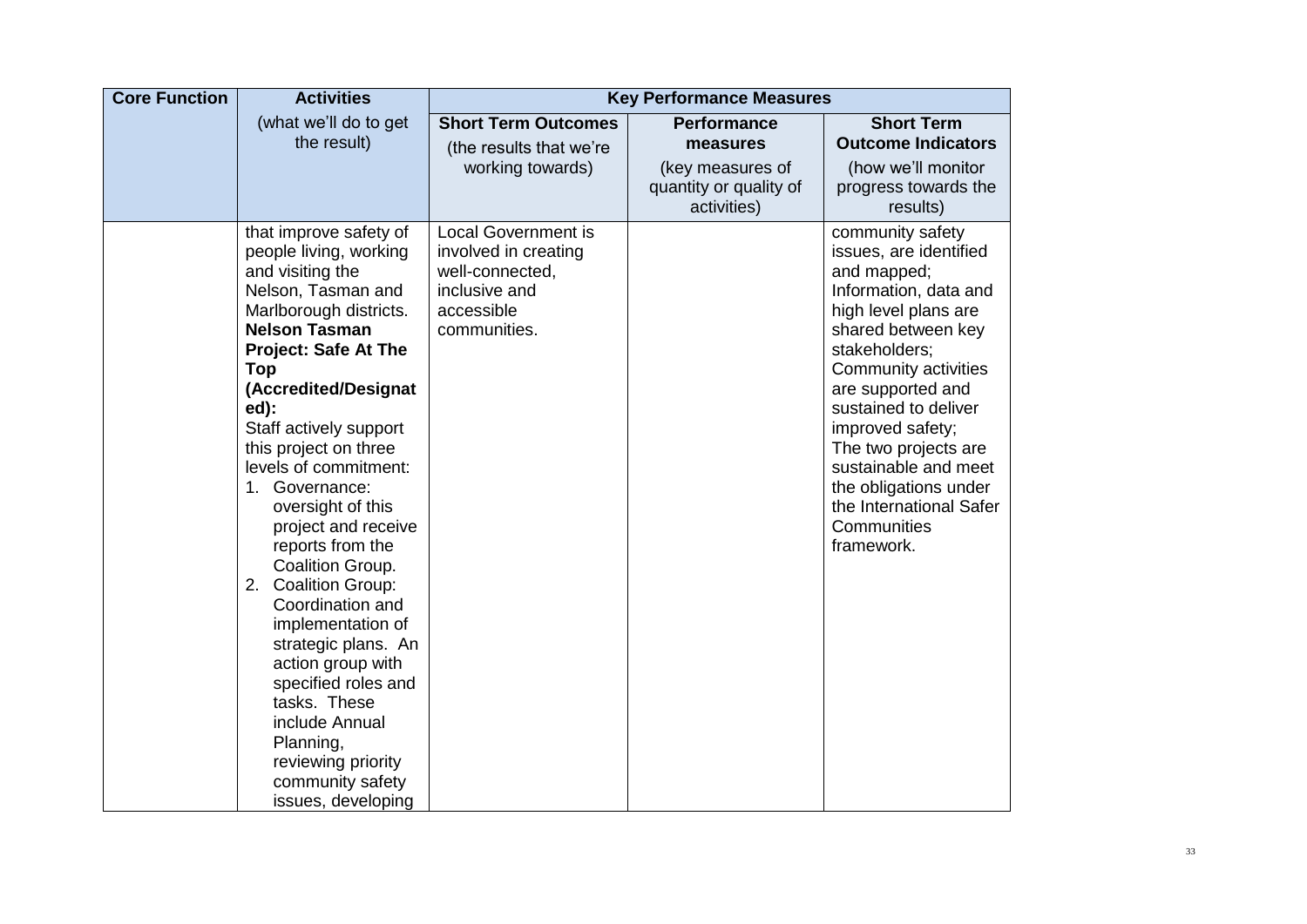| Core Function | Activities (what we'll do to get the result) | Key Performance Measures | | |
|---|---|---|---|---|
| | | **Short Term Outcomes** (the results that we're working towards) | **Performance measures** (key measures of quantity or quality of activities) | **Short Term Outcome Indicators** (how we'll monitor progress towards the results) |
| | that improve safety of people living, working and visiting the Nelson, Tasman and Marlborough districts. **Nelson Tasman Project: Safe At The Top (Accredited/Designated):** Staff actively support this project on three levels of commitment: 1. Governance: oversight of this project and receive reports from the Coalition Group. 2. Coalition Group: Coordination and implementation of strategic plans. An action group with specified roles and tasks. These include Annual Planning, reviewing priority community safety issues, developing | Local Government is involved in creating well-connected, inclusive and accessible communities. | | community safety issues, are identified and mapped; Information, data and high level plans are shared between key stakeholders; Community activities are supported and sustained to deliver improved safety; The two projects are sustainable and meet the obligations under the International Safer Communities framework. |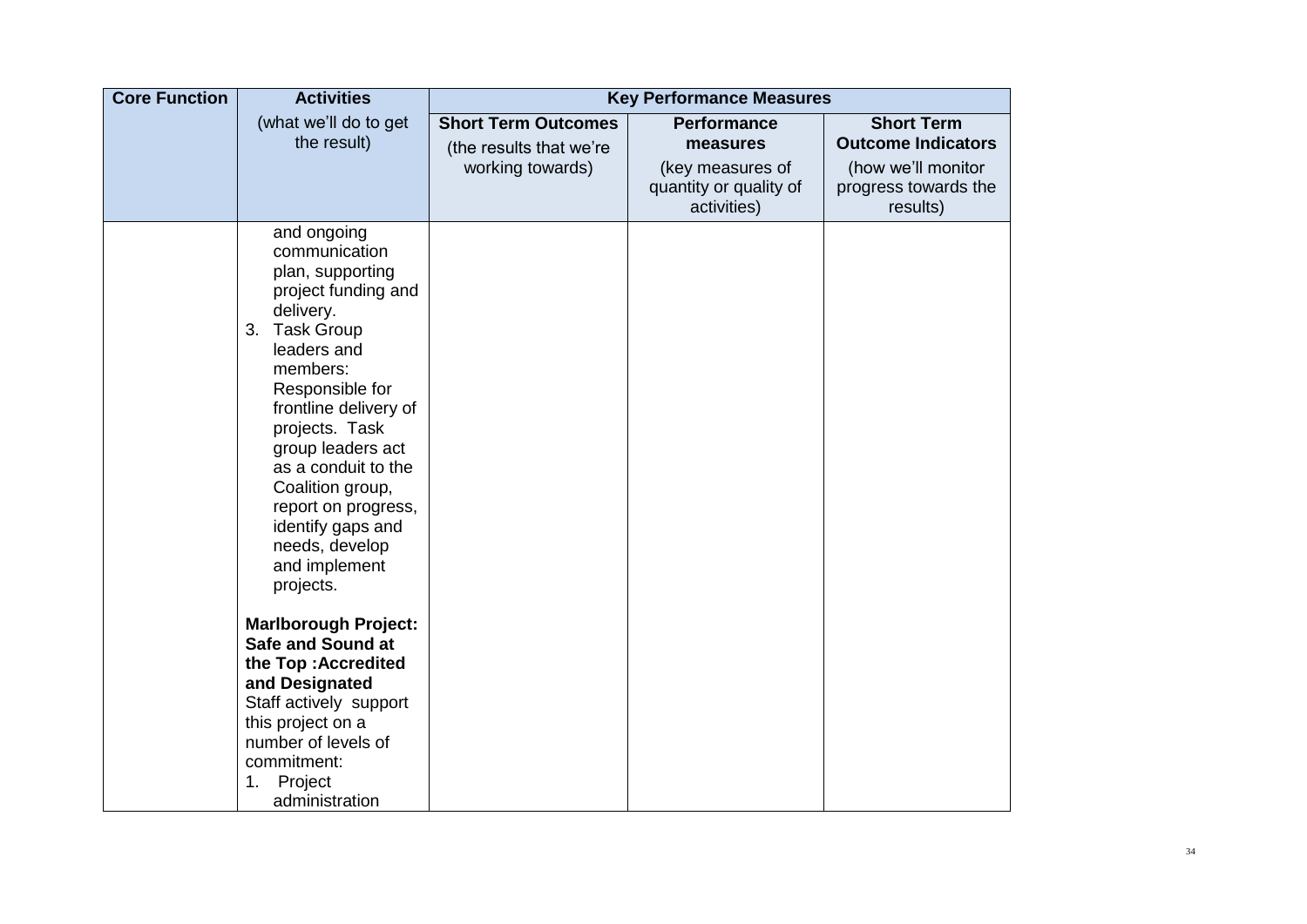| Core Function | Activities | Key Performance Measures | | |
|---|---|---|---|---|
| | (what we'll do to get the result) | **Short Term Outcomes** (the results that we're working towards) | **Performance measures** (key measures of quantity or quality of activities) | **Short Term Outcome Indicators** (how we'll monitor progress towards the results) |
| | and ongoing communication plan, supporting project funding and delivery.<br>3. Task Group leaders and members: Responsible for frontline delivery of projects. Task group leaders act as a conduit to the Coalition group, report on progress, identify gaps and needs, develop and implement projects.<br><br>**Marlborough Project: Safe and Sound at the Top :Accredited and Designated**<br>Staff actively support this project on a number of levels of commitment:<br>1. Project administration | | | |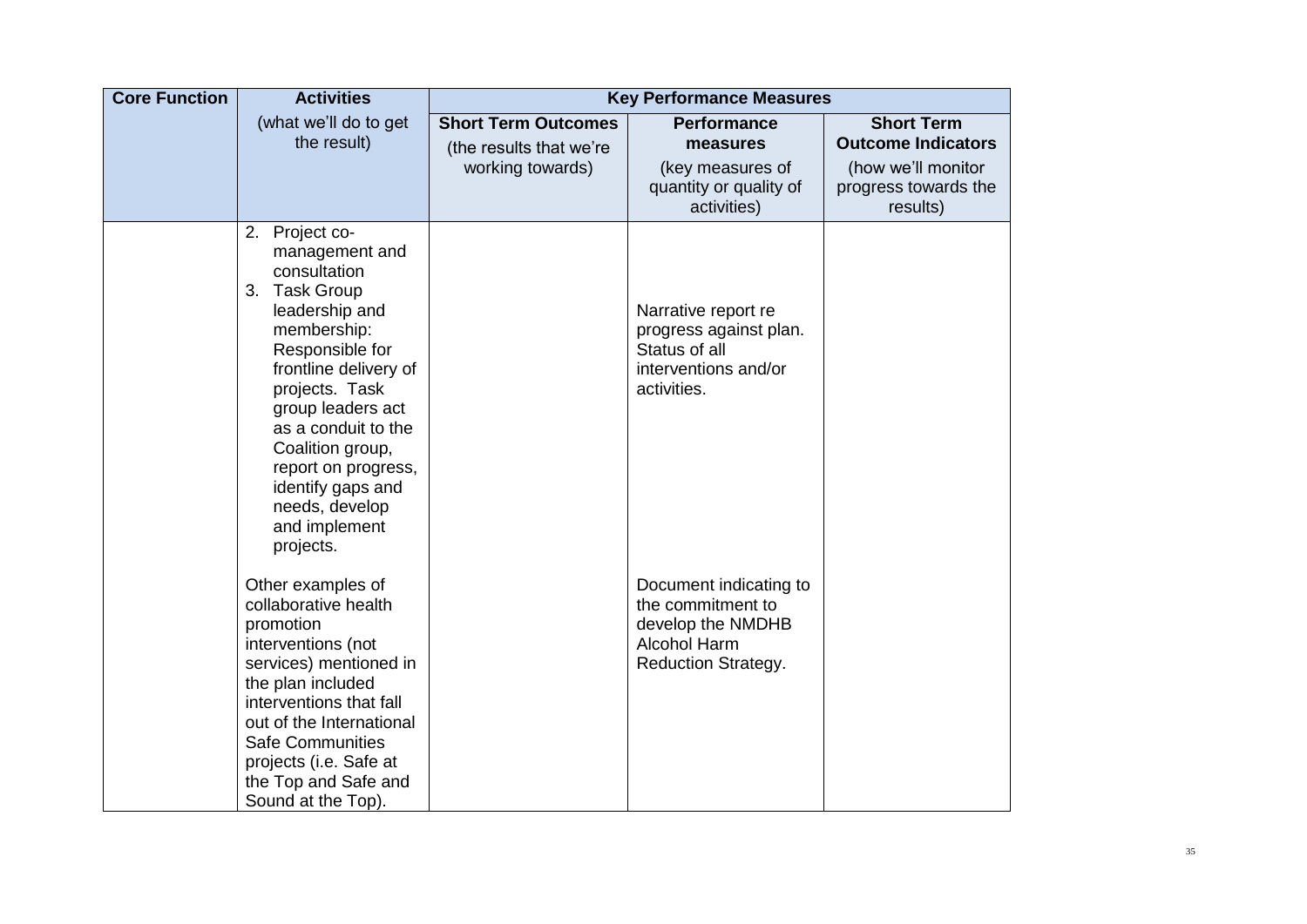| Core Function | Activities (what we'll do to get the result) | Key Performance Measures | | |
|---|---|---|---|---|
| | | **Short Term Outcomes** (the results that we're working towards) | **Performance measures** (key measures of quantity or quality of activities) | **Short Term Outcome Indicators** (how we'll monitor progress towards the results) |
| | 2. Project co-management and consultation<br>3. Task Group leadership and membership: Responsible for frontline delivery of projects. Task group leaders act as a conduit to the Coalition group, report on progress, identify gaps and needs, develop and implement projects. | | Narrative report re progress against plan. Status of all interventions and/or activities. | |
| | Other examples of collaborative health promotion interventions (not services) mentioned in the plan included interventions that fall out of the International Safe Communities projects (i.e. Safe at the Top and Safe and Sound at the Top). | | Document indicating to the commitment to develop the NMDHB Alcohol Harm Reduction Strategy. | |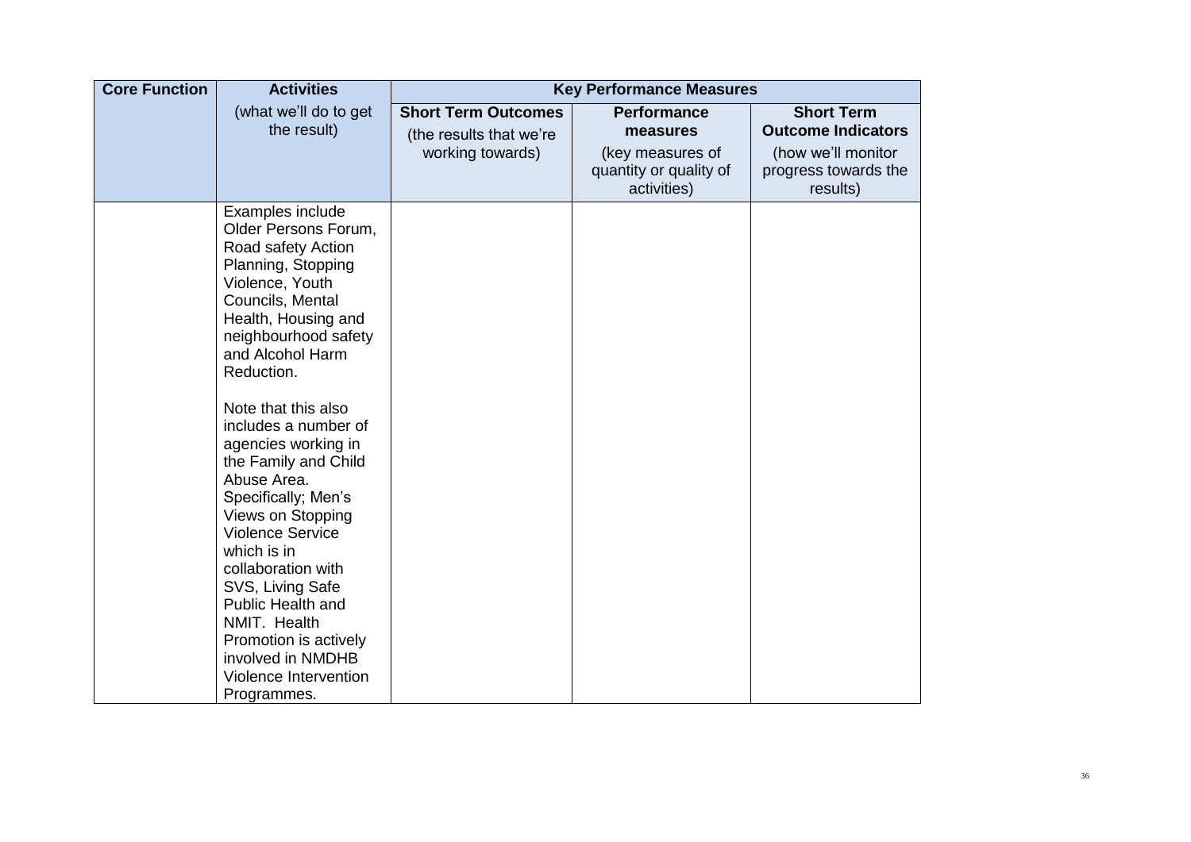| Core Function | Activities (what we'll do to get the result) | Key Performance Measures | | |
|---|---|---|---|---|
| | | **Short Term Outcomes** (the results that we're working towards) | **Performance measures** (key measures of quantity or quality of activities) | **Short Term Outcome Indicators** (how we'll monitor progress towards the results) |
| | Examples include Older Persons Forum, Road safety Action Planning, Stopping Violence, Youth Councils, Mental Health, Housing and neighbourhood safety and Alcohol Harm Reduction.<br><br>Note that this also includes a number of agencies working in the Family and Child Abuse Area. Specifically; Men's Views on Stopping Violence Service which is in collaboration with SVS, Living Safe Public Health and NMIT. Health Promotion is actively involved in NMDHB Violence Intervention Programmes. | | | |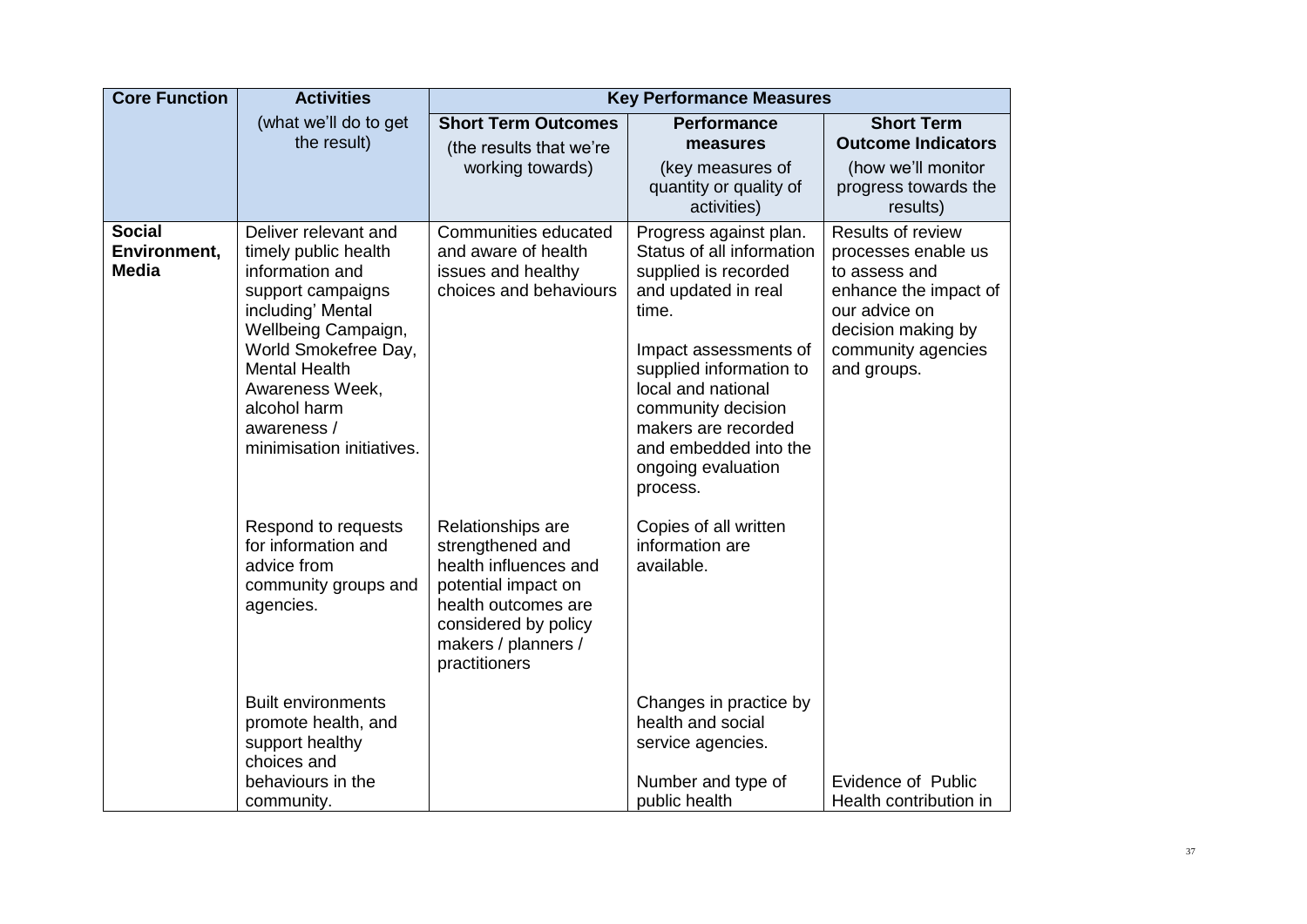| Core Function | Activities (what we'll do to get the result) | Key Performance Measures | | |
|---|---|---|---|---|
| | | **Short Term Outcomes** (the results that we're working towards) | **Performance measures** (key measures of quantity or quality of activities) | **Short Term Outcome Indicators** (how we'll monitor progress towards the results) |
| **Social Environment, Media** | Deliver relevant and timely public health information and support campaigns including' Mental Wellbeing Campaign, World Smokefree Day, Mental Health Awareness Week, alcohol harm awareness / minimisation initiatives. | Communities educated and aware of health issues and healthy choices and behaviours | Progress against plan. Status of all information supplied is recorded and updated in real time.<br><br>Impact assessments of supplied information to local and national community decision makers are recorded and embedded into the ongoing evaluation process. | Results of review processes enable us to assess and enhance the impact of our advice on decision making by community agencies and groups. |
| | Respond to requests for information and advice from community groups and agencies. | Relationships are strengthened and health influences and potential impact on health outcomes are considered by policy makers / planners / practitioners | Copies of all written information are available. | |
| | Built environments promote health, and support healthy choices and behaviours in the community. | | Changes in practice by health and social service agencies.<br><br>Number and type of public health | Evidence of Public Health contribution in |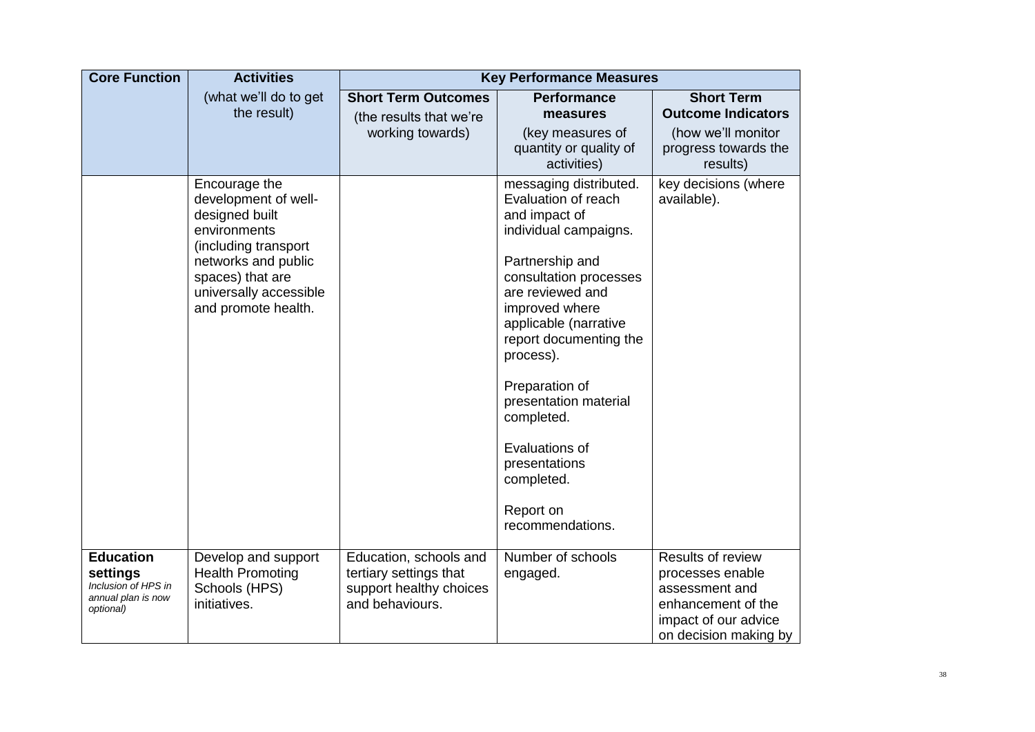| Core Function | Activities | Key Performance Measures | | |
|---|---|---|---|---|
| | (what we'll do to get the result) | **Short Term Outcomes** (the results that we're working towards) | **Performance measures** (key measures of quantity or quality of activities) | **Short Term Outcome Indicators** (how we'll monitor progress towards the results) |
| | Encourage the development of well-designed built environments (including transport networks and public spaces) that are universally accessible and promote health. | | messaging distributed. Evaluation of reach and impact of individual campaigns.<br><br>Partnership and consultation processes are reviewed and improved where applicable (narrative report documenting the process).<br><br>Preparation of presentation material completed.<br><br>Evaluations of presentations completed.<br><br>Report on recommendations. | key decisions (where available). |
| **Education settings**<br>*Inclusion of HPS in annual plan is now optional)* | Develop and support Health Promoting Schools (HPS) initiatives. | Education, schools and tertiary settings that support healthy choices and behaviours. | Number of schools engaged. | Results of review processes enable assessment and enhancement of the impact of our advice on decision making by |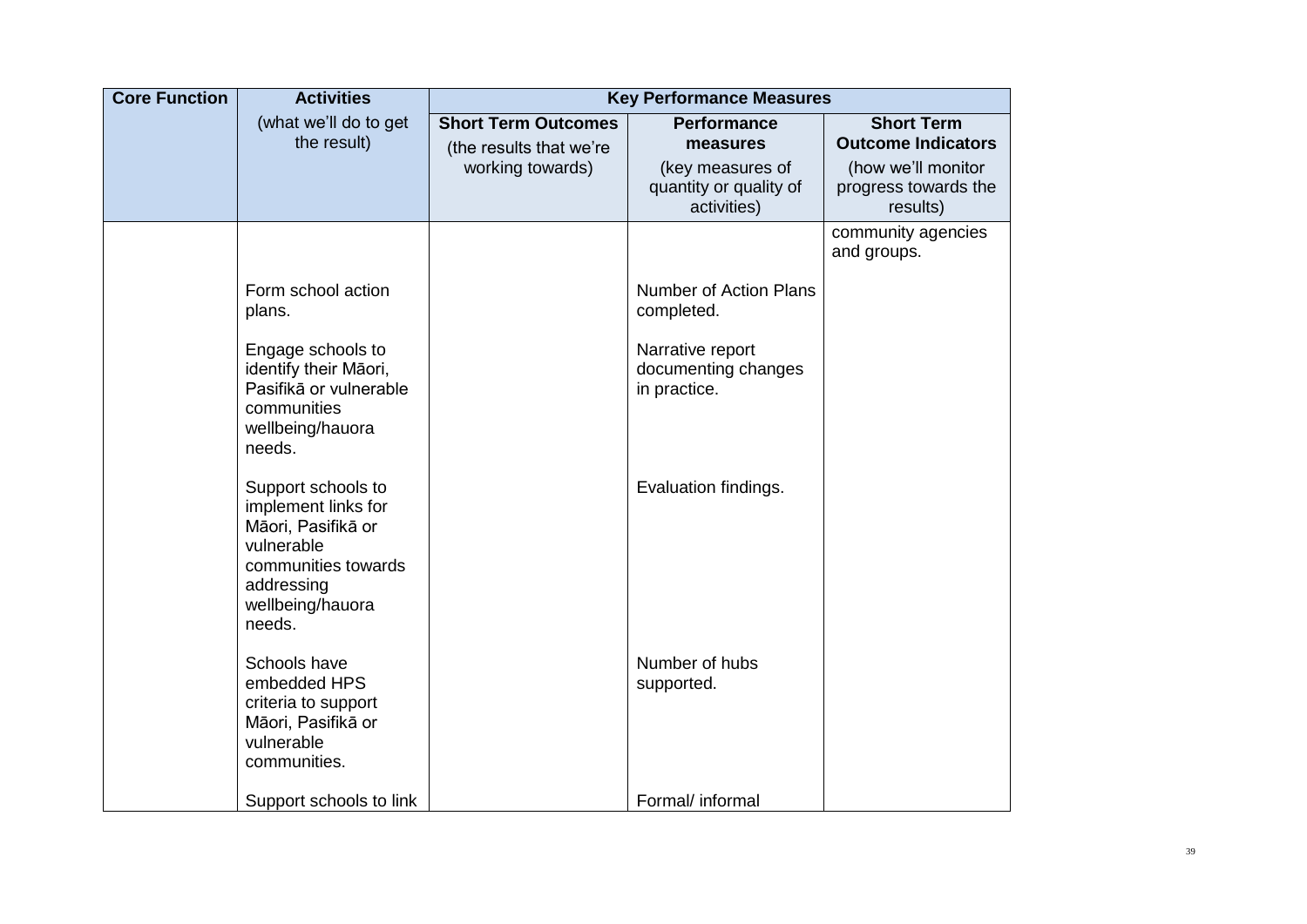| Core Function | Activities (what we'll do to get the result) | Key Performance Measures | | |
|---|---|---|---|---|
| | | **Short Term Outcomes** (the results that we're working towards) | **Performance measures** (key measures of quantity or quality of activities) | **Short Term Outcome Indicators** (how we'll monitor progress towards the results) |
| | | | | community agencies and groups. |
| | Form school action plans. | | Number of Action Plans completed. | |
| | Engage schools to identify their Māori, Pasifikā or vulnerable communities wellbeing/hauora needs. | | Narrative report documenting changes in practice. | |
| | Support schools to implement links for Māori, Pasifikā or vulnerable communities towards addressing wellbeing/hauora needs. | | Evaluation findings. | |
| | Schools have embedded HPS criteria to support Māori, Pasifikā or vulnerable communities. | | Number of hubs supported. | |
| | Support schools to link | | Formal/ informal | |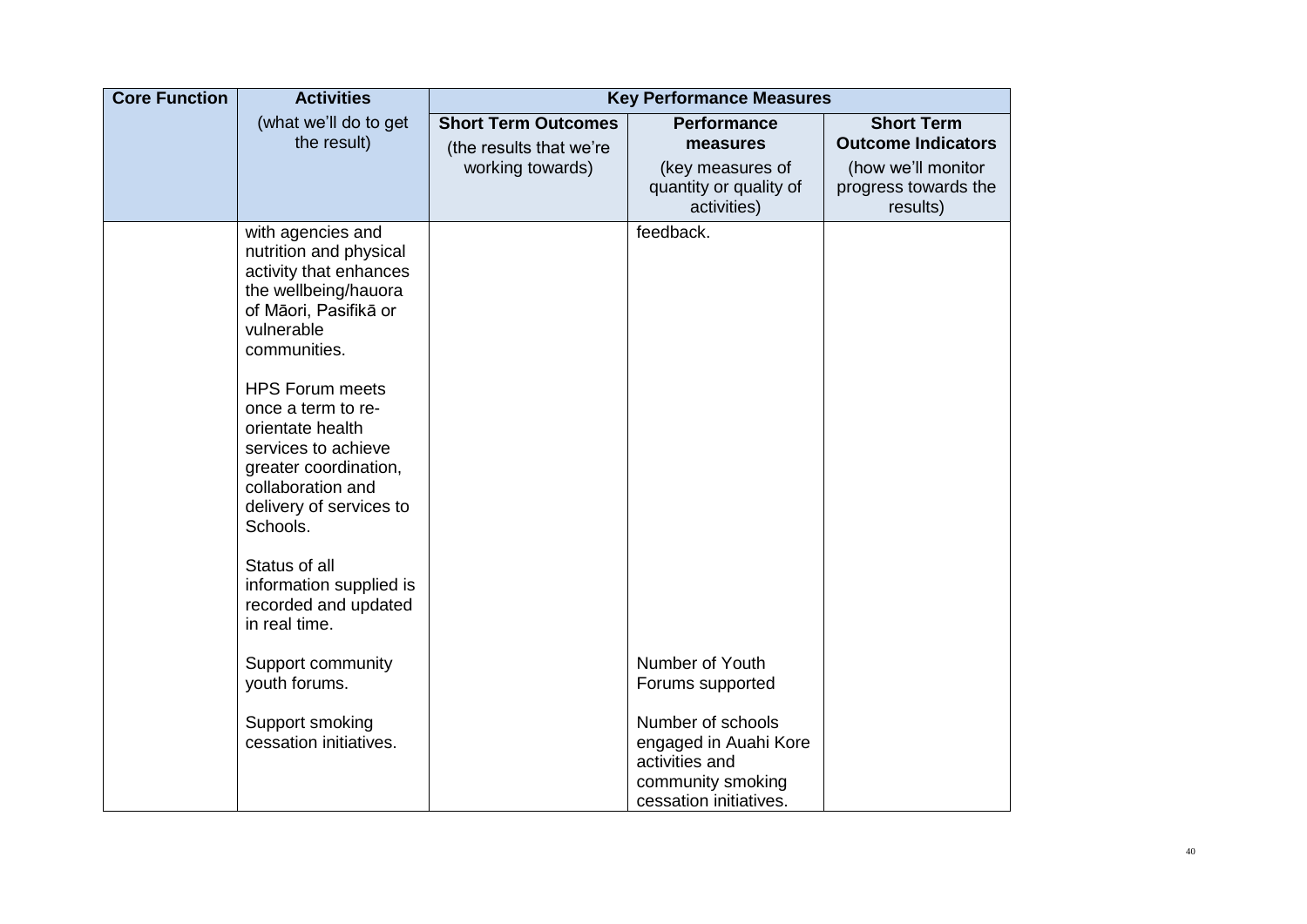| Core Function | Activities (what we'll do to get the result) | Key Performance Measures | | |
|---|---|---|---|---|
| | | **Short Term Outcomes** (the results that we're working towards) | **Performance measures** (key measures of quantity or quality of activities) | **Short Term Outcome Indicators** (how we'll monitor progress towards the results) |
| | with agencies and nutrition and physical activity that enhances the wellbeing/hauora of Māori, Pasifikā or vulnerable communities.<br><br>HPS Forum meets once a term to re-orientate health services to achieve greater coordination, collaboration and delivery of services to Schools.<br><br>Status of all information supplied is recorded and updated in real time.<br><br>Support community youth forums.<br><br>Support smoking cessation initiatives. | | feedback.<br><br>Number of Youth Forums supported<br><br>Number of schools engaged in Auahi Kore activities and community smoking cessation initiatives. | |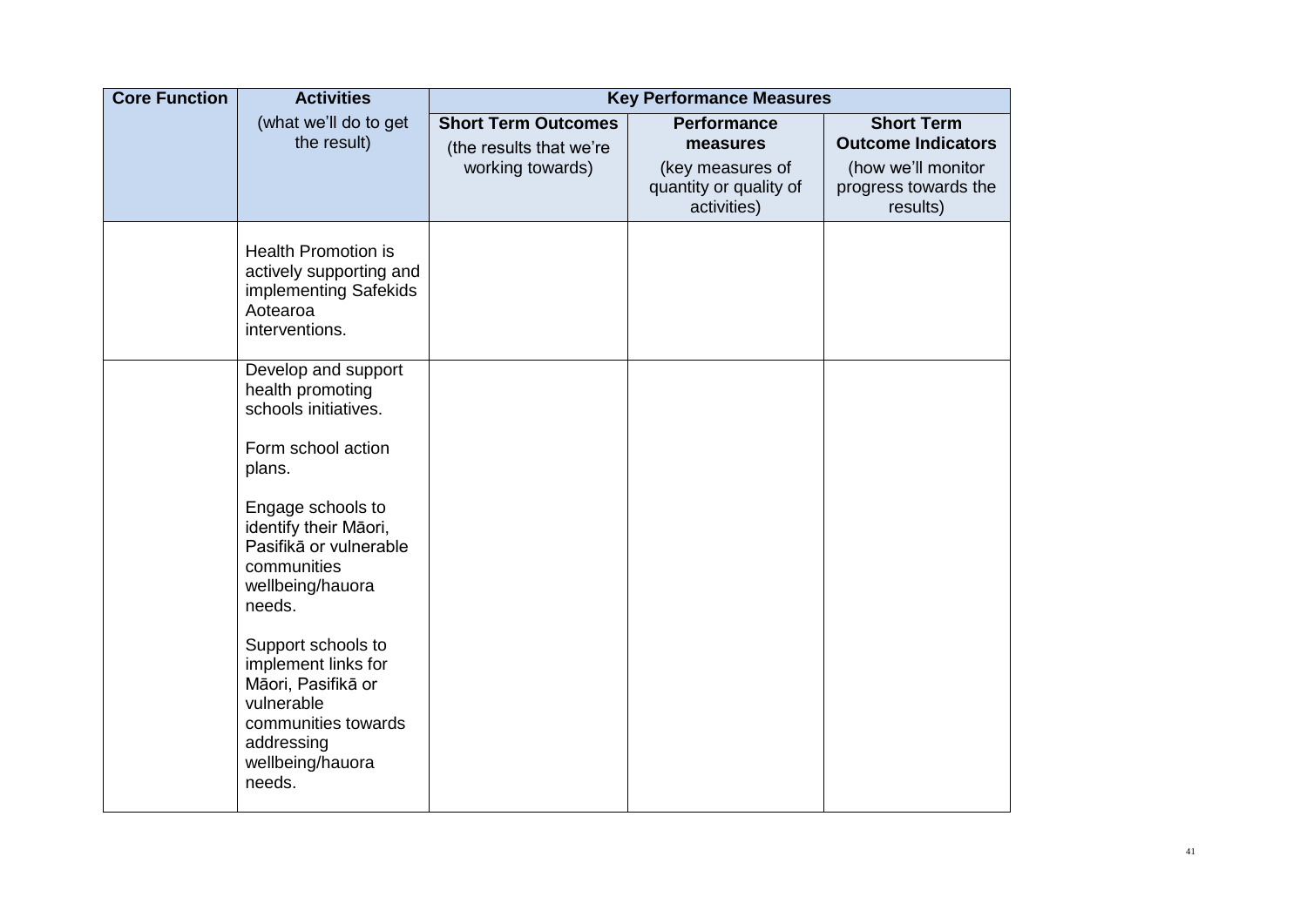| Core Function | Activities (what we'll do to get the result) | Key Performance Measures | | |
|---|---|---|---|---|
| | | **Short Term Outcomes** (the results that we're working towards) | **Performance measures** (key measures of quantity or quality of activities) | **Short Term Outcome Indicators** (how we'll monitor progress towards the results) |
| | Health Promotion is actively supporting and implementing Safekids Aotearoa interventions. | | | |
| | Develop and support health promoting schools initiatives.<br><br>Form school action plans.<br><br>Engage schools to identify their Māori, Pasifikā or vulnerable communities wellbeing/hauora needs.<br><br>Support schools to implement links for Māori, Pasifikā or vulnerable communities towards addressing wellbeing/hauora needs. | | | |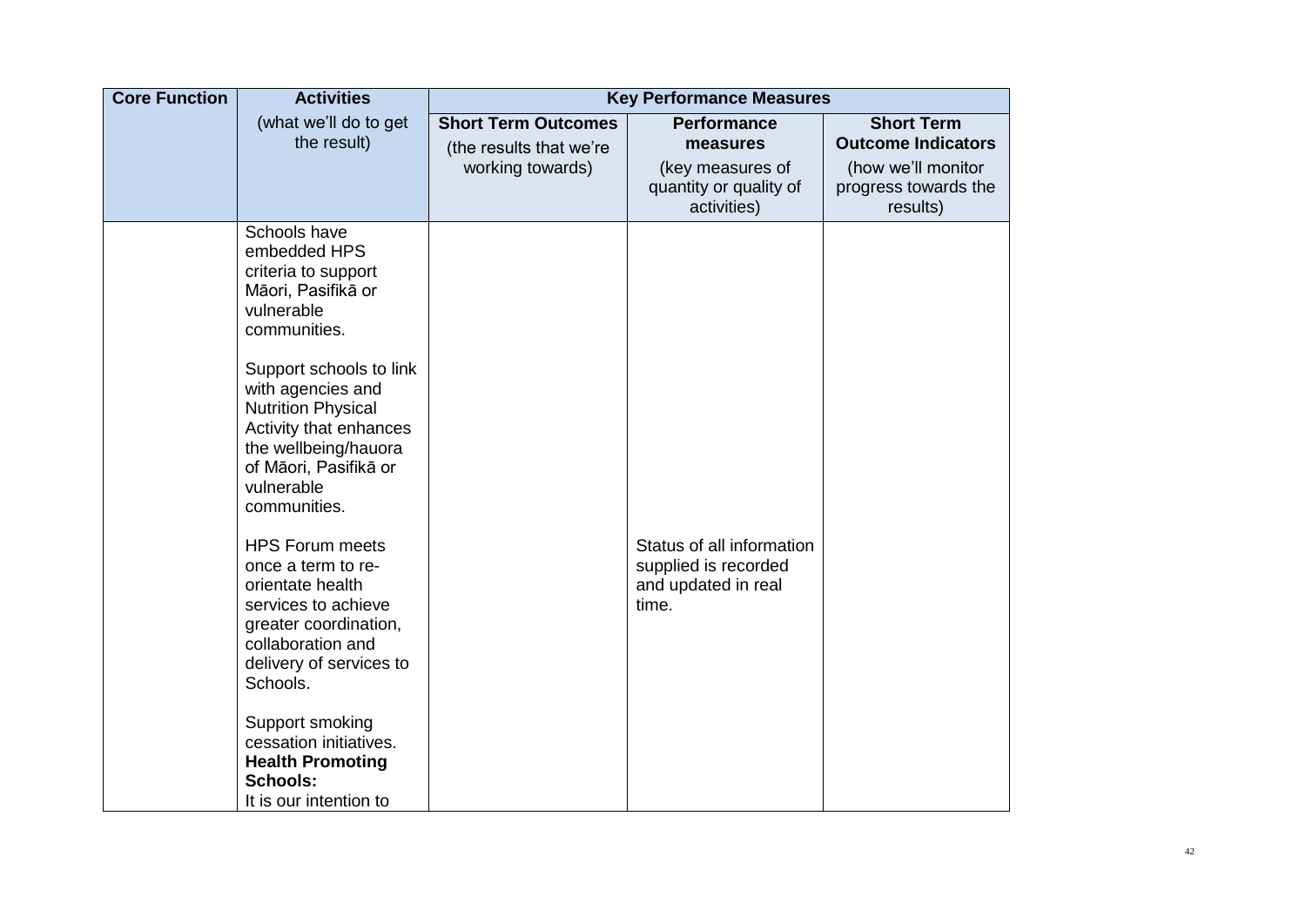| Core Function | Activities | Key Performance Measures | | |
|---|---|---|---|---|
| | (what we'll do to get the result) | **Short Term Outcomes** (the results that we're working towards) | **Performance measures** (key measures of quantity or quality of activities) | **Short Term Outcome Indicators** (how we'll monitor progress towards the results) |
| | Schools have embedded HPS criteria to support Māori, Pasifikā or vulnerable communities.<br><br>Support schools to link with agencies and Nutrition Physical Activity that enhances the wellbeing/hauora of Māori, Pasifikā or vulnerable communities.<br><br>HPS Forum meets once a term to re-orientate health services to achieve greater coordination, collaboration and delivery of services to Schools.<br><br>Support smoking cessation initiatives.<br>**Health Promoting Schools:**<br>It is our intention to | | Status of all information supplied is recorded and updated in real time. | |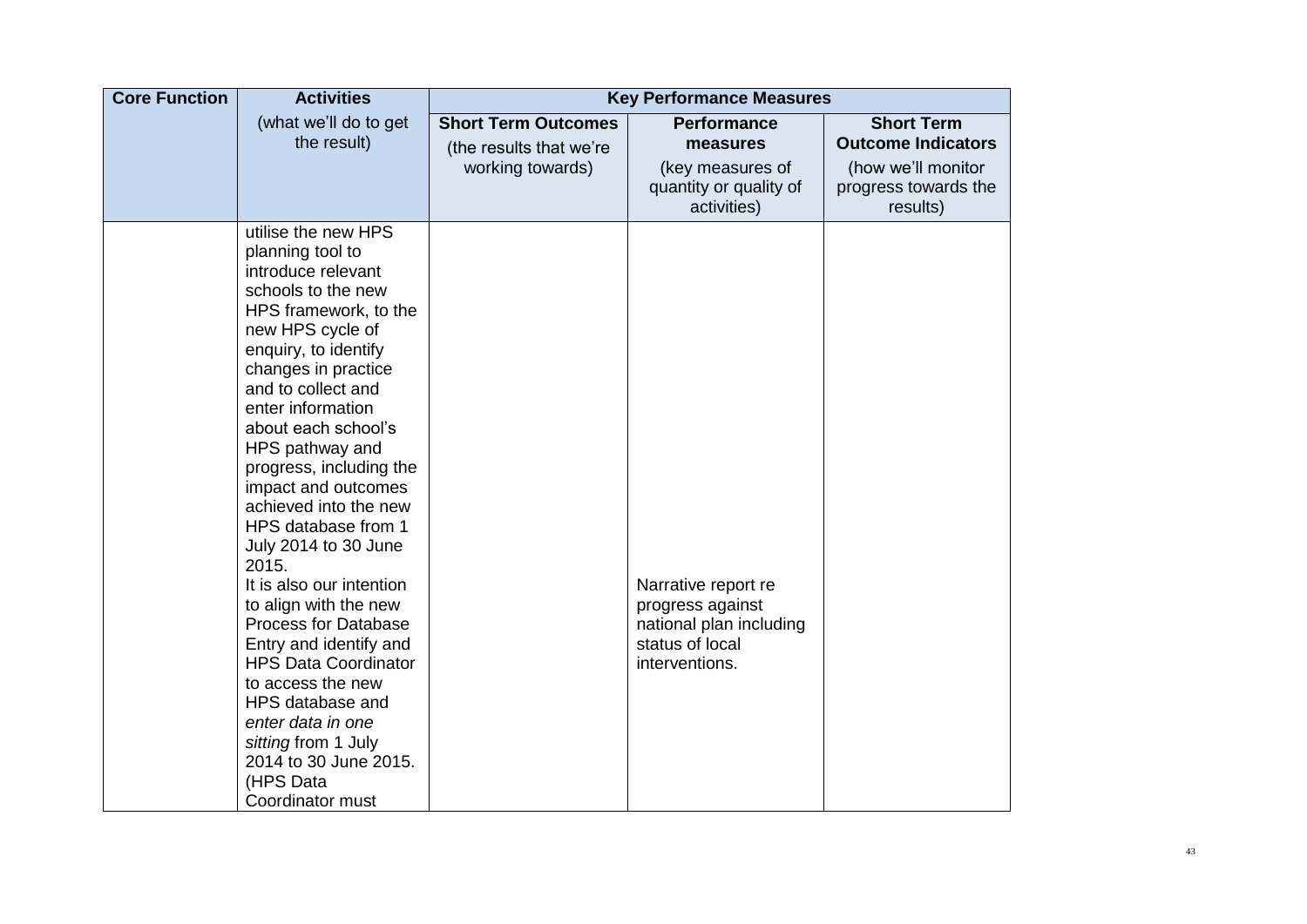| Core Function | Activities | Key Performance Measures | | |
|---|---|---|---|---|
| | (what we'll do to get the result) | **Short Term Outcomes** (the results that we're working towards) | **Performance measures** (key measures of quantity or quality of activities) | **Short Term Outcome Indicators** (how we'll monitor progress towards the results) |
| | utilise the new HPS planning tool to introduce relevant schools to the new HPS framework, to the new HPS cycle of enquiry, to identify changes in practice and to collect and enter information about each school's HPS pathway and progress, including the impact and outcomes achieved into the new HPS database from 1 July 2014 to 30 June 2015.<br>It is also our intention to align with the new Process for Database Entry and identify and HPS Data Coordinator to access the new HPS database and *enter data in one sitting* from 1 July 2014 to 30 June 2015. (HPS Data Coordinator must | | Narrative report re progress against national plan including status of local interventions. | |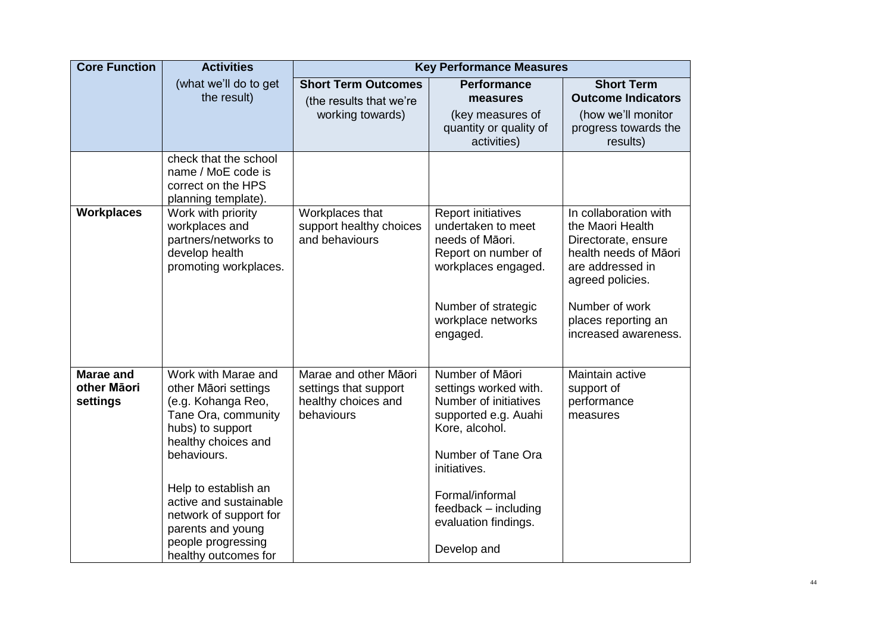| Core Function | Activities | Key Performance Measures | | |
|---|---|---|---|---|
| | (what we'll do to get the result) | **Short Term Outcomes** (the results that we're working towards) | **Performance measures** (key measures of quantity or quality of activities) | **Short Term Outcome Indicators** (how we'll monitor progress towards the results) |
| | check that the school name / MoE code is correct on the HPS planning template). | | | |
| **Workplaces** | Work with priority workplaces and partners/networks to develop health promoting workplaces. | Workplaces that support healthy choices and behaviours | Report initiatives undertaken to meet needs of Māori. Report on number of workplaces engaged.<br><br>Number of strategic workplace networks engaged. | In collaboration with the Maori Health Directorate, ensure health needs of Māori are addressed in agreed policies.<br><br>Number of work places reporting an increased awareness. |
| **Marae and other Māori settings** | Work with Marae and other Māori settings (e.g. Kohanga Reo, Tane Ora, community hubs) to support healthy choices and behaviours.<br><br>Help to establish an active and sustainable network of support for parents and young people progressing healthy outcomes for | Marae and other Māori settings that support healthy choices and behaviours | Number of Māori settings worked with. Number of initiatives supported e.g. Auahi Kore, alcohol.<br><br>Number of Tane Ora initiatives.<br><br>Formal/informal feedback – including evaluation findings.<br><br>Develop and | Maintain active support of performance measures |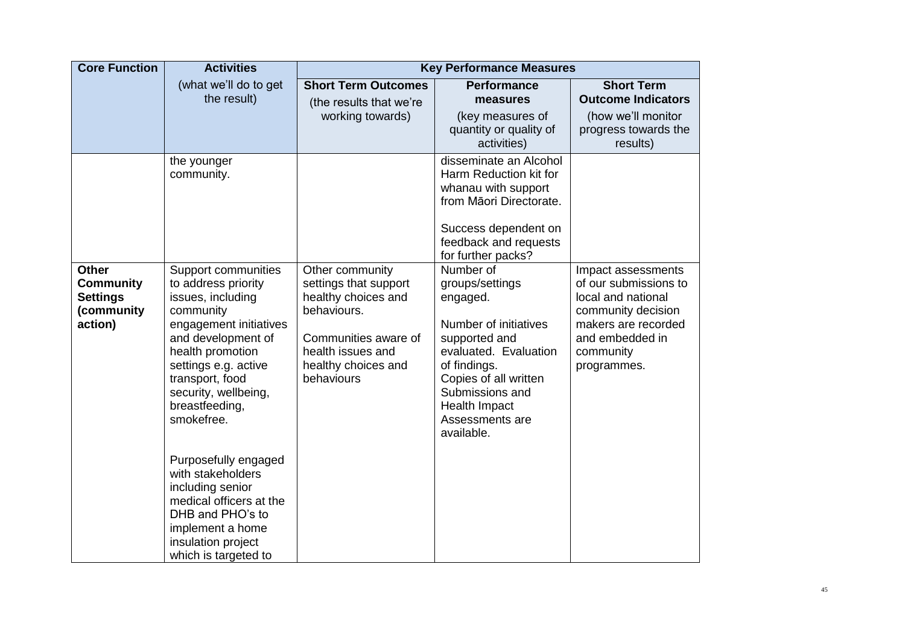| Core Function | Activities (what we'll do to get the result) | Key Performance Measures | | |
|---|---|---|---|---|
| | | **Short Term Outcomes** (the results that we're working towards) | **Performance measures** (key measures of quantity or quality of activities) | **Short Term Outcome Indicators** (how we'll monitor progress towards the results) |
| | the younger community. | | disseminate an Alcohol Harm Reduction kit for whanau with support from Māori Directorate.<br><br>Success dependent on feedback and requests for further packs? | |
| **Other Community Settings (community action)** | Support communities to address priority issues, including community engagement initiatives and development of health promotion settings e.g. active transport, food security, wellbeing, breastfeeding, smokefree.<br><br>Purposefully engaged with stakeholders including senior medical officers at the DHB and PHO's to implement a home insulation project which is targeted to | Other community settings that support healthy choices and behaviours.<br><br>Communities aware of health issues and healthy choices and behaviours | Number of groups/settings engaged.<br><br>Number of initiatives supported and evaluated. Evaluation of findings.<br>Copies of all written Submissions and Health Impact Assessments are available. | Impact assessments of our submissions to local and national community decision makers are recorded and embedded in community programmes. |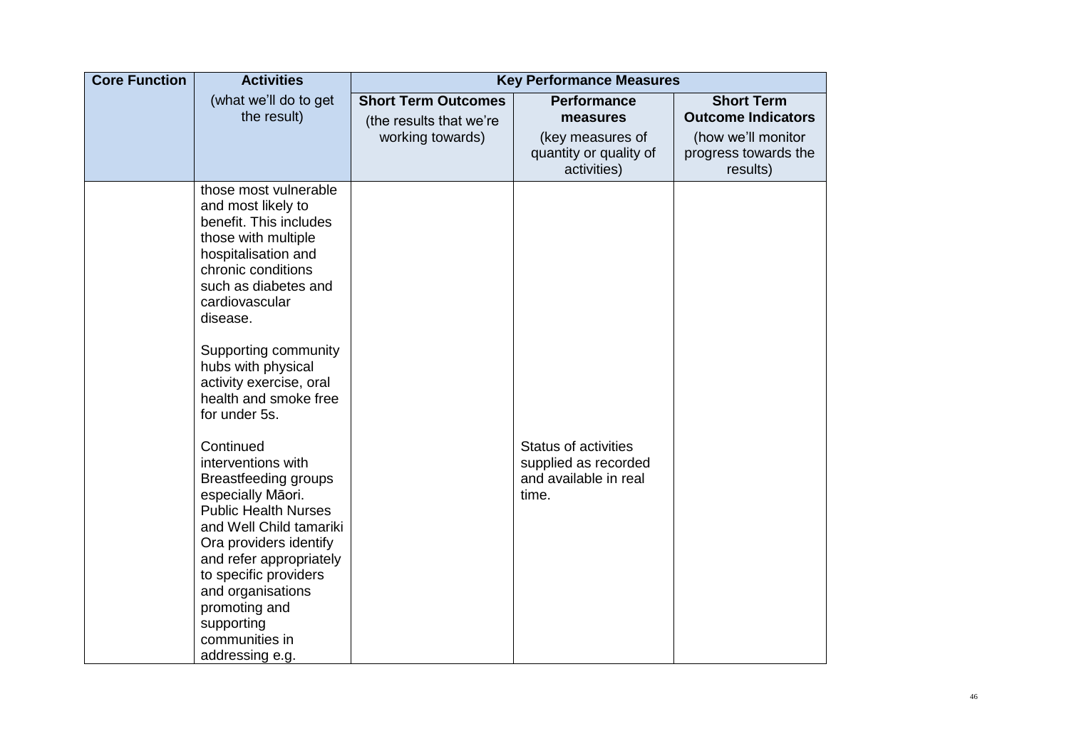| Core Function | Activities (what we'll do to get the result) | Key Performance Measures | | |
|---|---|---|---|---|
| | | **Short Term Outcomes** (the results that we're working towards) | **Performance measures** (key measures of quantity or quality of activities) | **Short Term Outcome Indicators** (how we'll monitor progress towards the results) |
| | those most vulnerable and most likely to benefit. This includes those with multiple hospitalisation and chronic conditions such as diabetes and cardiovascular disease.<br><br>Supporting community hubs with physical activity exercise, oral health and smoke free for under 5s.<br><br>Continued interventions with Breastfeeding groups especially Māori. Public Health Nurses and Well Child tamariki Ora providers identify and refer appropriately to specific providers and organisations promoting and supporting communities in addressing e.g. | | Status of activities supplied as recorded and available in real time. | |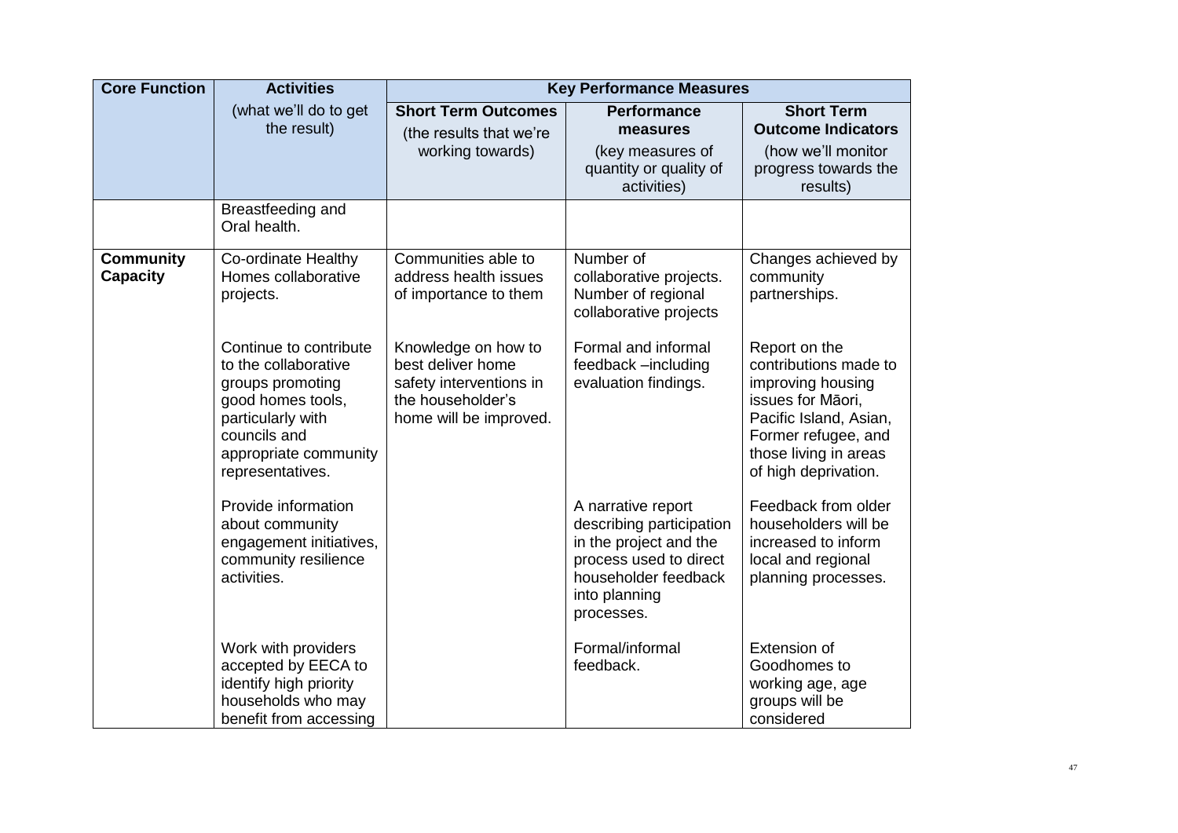| Core Function | Activities (what we'll do to get the result) | Key Performance Measures | | |
|---|---|---|---|---|
| | | **Short Term Outcomes** (the results that we're working towards) | **Performance measures** (key measures of quantity or quality of activities) | **Short Term Outcome Indicators** (how we'll monitor progress towards the results) |
| | Breastfeeding and Oral health. | | | |
| **Community Capacity** | Co-ordinate Healthy Homes collaborative projects. | Communities able to address health issues of importance to them | Number of collaborative projects. Number of regional collaborative projects | Changes achieved by community partnerships. |
| | Continue to contribute to the collaborative groups promoting good homes tools, particularly with councils and appropriate community representatives. | Knowledge on how to best deliver home safety interventions in the householder's home will be improved. | Formal and informal feedback –including evaluation findings. | Report on the contributions made to improving housing issues for Māori, Pacific Island, Asian, Former refugee, and those living in areas of high deprivation. |
| | Provide information about community engagement initiatives, community resilience activities. | | A narrative report describing participation in the project and the process used to direct householder feedback into planning processes. | Feedback from older householders will be increased to inform local and regional planning processes. |
| | Work with providers accepted by EECA to identify high priority households who may benefit from accessing | | Formal/informal feedback. | Extension of Goodhomes to working age, age groups will be considered |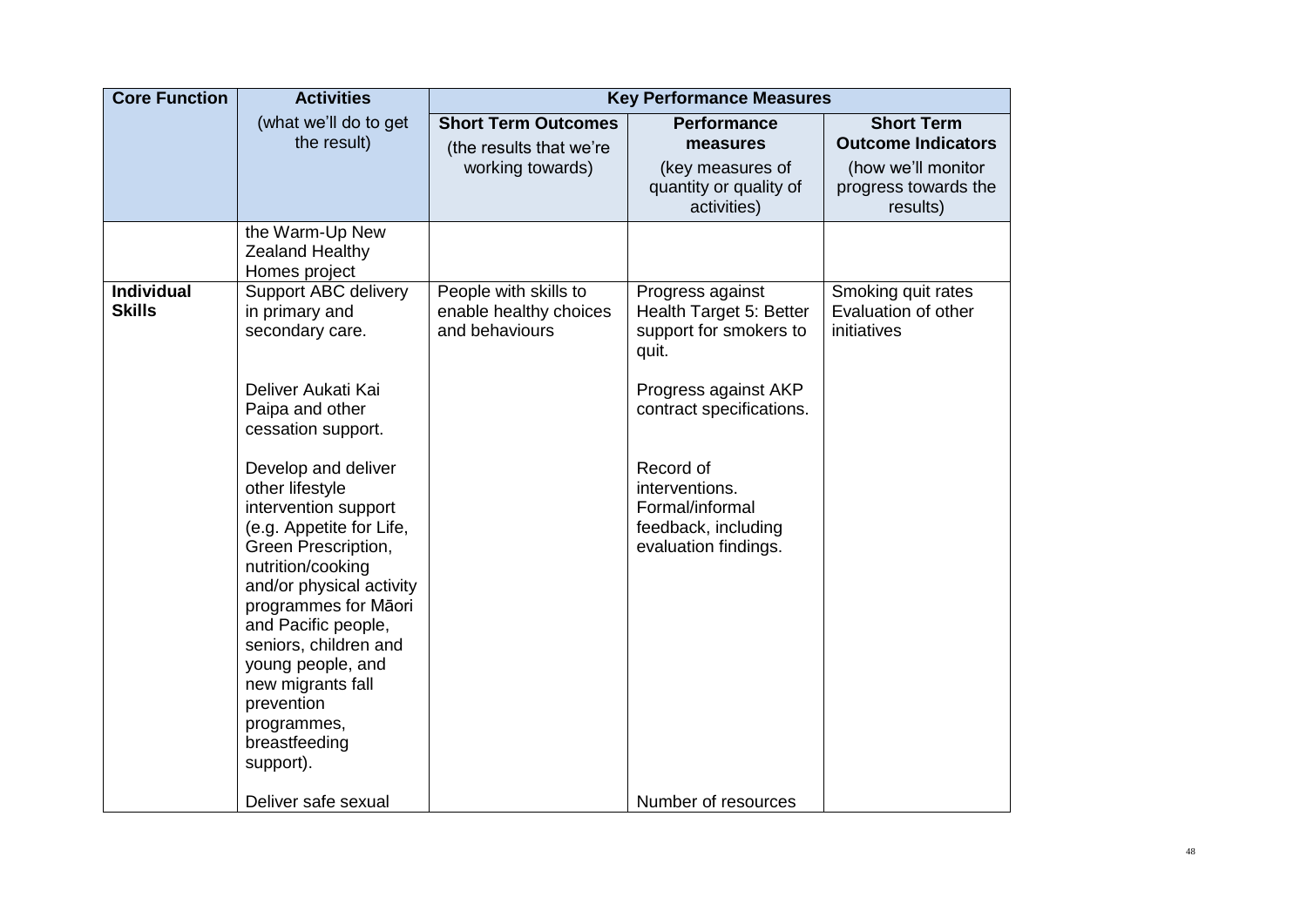| Core Function | Activities (what we'll do to get the result) | Key Performance Measures | | |
|---|---|---|---|---|
| | | **Short Term Outcomes** (the results that we're working towards) | **Performance measures** (key measures of quantity or quality of activities) | **Short Term Outcome Indicators** (how we'll monitor progress towards the results) |
| | the Warm-Up New Zealand Healthy Homes project | | | |
| **Individual Skills** | Support ABC delivery in primary and secondary care.<br><br>Deliver Aukati Kai Paipa and other cessation support.<br><br>Develop and deliver other lifestyle intervention support (e.g. Appetite for Life, Green Prescription, nutrition/cooking and/or physical activity programmes for Māori and Pacific people, seniors, children and young people, and new migrants fall prevention programmes, breastfeeding support).<br><br>Deliver safe sexual | People with skills to enable healthy choices and behaviours | Progress against Health Target 5: Better support for smokers to quit.<br><br>Progress against AKP contract specifications.<br><br>Record of interventions. Formal/informal feedback, including evaluation findings.<br><br>Number of resources | Smoking quit rates<br>Evaluation of other initiatives |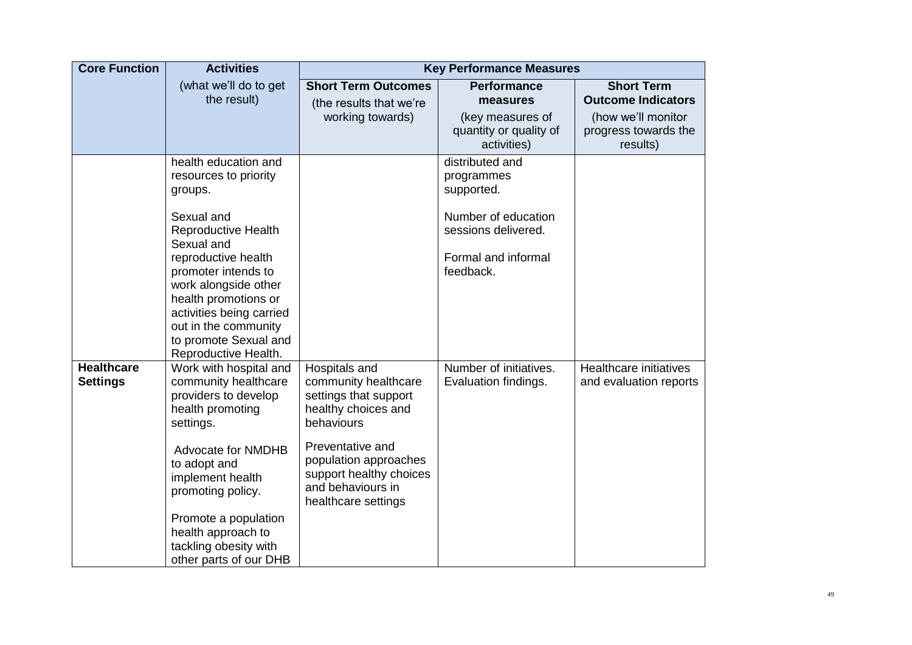| Core Function | Activities | Key Performance Measures | | |
|---|---|---|---|---|
| | (what we'll do to get the result) | **Short Term Outcomes** (the results that we're working towards) | **Performance measures** (key measures of quantity or quality of activities) | **Short Term Outcome Indicators** (how we'll monitor progress towards the results) |
| | health education and resources to priority groups.<br><br>Sexual and Reproductive Health<br>Sexual and reproductive health promoter intends to work alongside other health promotions or activities being carried out in the community to promote Sexual and Reproductive Health. | | distributed and programmes supported.<br><br>Number of education sessions delivered.<br><br>Formal and informal feedback. | |
| **Healthcare Settings** | Work with hospital and community healthcare providers to develop health promoting settings.<br><br>Advocate for NMDHB to adopt and implement health promoting policy.<br><br>Promote a population health approach to tackling obesity with other parts of our DHB | Hospitals and community healthcare settings that support healthy choices and behaviours<br><br>Preventative and population approaches support healthy choices and behaviours in healthcare settings | Number of initiatives.<br>Evaluation findings. | Healthcare initiatives and evaluation reports |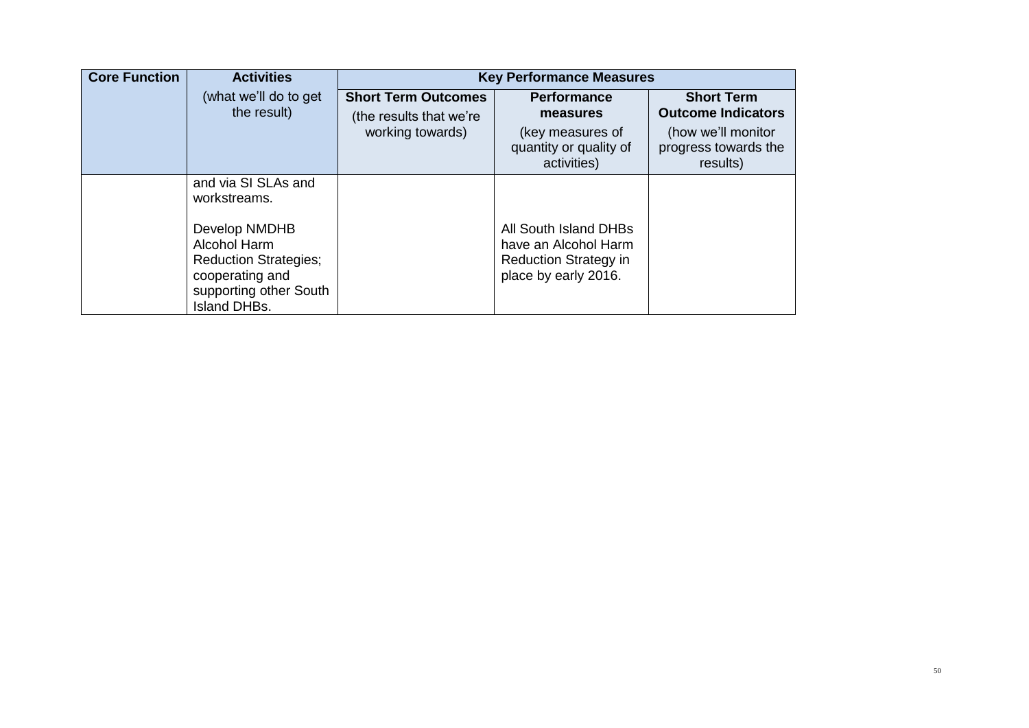| Core Function | Activities (what we'll do to get the result) | Key Performance Measures | | |
|---|---|---|---|---|
| | | **Short Term Outcomes** (the results that we're working towards) | **Performance measures** (key measures of quantity or quality of activities) | **Short Term Outcome Indicators** (how we'll monitor progress towards the results) |
| | and via SI SLAs and workstreams.<br><br>Develop NMDHB Alcohol Harm Reduction Strategies; cooperating and supporting other South Island DHBs. | | All South Island DHBs have an Alcohol Harm Reduction Strategy in place by early 2016. | |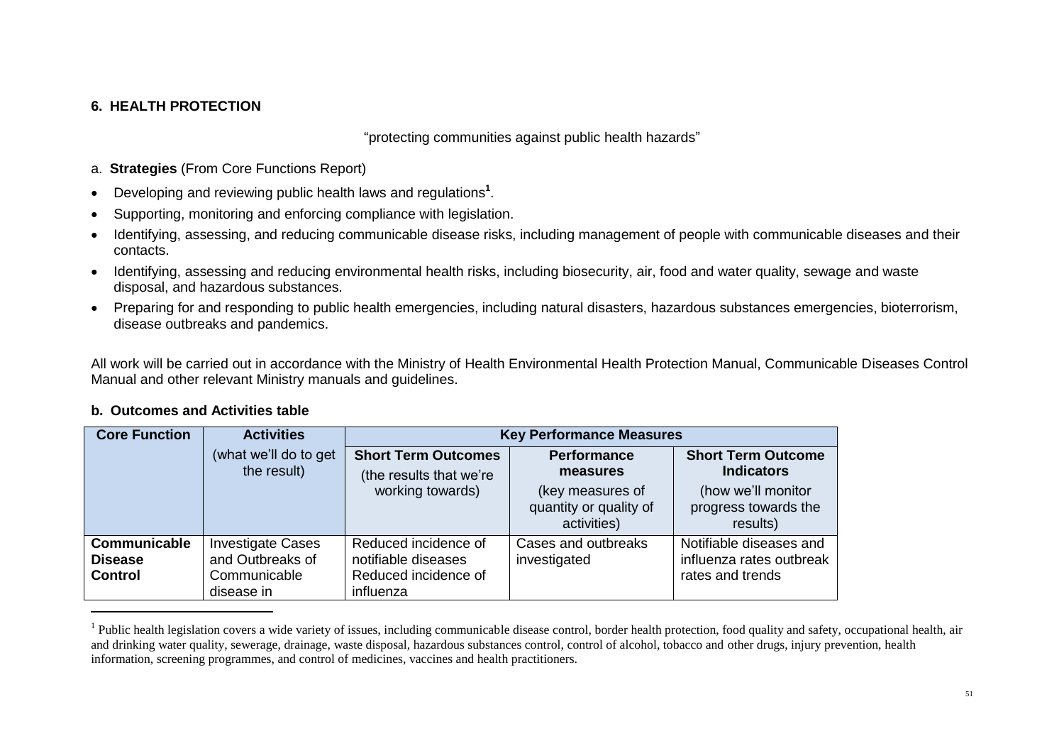## 6. HEALTH PROTECTION

"protecting communities against public health hazards"

a. **Strategies** (From Core Functions Report)

- Developing and reviewing public health laws and regulations[1].
- Supporting, monitoring and enforcing compliance with legislation.
- Identifying, assessing, and reducing communicable disease risks, including management of people with communicable diseases and their contacts.
- Identifying, assessing and reducing environmental health risks, including biosecurity, air, food and water quality, sewage and waste disposal, and hazardous substances.
- Preparing for and responding to public health emergencies, including natural disasters, hazardous substances emergencies, bioterrorism, disease outbreaks and pandemics.

All work will be carried out in accordance with the Ministry of Health Environmental Health Protection Manual, Communicable Diseases Control Manual and other relevant Ministry manuals and guidelines.

**b. Outcomes and Activities table**

| **Core Function** | **Activities** (what we'll do to get the result) | **Key Performance Measures** | | |
|---|---|---|---|---|
| | | **Short Term Outcomes** (the results that we're working towards) | **Performance measures** (key measures of quantity or quality of activities) | **Short Term Outcome Indicators** (how we'll monitor progress towards the results) |
| **Communicable Disease Control** | Investigate Cases and Outbreaks of Communicable disease in | Reduced incidence of notifiable diseases<br>Reduced incidence of influenza | Cases and outbreaks investigated | Notifiable diseases and influenza rates outbreak rates and trends |

[1] Public health legislation covers a wide variety of issues, including communicable disease control, border health protection, food quality and safety, occupational health, air and drinking water quality, sewerage, drainage, waste disposal, hazardous substances control, control of alcohol, tobacco and other drugs, injury prevention, health information, screening programmes, and control of medicines, vaccines and health practitioners.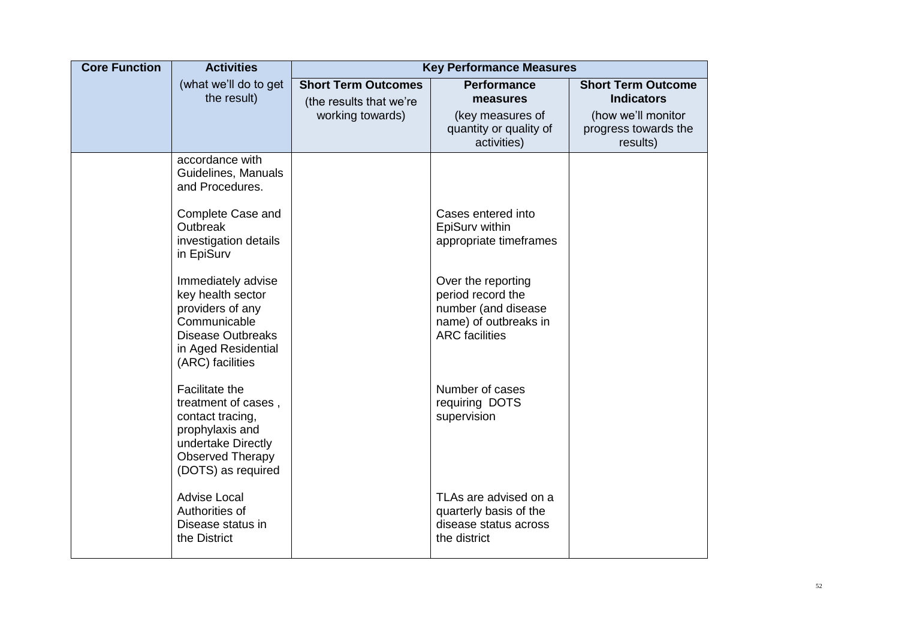| Core Function | Activities (what we'll do to get the result) | Key Performance Measures | | |
|---|---|---|---|---|
| | | **Short Term Outcomes** (the results that we're working towards) | **Performance measures** (key measures of quantity or quality of activities) | **Short Term Outcome Indicators** (how we'll monitor progress towards the results) |
| | accordance with Guidelines, Manuals and Procedures. | | | |
| | Complete Case and Outbreak investigation details in EpiSurv | | Cases entered into EpiSurv within appropriate timeframes | |
| | Immediately advise key health sector providers of any Communicable Disease Outbreaks in Aged Residential (ARC) facilities | | Over the reporting period record the number (and disease name) of outbreaks in ARC facilities | |
| | Facilitate the treatment of cases , contact tracing, prophylaxis and undertake Directly Observed Therapy (DOTS) as required | | Number of cases requiring DOTS supervision | |
| | Advise Local Authorities of Disease status in the District | | TLAs are advised on a quarterly basis of the disease status across the district | |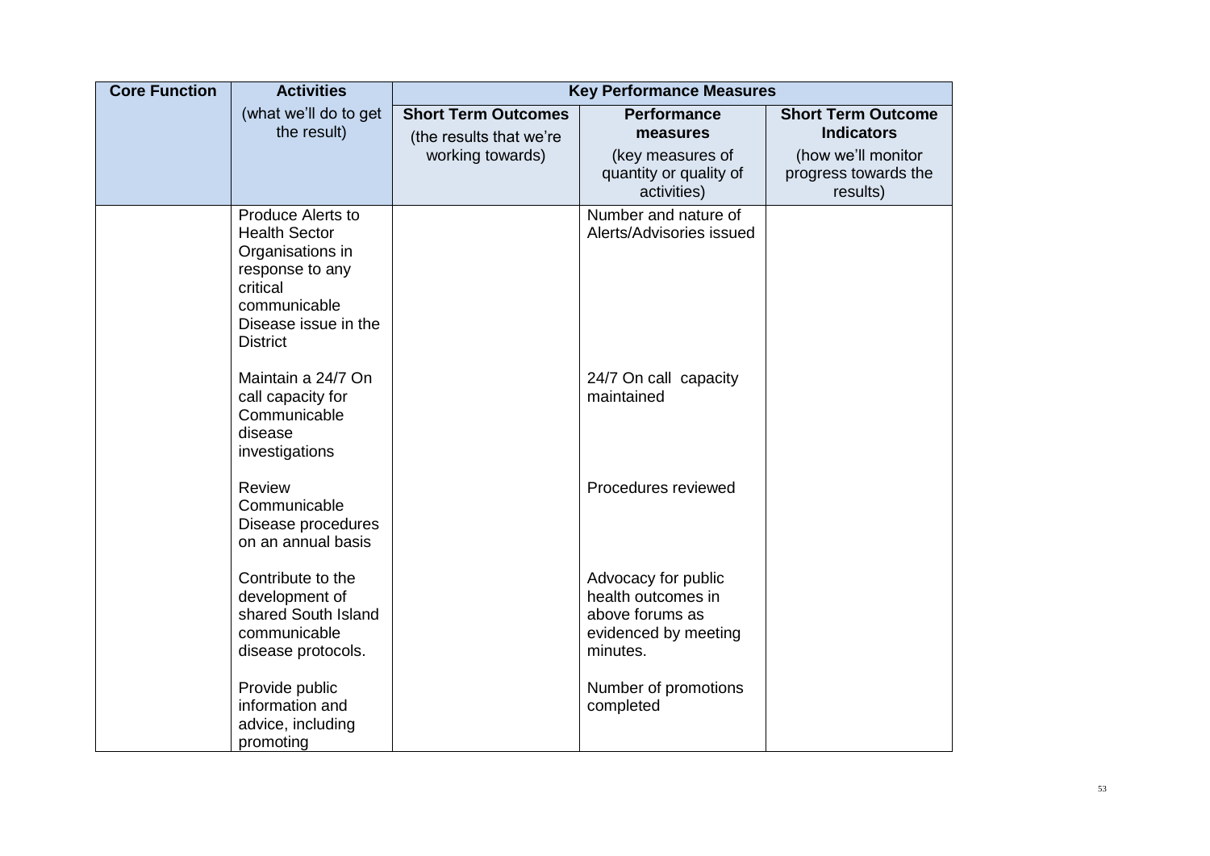| Core Function | Activities (what we'll do to get the result) | Key Performance Measures | | |
|---|---|---|---|---|
| | | **Short Term Outcomes** (the results that we're working towards) | **Performance measures** (key measures of quantity or quality of activities) | **Short Term Outcome Indicators** (how we'll monitor progress towards the results) |
| | Produce Alerts to Health Sector Organisations in response to any critical communicable Disease issue in the District | | Number and nature of Alerts/Advisories issued | |
| | Maintain a 24/7 On call capacity for Communicable disease investigations | | 24/7 On call capacity maintained | |
| | Review Communicable Disease procedures on an annual basis | | Procedures reviewed | |
| | Contribute to the development of shared South Island communicable disease protocols. | | Advocacy for public health outcomes in above forums as evidenced by meeting minutes. | |
| | Provide public information and advice, including promoting | | Number of promotions completed | |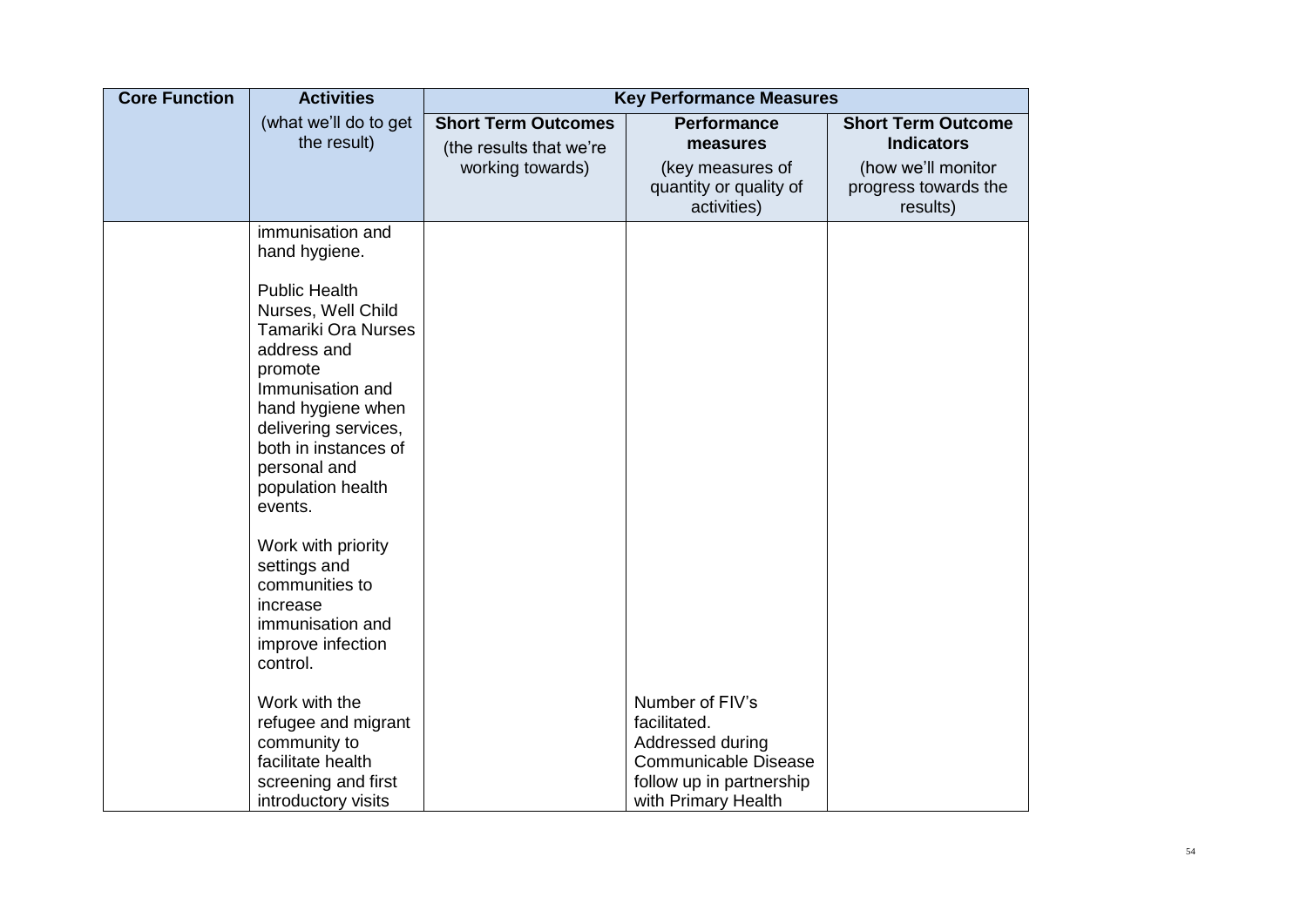| Core Function | Activities (what we'll do to get the result) | Key Performance Measures | | |
|---|---|---|---|---|
| | | **Short Term Outcomes** (the results that we're working towards) | **Performance measures** (key measures of quantity or quality of activities) | **Short Term Outcome Indicators** (how we'll monitor progress towards the results) |
| | immunisation and hand hygiene.<br><br>Public Health Nurses, Well Child Tamariki Ora Nurses address and promote Immunisation and hand hygiene when delivering services, both in instances of personal and population health events.<br><br>Work with priority settings and communities to increase immunisation and improve infection control.<br><br>Work with the refugee and migrant community to facilitate health screening and first introductory visits | | Number of FIV's facilitated.<br>Addressed during Communicable Disease follow up in partnership with Primary Health | |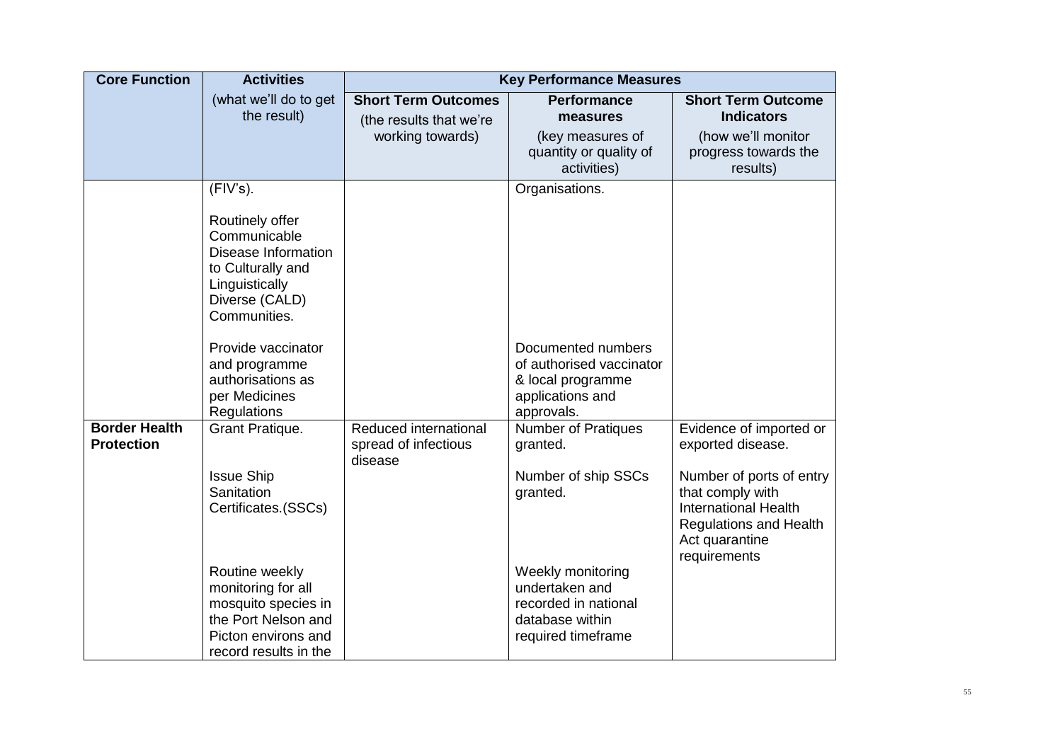| Core Function | Activities (what we'll do to get the result) | Key Performance Measures | | |
|---|---|---|---|---|
| | | **Short Term Outcomes** (the results that we're working towards) | **Performance measures** (key measures of quantity or quality of activities) | **Short Term Outcome Indicators** (how we'll monitor progress towards the results) |
| | (FIV's).<br><br>Routinely offer Communicable Disease Information to Culturally and Linguistically Diverse (CALD) Communities.<br><br>Provide vaccinator and programme authorisations as per Medicines Regulations | | Organisations.<br><br>Documented numbers of authorised vaccinator & local programme applications and approvals. | |
| **Border Health Protection** | Grant Pratique.<br><br>Issue Ship Sanitation Certificates.(SSCs)<br><br>Routine weekly monitoring for all mosquito species in the Port Nelson and Picton environs and record results in the | Reduced international spread of infectious disease | Number of Pratiques granted.<br><br>Number of ship SSCs granted.<br><br>Weekly monitoring undertaken and recorded in national database within required timeframe | Evidence of imported or exported disease.<br><br>Number of ports of entry that comply with International Health Regulations and Health Act quarantine requirements |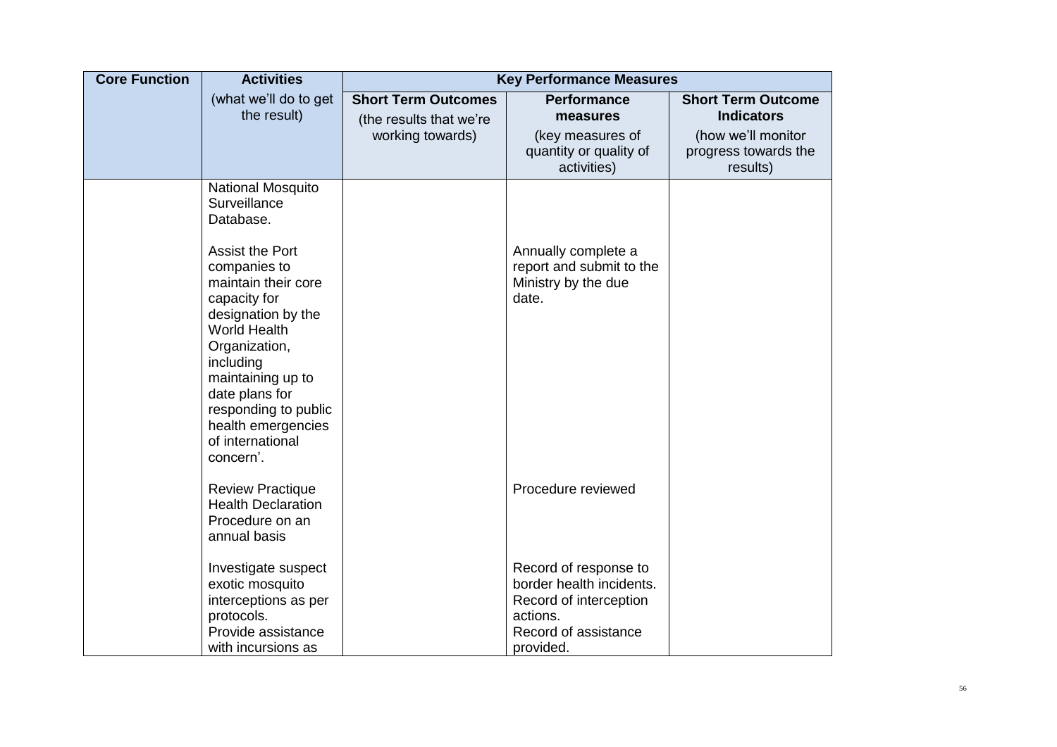| Core Function | Activities (what we'll do to get the result) | Key Performance Measures | | |
|---|---|---|---|---|
| | | **Short Term Outcomes** (the results that we're working towards) | **Performance measures** (key measures of quantity or quality of activities) | **Short Term Outcome Indicators** (how we'll monitor progress towards the results) |
| | National Mosquito Surveillance Database. | | | |
| | Assist the Port companies to maintain their core capacity for designation by the World Health Organization, including maintaining up to date plans for responding to public health emergencies of international concern'. | | Annually complete a report and submit to the Ministry by the due date. | |
| | Review Practique Health Declaration Procedure on an annual basis | | Procedure reviewed | |
| | Investigate suspect exotic mosquito interceptions as per protocols. Provide assistance with incursions as | | Record of response to border health incidents. Record of interception actions. Record of assistance provided. | |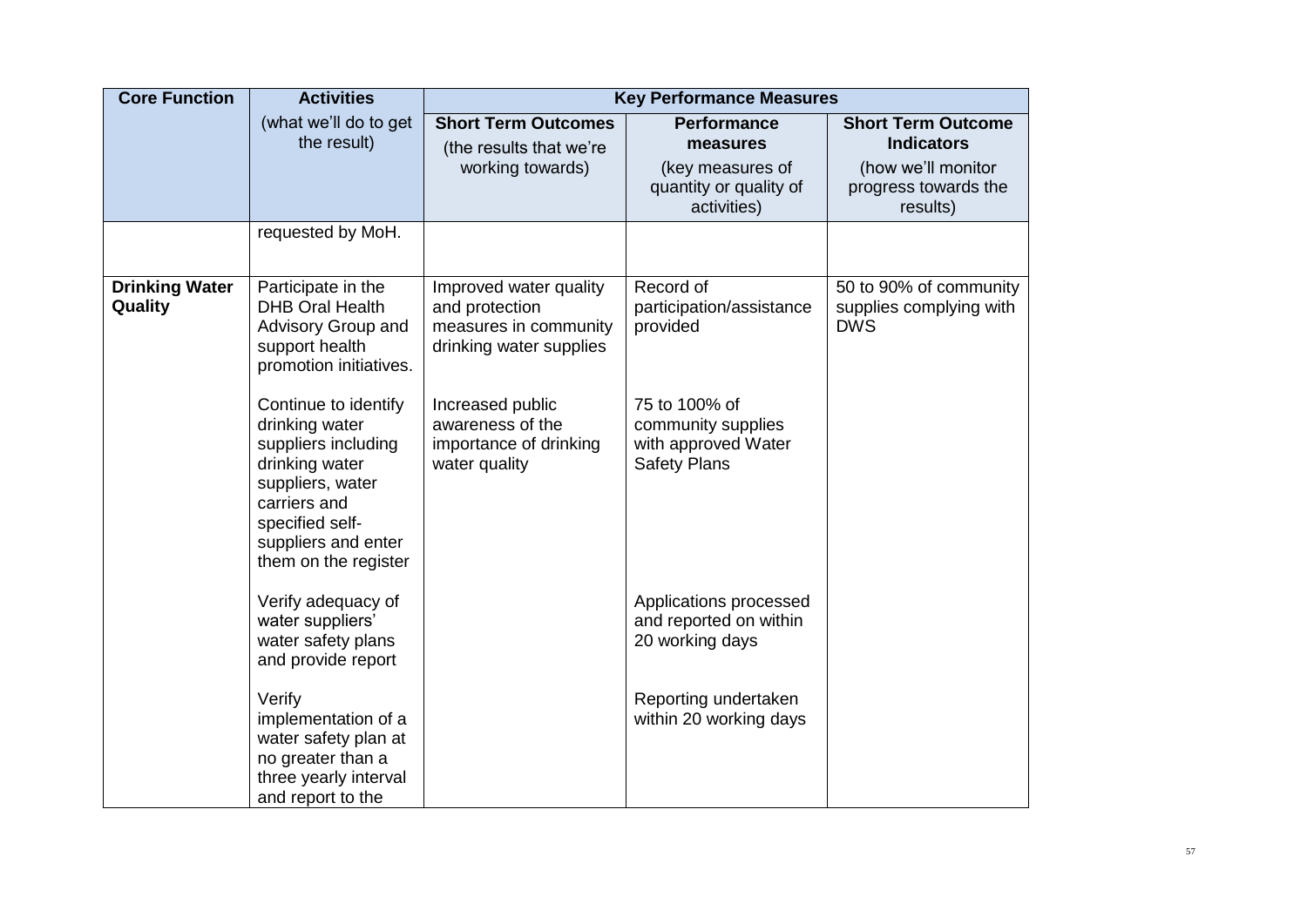| Core Function | Activities (what we'll do to get the result) | Key Performance Measures | | |
|---|---|---|---|---|
| | | **Short Term Outcomes** (the results that we're working towards) | **Performance measures** (key measures of quantity or quality of activities) | **Short Term Outcome Indicators** (how we'll monitor progress towards the results) |
| | requested by MoH. | | | |
| **Drinking Water Quality** | Participate in the DHB Oral Health Advisory Group and support health promotion initiatives. | Improved water quality and protection measures in community drinking water supplies | Record of participation/assistance provided | 50 to 90% of community supplies complying with DWS |
| | Continue to identify drinking water suppliers including drinking water suppliers, water carriers and specified self-suppliers and enter them on the register | Increased public awareness of the importance of drinking water quality | 75 to 100% of community supplies with approved Water Safety Plans | |
| | Verify adequacy of water suppliers' water safety plans and provide report | | Applications processed and reported on within 20 working days | |
| | Verify implementation of a water safety plan at no greater than a three yearly interval and report to the | | Reporting undertaken within 20 working days | |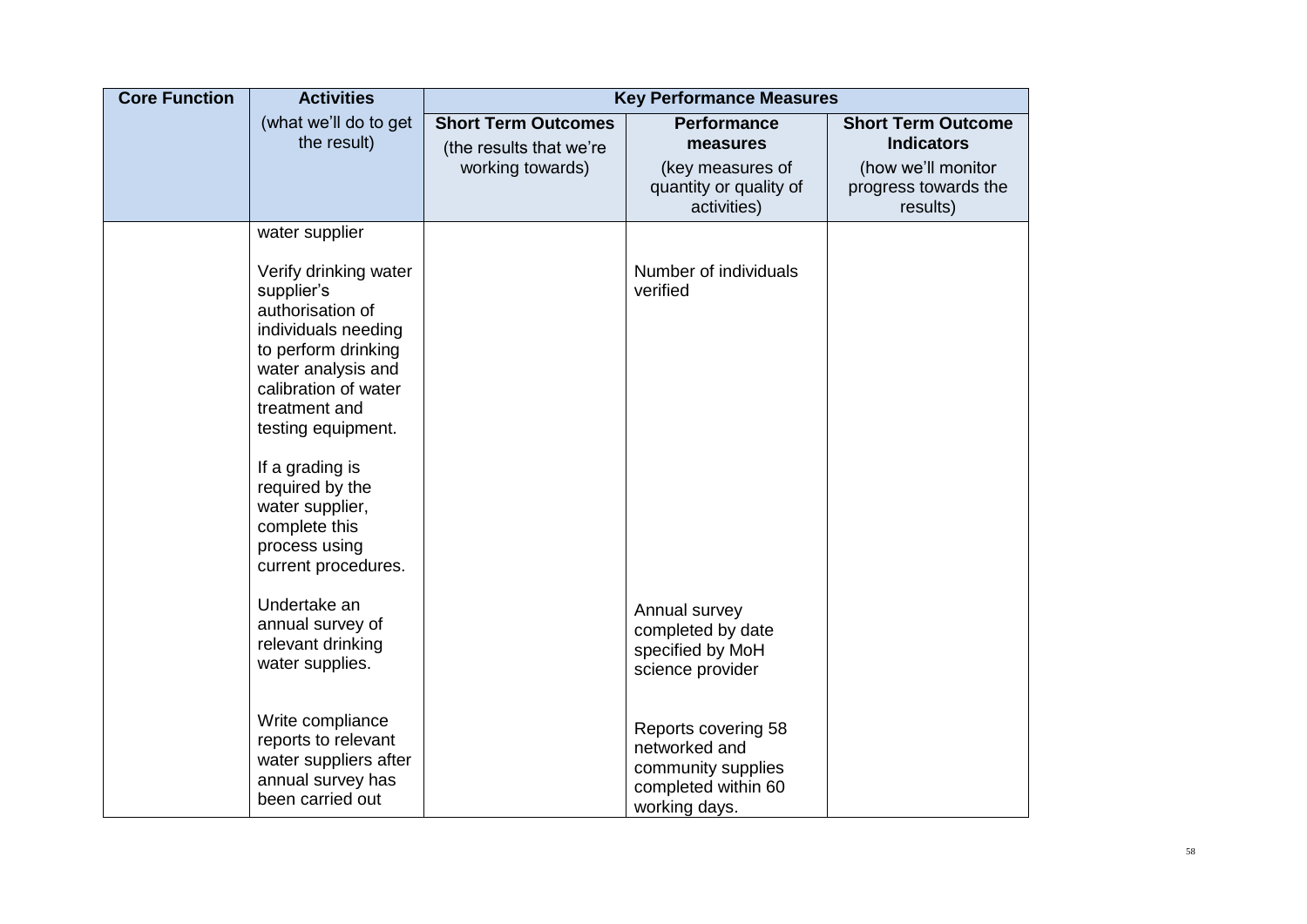| Core Function | Activities (what we'll do to get the result) | Key Performance Measures | | |
|---|---|---|---|---|
| | | **Short Term Outcomes** (the results that we're working towards) | **Performance measures** (key measures of quantity or quality of activities) | **Short Term Outcome Indicators** (how we'll monitor progress towards the results) |
| | water supplier | | | |
| | Verify drinking water supplier's authorisation of individuals needing to perform drinking water analysis and calibration of water treatment and testing equipment. | | Number of individuals verified | |
| | If a grading is required by the water supplier, complete this process using current procedures. | | | |
| | Undertake an annual survey of relevant drinking water supplies. | | Annual survey completed by date specified by MoH science provider | |
| | Write compliance reports to relevant water suppliers after annual survey has been carried out | | Reports covering 58 networked and community supplies completed within 60 working days. | |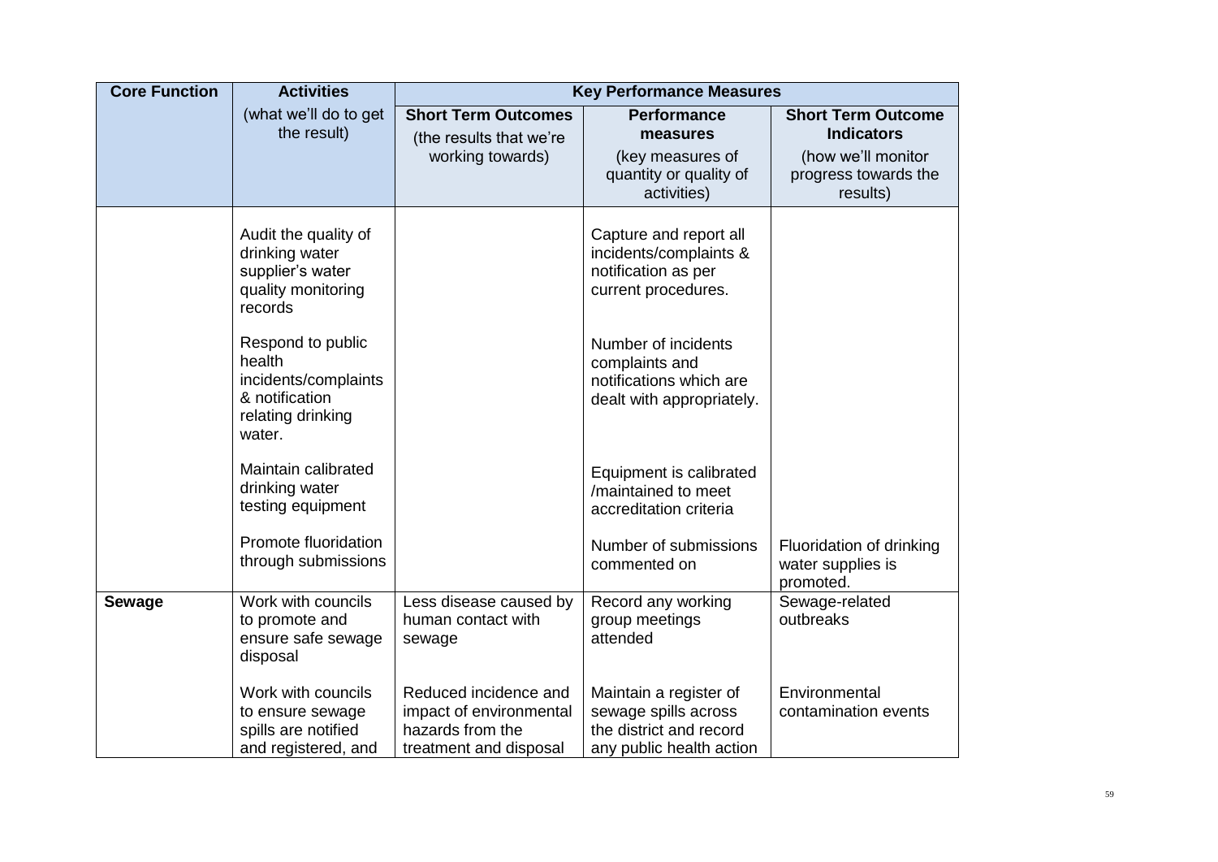| Core Function | Activities (what we'll do to get the result) | Key Performance Measures | | |
|---|---|---|---|---|
| | | **Short Term Outcomes** (the results that we're working towards) | **Performance measures** (key measures of quantity or quality of activities) | **Short Term Outcome Indicators** (how we'll monitor progress towards the results) |
| | Audit the quality of drinking water supplier's water quality monitoring records | | Capture and report all incidents/complaints & notification as per current procedures. | |
| | Respond to public health incidents/complaints & notification relating drinking water. | | Number of incidents complaints and notifications which are dealt with appropriately. | |
| | Maintain calibrated drinking water testing equipment | | Equipment is calibrated /maintained to meet accreditation criteria | |
| | Promote fluoridation through submissions | | Number of submissions commented on | Fluoridation of drinking water supplies is promoted. |
| **Sewage** | Work with councils to promote and ensure safe sewage disposal | Less disease caused by human contact with sewage | Record any working group meetings attended | Sewage-related outbreaks |
| | Work with councils to ensure sewage spills are notified and registered, and | Reduced incidence and impact of environmental hazards from the treatment and disposal | Maintain a register of sewage spills across the district and record any public health action | Environmental contamination events |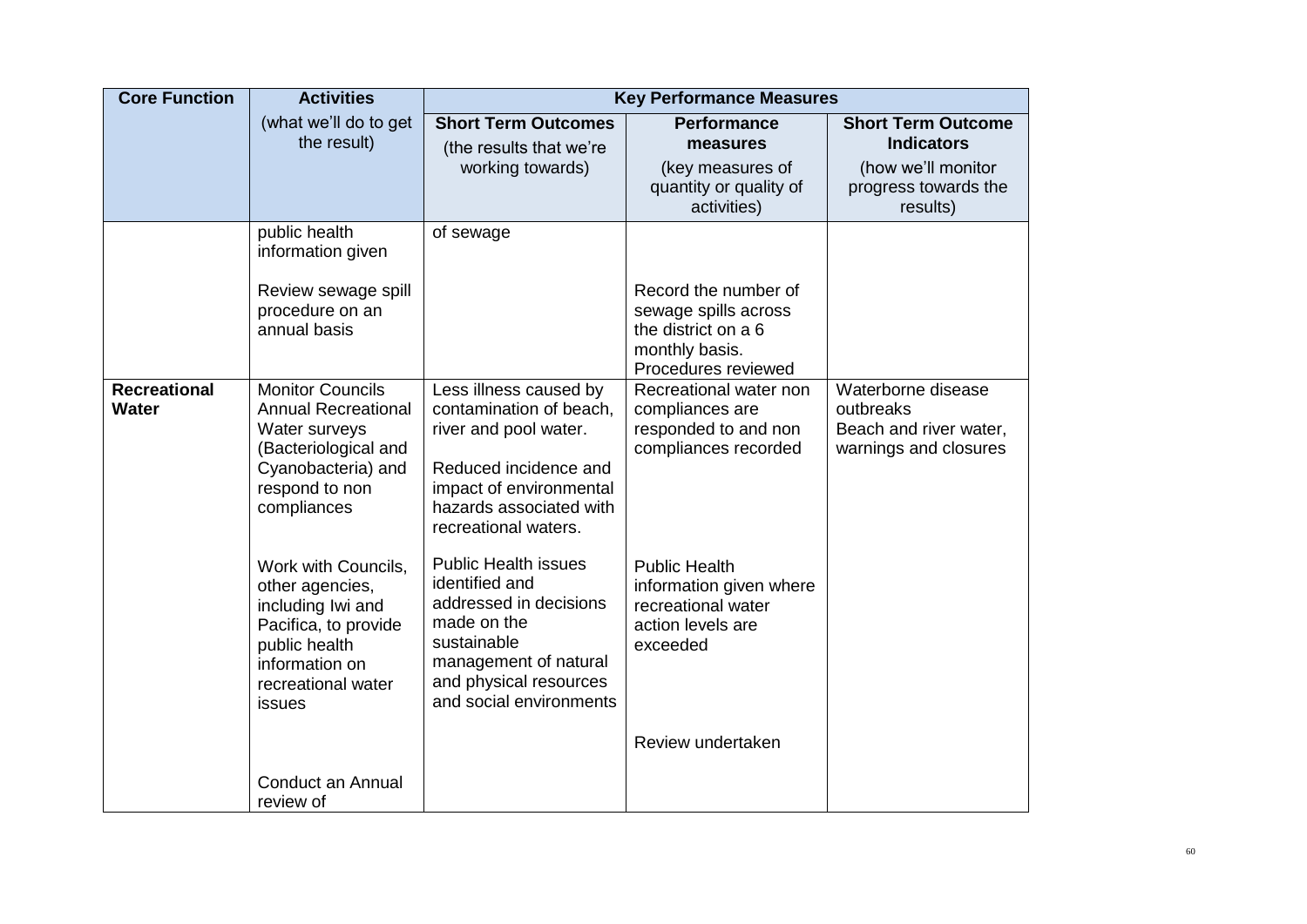| Core Function | Activities (what we'll do to get the result) | Key Performance Measures | | |
|---|---|---|---|---|
| | | **Short Term Outcomes** (the results that we're working towards) | **Performance measures** (key measures of quantity or quality of activities) | **Short Term Outcome Indicators** (how we'll monitor progress towards the results) |
| | public health information given<br><br>Review sewage spill procedure on an annual basis | of sewage | Record the number of sewage spills across the district on a 6 monthly basis.<br>Procedures reviewed | |
| **Recreational Water** | Monitor Councils Annual Recreational Water surveys (Bacteriological and Cyanobacteria) and respond to non compliances<br><br>Work with Councils, other agencies, including Iwi and Pacifica, to provide public health information on recreational water issues<br><br>Conduct an Annual review of | Less illness caused by contamination of beach, river and pool water.<br><br>Reduced incidence and impact of environmental hazards associated with recreational waters.<br><br>Public Health issues identified and addressed in decisions made on the sustainable management of natural and physical resources and social environments | Recreational water non compliances are responded to and non compliances recorded<br><br>Public Health information given where recreational water action levels are exceeded<br><br>Review undertaken | Waterborne disease outbreaks<br>Beach and river water, warnings and closures |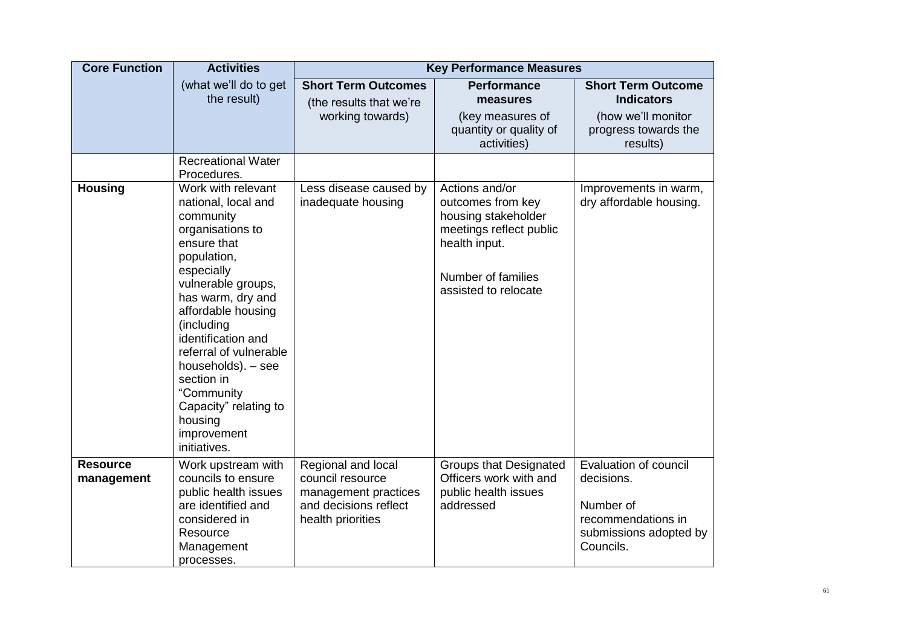| Core Function | Activities (what we'll do to get the result) | Key Performance Measures | | |
|---|---|---|---|---|
| | | **Short Term Outcomes** (the results that we're working towards) | **Performance measures** (key measures of quantity or quality of activities) | **Short Term Outcome Indicators** (how we'll monitor progress towards the results) |
| | Recreational Water Procedures. | | | |
| **Housing** | Work with relevant national, local and community organisations to ensure that population, especially vulnerable groups, has warm, dry and affordable housing (including identification and referral of vulnerable households). – see section in "Community Capacity" relating to housing improvement initiatives. | Less disease caused by inadequate housing | Actions and/or outcomes from key housing stakeholder meetings reflect public health input.<br><br>Number of families assisted to relocate | Improvements in warm, dry affordable housing. |
| **Resource management** | Work upstream with councils to ensure public health issues are identified and considered in Resource Management processes. | Regional and local council resource management practices and decisions reflect health priorities | Groups that Designated Officers work with and public health issues addressed | Evaluation of council decisions.<br><br>Number of recommendations in submissions adopted by Councils. |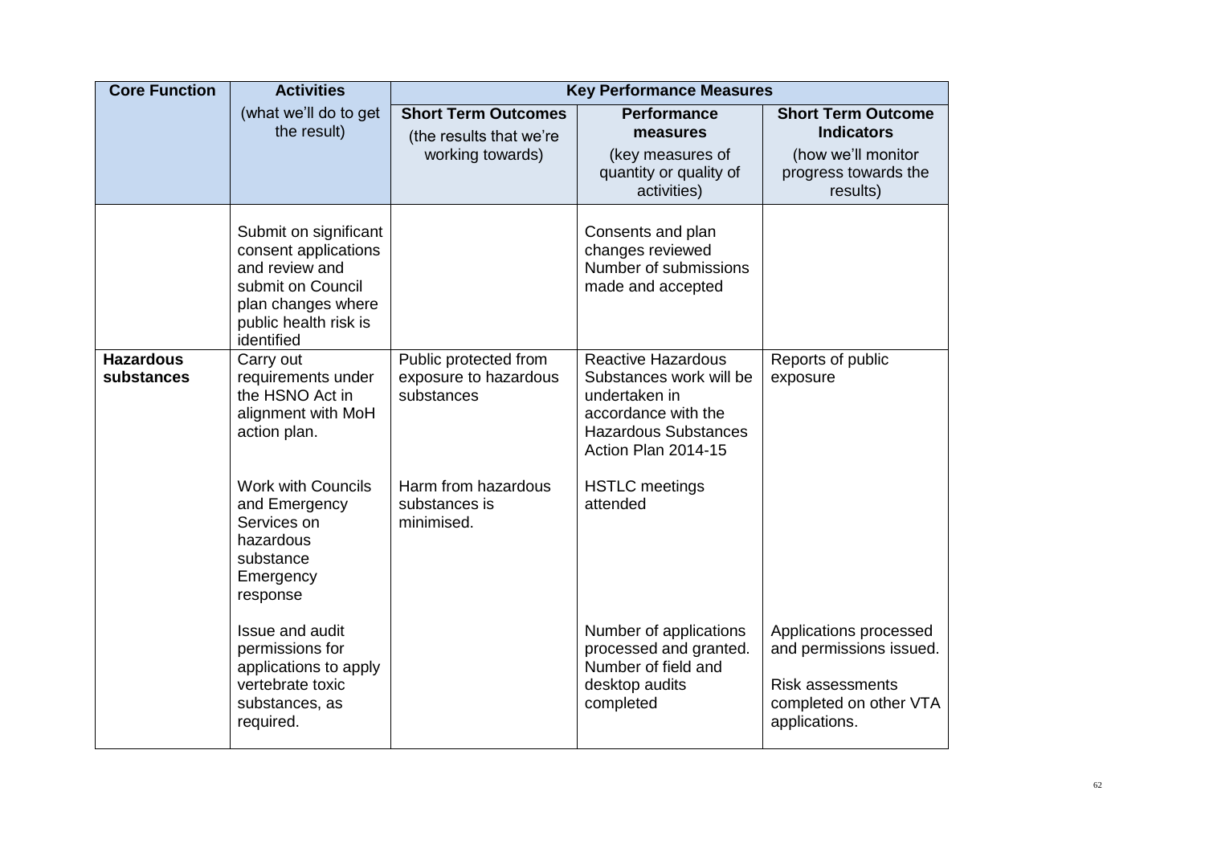| Core Function | Activities (what we'll do to get the result) | Key Performance Measures | | |
|---|---|---|---|---|
| | | **Short Term Outcomes** (the results that we're working towards) | **Performance measures** (key measures of quantity or quality of activities) | **Short Term Outcome Indicators** (how we'll monitor progress towards the results) |
| | Submit on significant consent applications and review and submit on Council plan changes where public health risk is identified | | Consents and plan changes reviewed Number of submissions made and accepted | |
| **Hazardous substances** | Carry out requirements under the HSNO Act in alignment with MoH action plan. | Public protected from exposure to hazardous substances | Reactive Hazardous Substances work will be undertaken in accordance with the Hazardous Substances Action Plan 2014-15 | Reports of public exposure |
| | Work with Councils and Emergency Services on hazardous substance Emergency response | Harm from hazardous substances is minimised. | HSTLC meetings attended | |
| | Issue and audit permissions for applications to apply vertebrate toxic substances, as required. | | Number of applications processed and granted. Number of field and desktop audits completed | Applications processed and permissions issued.<br><br>Risk assessments completed on other VTA applications. |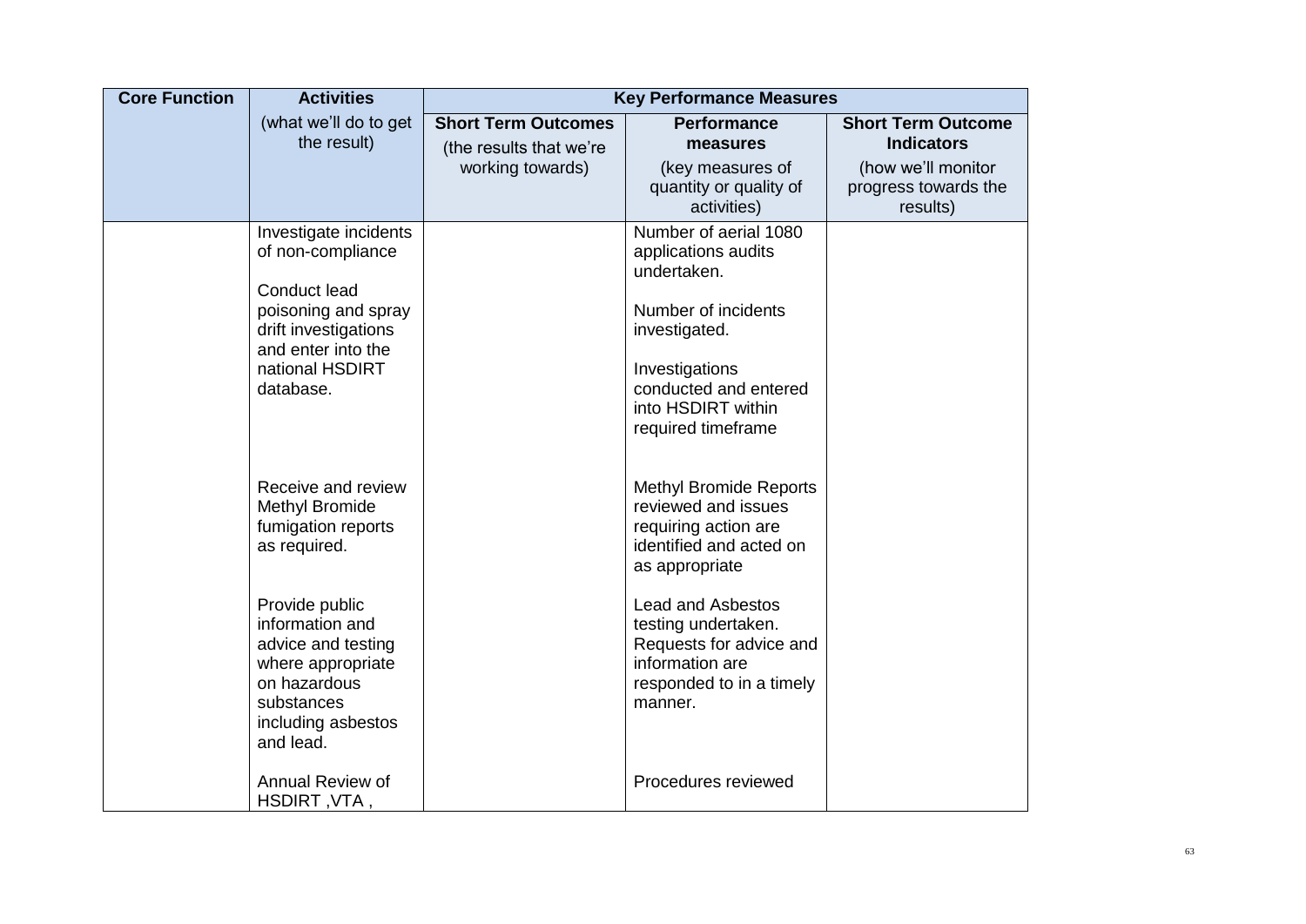| Core Function | Activities (what we'll do to get the result) | Key Performance Measures | | |
|---|---|---|---|---|
| | | **Short Term Outcomes** (the results that we're working towards) | **Performance measures** (key measures of quantity or quality of activities) | **Short Term Outcome Indicators** (how we'll monitor progress towards the results) |
| | Investigate incidents of non-compliance<br><br>Conduct lead poisoning and spray drift investigations and enter into the national HSDIRT database. | | Number of aerial 1080 applications audits undertaken.<br><br>Number of incidents investigated.<br><br>Investigations conducted and entered into HSDIRT within required timeframe | |
| | Receive and review Methyl Bromide fumigation reports as required. | | Methyl Bromide Reports reviewed and issues requiring action are identified and acted on as appropriate | |
| | Provide public information and advice and testing where appropriate on hazardous substances including asbestos and lead. | | Lead and Asbestos testing undertaken. Requests for advice and information are responded to in a timely manner. | |
| | Annual Review of HSDIRT ,VTA , | | Procedures reviewed | |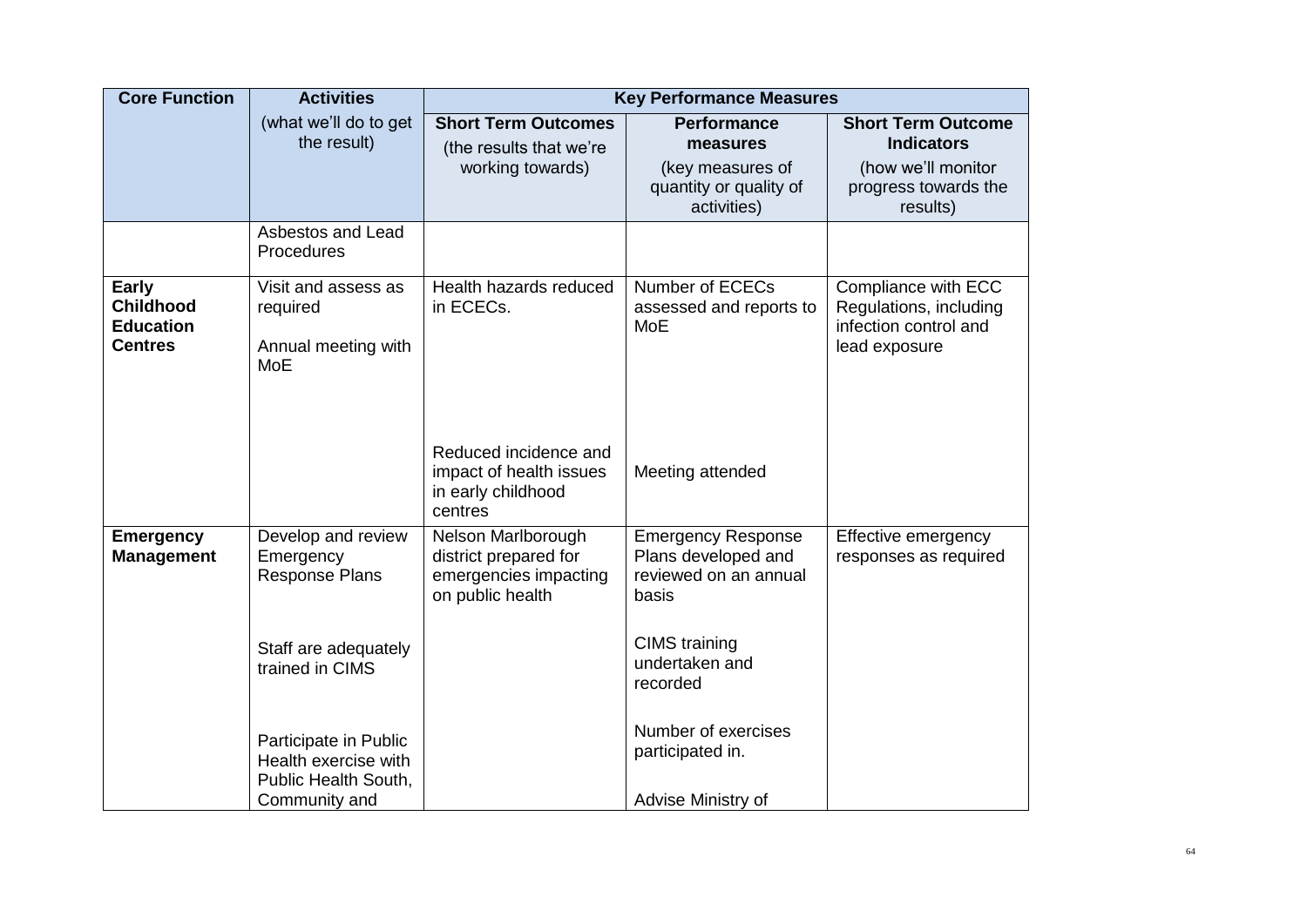| Core Function | Activities (what we'll do to get the result) | Key Performance Measures | | |
|---|---|---|---|---|
| | | **Short Term Outcomes** (the results that we're working towards) | **Performance measures** (key measures of quantity or quality of activities) | **Short Term Outcome Indicators** (how we'll monitor progress towards the results) |
| | Asbestos and Lead Procedures | | | |
| **Early Childhood Education Centres** | Visit and assess as required<br><br>Annual meeting with MoE | Health hazards reduced in ECECs.<br><br>Reduced incidence and impact of health issues in early childhood centres | Number of ECECs assessed and reports to MoE<br><br>Meeting attended | Compliance with ECC Regulations, including infection control and lead exposure |
| **Emergency Management** | Develop and review Emergency Response Plans<br><br>Staff are adequately trained in CIMS<br><br>Participate in Public Health exercise with Public Health South, Community and | Nelson Marlborough district prepared for emergencies impacting on public health | Emergency Response Plans developed and reviewed on an annual basis<br><br>CIMS training undertaken and recorded<br><br>Number of exercises participated in.<br><br>Advise Ministry of | Effective emergency responses as required |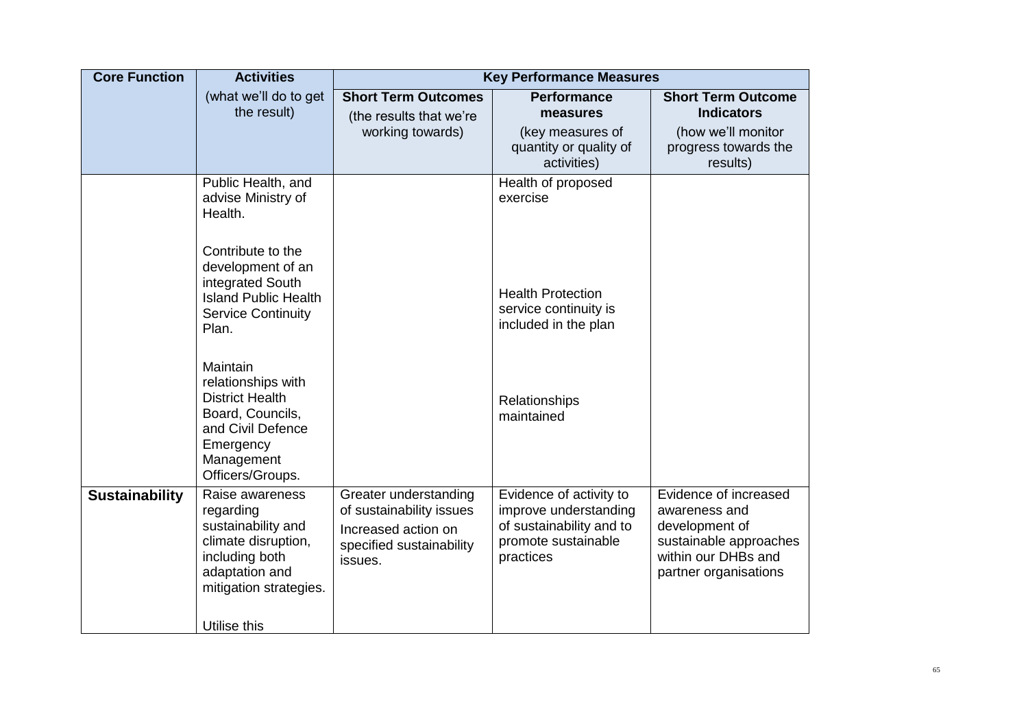| Core Function | Activities (what we'll do to get the result) | Key Performance Measures | | |
|---|---|---|---|---|
| | | **Short Term Outcomes** (the results that we're working towards) | **Performance measures** (key measures of quantity or quality of activities) | **Short Term Outcome Indicators** (how we'll monitor progress towards the results) |
| | Public Health, and advise Ministry of Health. | | Health of proposed exercise | |
| | Contribute to the development of an integrated South Island Public Health Service Continuity Plan. | | Health Protection service continuity is included in the plan | |
| | Maintain relationships with District Health Board, Councils, and Civil Defence Emergency Management Officers/Groups. | | Relationships maintained | |
| **Sustainability** | Raise awareness regarding sustainability and climate disruption, including both adaptation and mitigation strategies.<br><br>Utilise this | Greater understanding of sustainability issues<br><br>Increased action on specified sustainability issues. | Evidence of activity to improve understanding of sustainability and to promote sustainable practices | Evidence of increased awareness and development of sustainable approaches within our DHBs and partner organisations |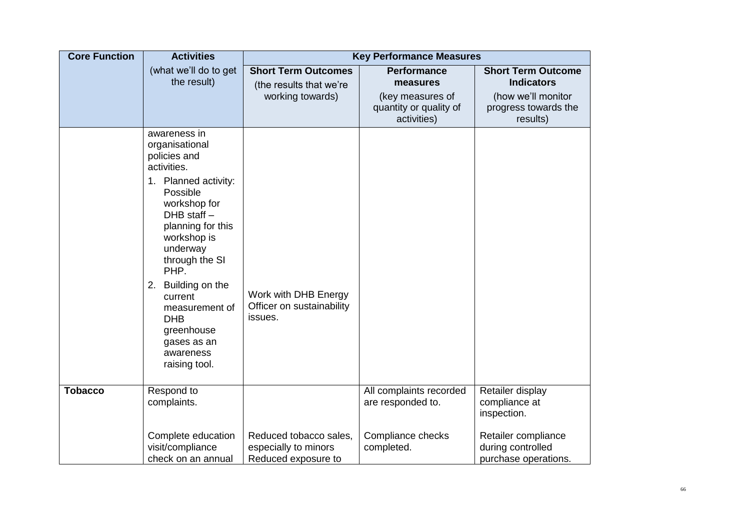| Core Function | Activities (what we'll do to get the result) | Key Performance Measures | | |
|---|---|---|---|---|
| | | **Short Term Outcomes** (the results that we're working towards) | **Performance measures** (key measures of quantity or quality of activities) | **Short Term Outcome Indicators** (how we'll monitor progress towards the results) |
| | awareness in organisational policies and activities.<br>1. Planned activity: Possible workshop for DHB staff – planning for this workshop is underway through the SI PHP.<br>2. Building on the current measurement of DHB greenhouse gases as an awareness raising tool. | Work with DHB Energy Officer on sustainability issues. | | |
| **Tobacco** | Respond to complaints. | | All complaints recorded are responded to. | Retailer display compliance at inspection. |
| | Complete education visit/compliance check on an annual | Reduced tobacco sales, especially to minors<br>Reduced exposure to | Compliance checks completed. | Retailer compliance during controlled purchase operations. |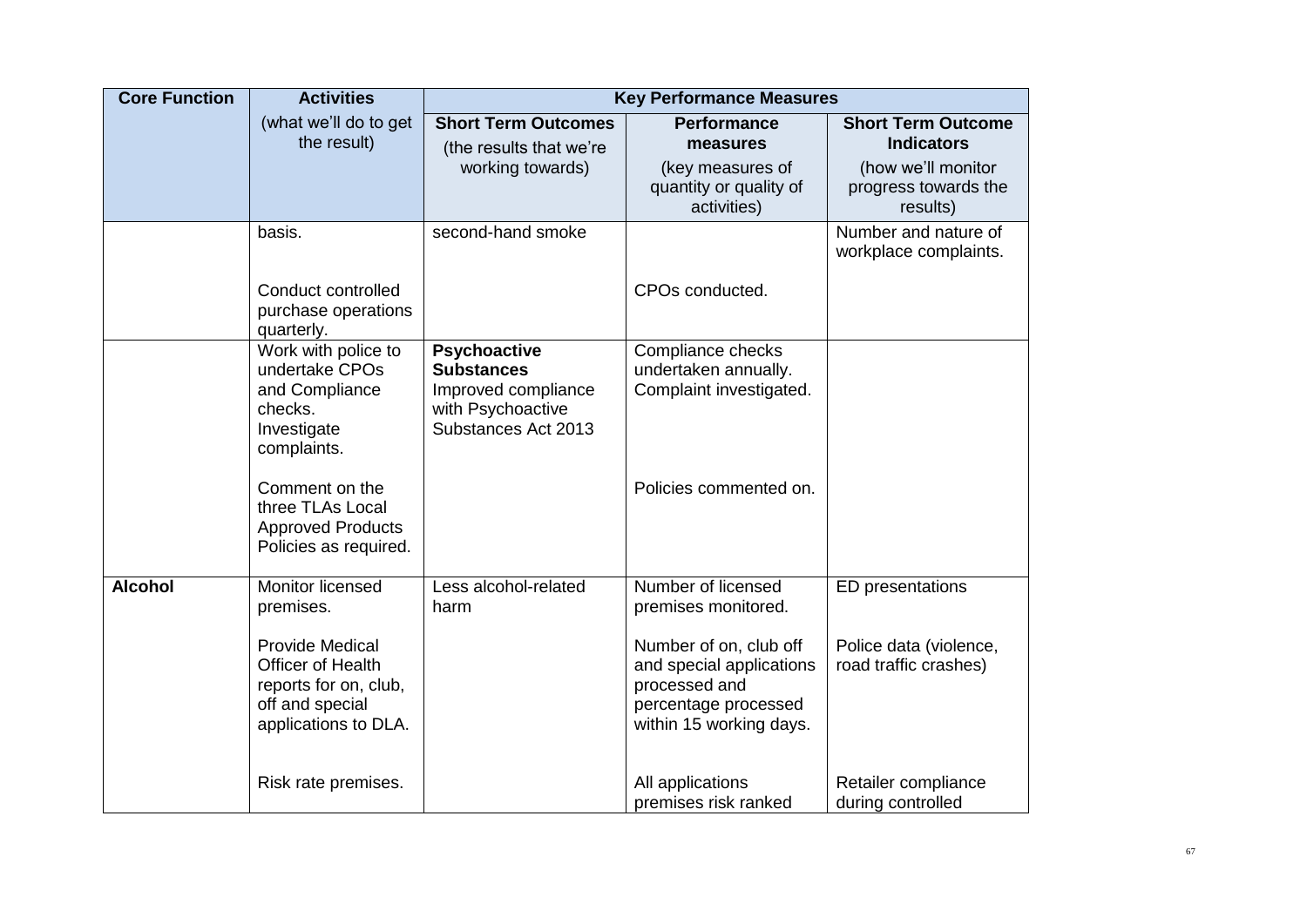| Core Function | Activities (what we'll do to get the result) | Key Performance Measures | | |
|---|---|---|---|---|
| | | **Short Term Outcomes** (the results that we're working towards) | **Performance measures** (key measures of quantity or quality of activities) | **Short Term Outcome Indicators** (how we'll monitor progress towards the results) |
| | basis.<br><br>Conduct controlled purchase operations quarterly. | second-hand smoke | <br><br>CPOs conducted. | Number and nature of workplace complaints. |
| | Work with police to undertake CPOs and Compliance checks.<br>Investigate complaints.<br><br>Comment on the three TLAs Local Approved Products Policies as required. | **Psychoactive Substances**<br>Improved compliance with Psychoactive Substances Act 2013 | Compliance checks undertaken annually.<br>Complaint investigated.<br><br>Policies commented on. | |
| **Alcohol** | Monitor licensed premises.<br><br>Provide Medical Officer of Health reports for on, club, off and special applications to DLA.<br><br>Risk rate premises. | Less alcohol-related harm | Number of licensed premises monitored.<br><br>Number of on, club off and special applications processed and percentage processed within 15 working days.<br><br>All applications premises risk ranked | ED presentations<br><br>Police data (violence, road traffic crashes)<br><br>Retailer compliance during controlled |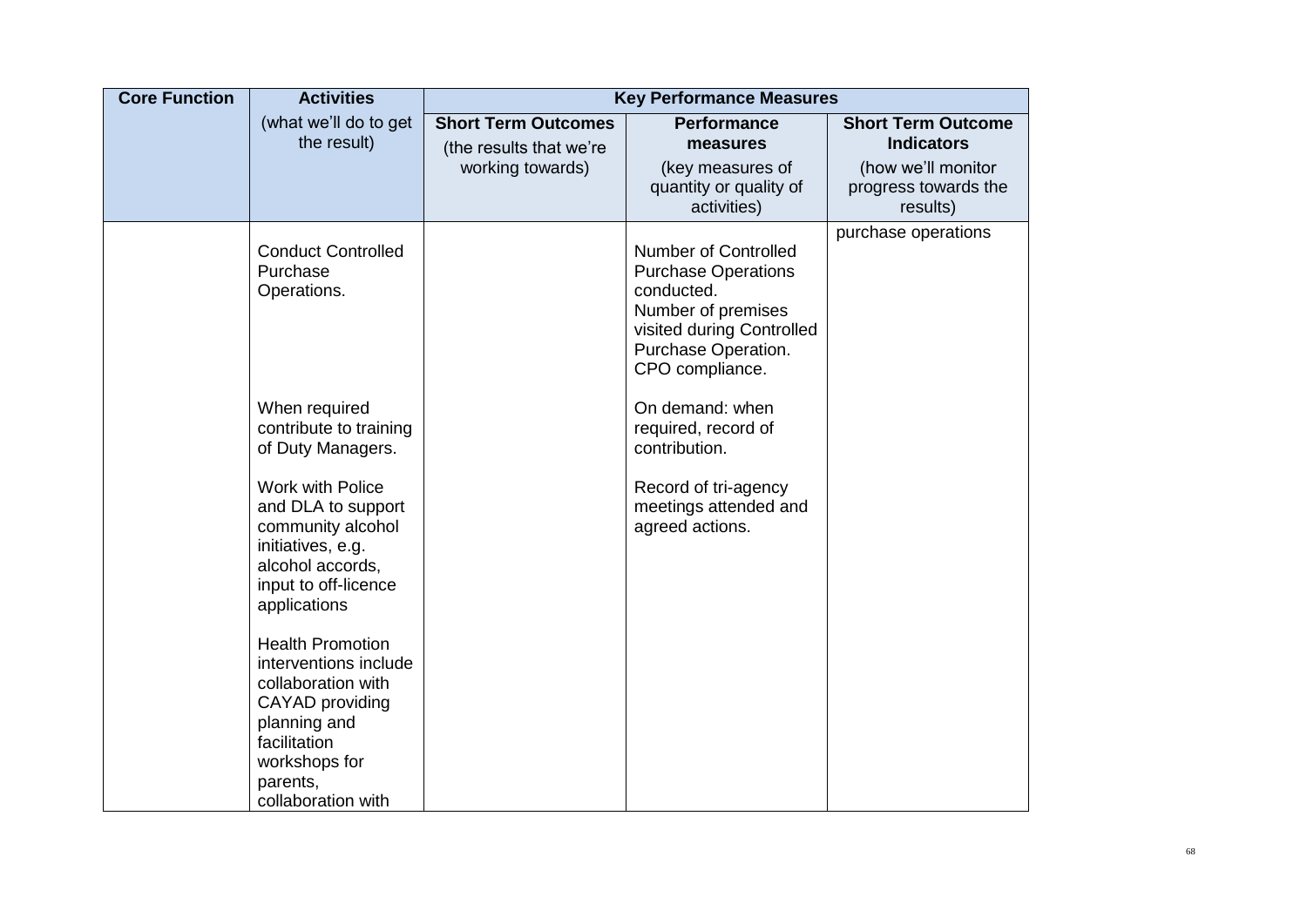| Core Function | Activities (what we'll do to get the result) | Key Performance Measures | | |
|---|---|---|---|---|
| | | **Short Term Outcomes** (the results that we're working towards) | **Performance measures** (key measures of quantity or quality of activities) | **Short Term Outcome Indicators** (how we'll monitor progress towards the results) |
| | | | | purchase operations |
| | Conduct Controlled Purchase Operations. | | Number of Controlled Purchase Operations conducted.<br>Number of premises visited during Controlled Purchase Operation.<br>CPO compliance. | |
| | When required contribute to training of Duty Managers. | | On demand: when required, record of contribution. | |
| | Work with Police and DLA to support community alcohol initiatives, e.g. alcohol accords, input to off-licence applications | | Record of tri-agency meetings attended and agreed actions. | |
| | Health Promotion interventions include collaboration with CAYAD providing planning and facilitation workshops for parents, collaboration with | | | |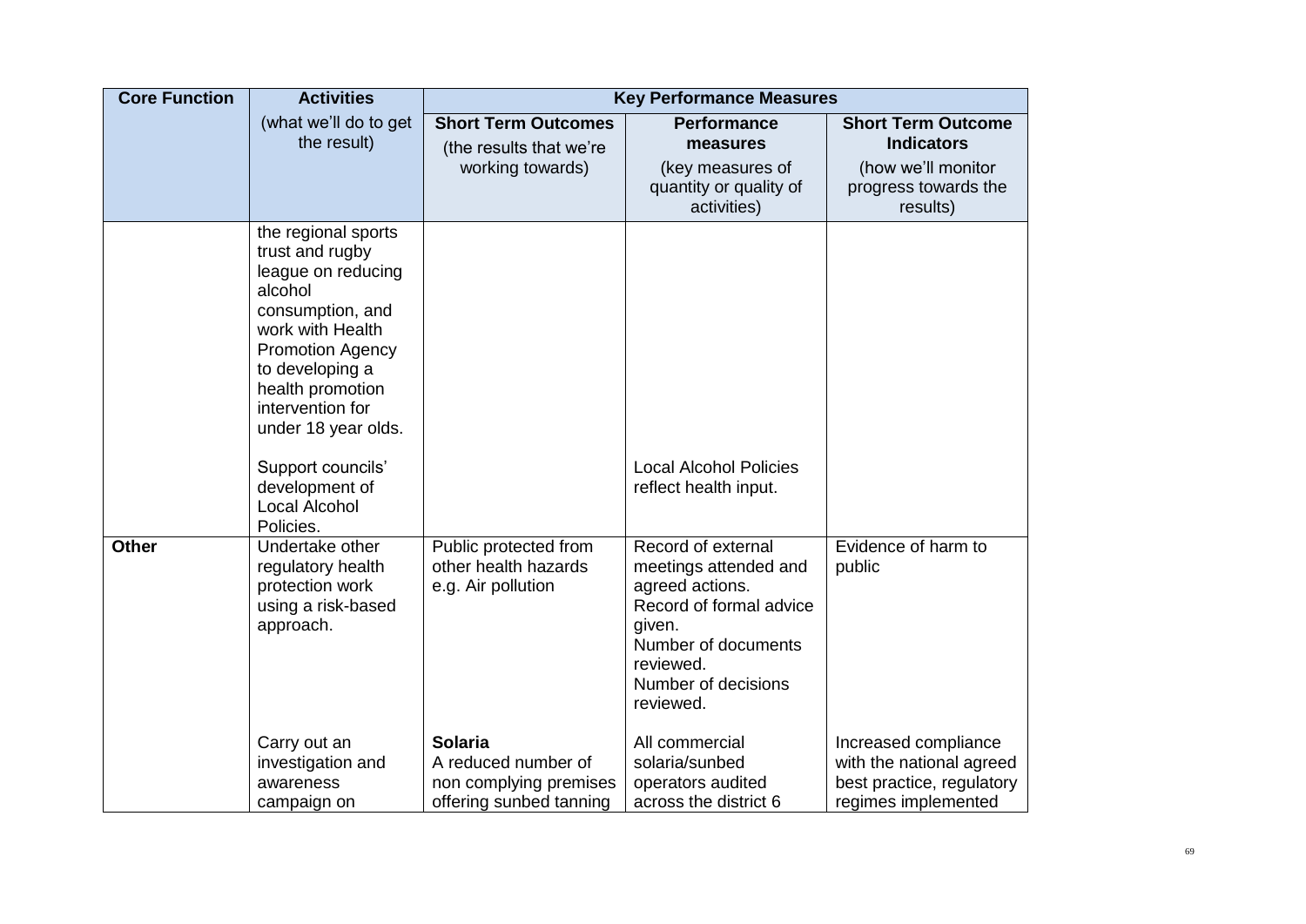| Core Function | Activities (what we'll do to get the result) | Key Performance Measures | | |
|---|---|---|---|---|
| | | **Short Term Outcomes** (the results that we're working towards) | **Performance measures** (key measures of quantity or quality of activities) | **Short Term Outcome Indicators** (how we'll monitor progress towards the results) |
| | the regional sports trust and rugby league on reducing alcohol consumption, and work with Health Promotion Agency to developing a health promotion intervention for under 18 year olds. | | | |
| | Support councils' development of Local Alcohol Policies. | | Local Alcohol Policies reflect health input. | |
| **Other** | Undertake other regulatory health protection work using a risk-based approach. | Public protected from other health hazards e.g. Air pollution | Record of external meetings attended and agreed actions.<br>Record of formal advice given.<br>Number of documents reviewed.<br>Number of decisions reviewed. | Evidence of harm to public |
| | Carry out an investigation and awareness campaign on | **Solaria**<br>A reduced number of non complying premises offering sunbed tanning | All commercial solaria/sunbed operators audited across the district 6 | Increased compliance with the national agreed best practice, regulatory regimes implemented |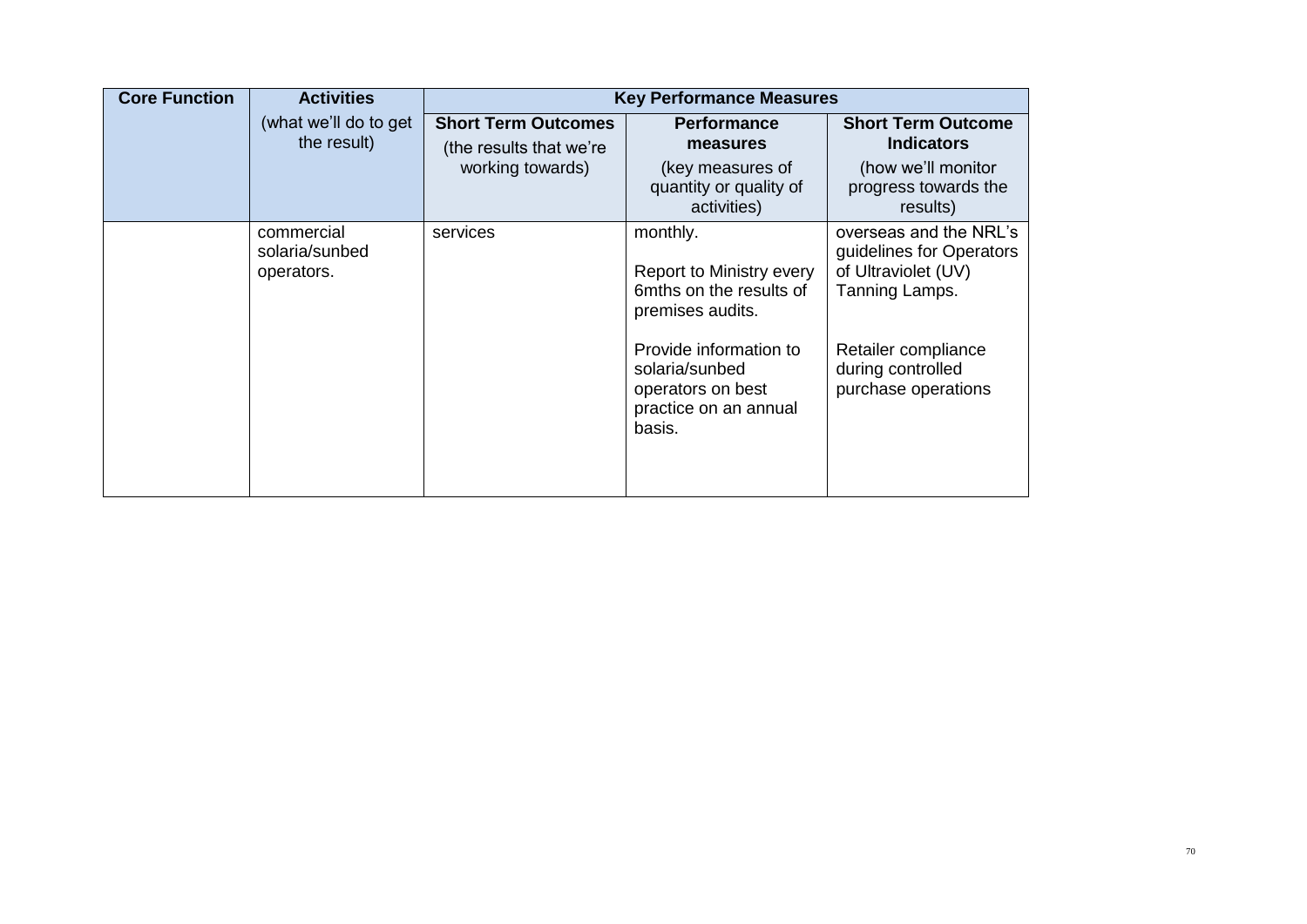| Core Function | Activities (what we'll do to get the result) | Key Performance Measures | | |
| --- | --- | --- | --- | --- |
| | | **Short Term Outcomes** (the results that we're working towards) | **Performance measures** (key measures of quantity or quality of activities) | **Short Term Outcome Indicators** (how we'll monitor progress towards the results) |
| | commercial solaria/sunbed operators. | services | monthly.<br><br>Report to Ministry every 6mths on the results of premises audits.<br><br>Provide information to solaria/sunbed operators on best practice on an annual basis. | overseas and the NRL's guidelines for Operators of Ultraviolet (UV) Tanning Lamps.<br><br>Retailer compliance during controlled purchase operations |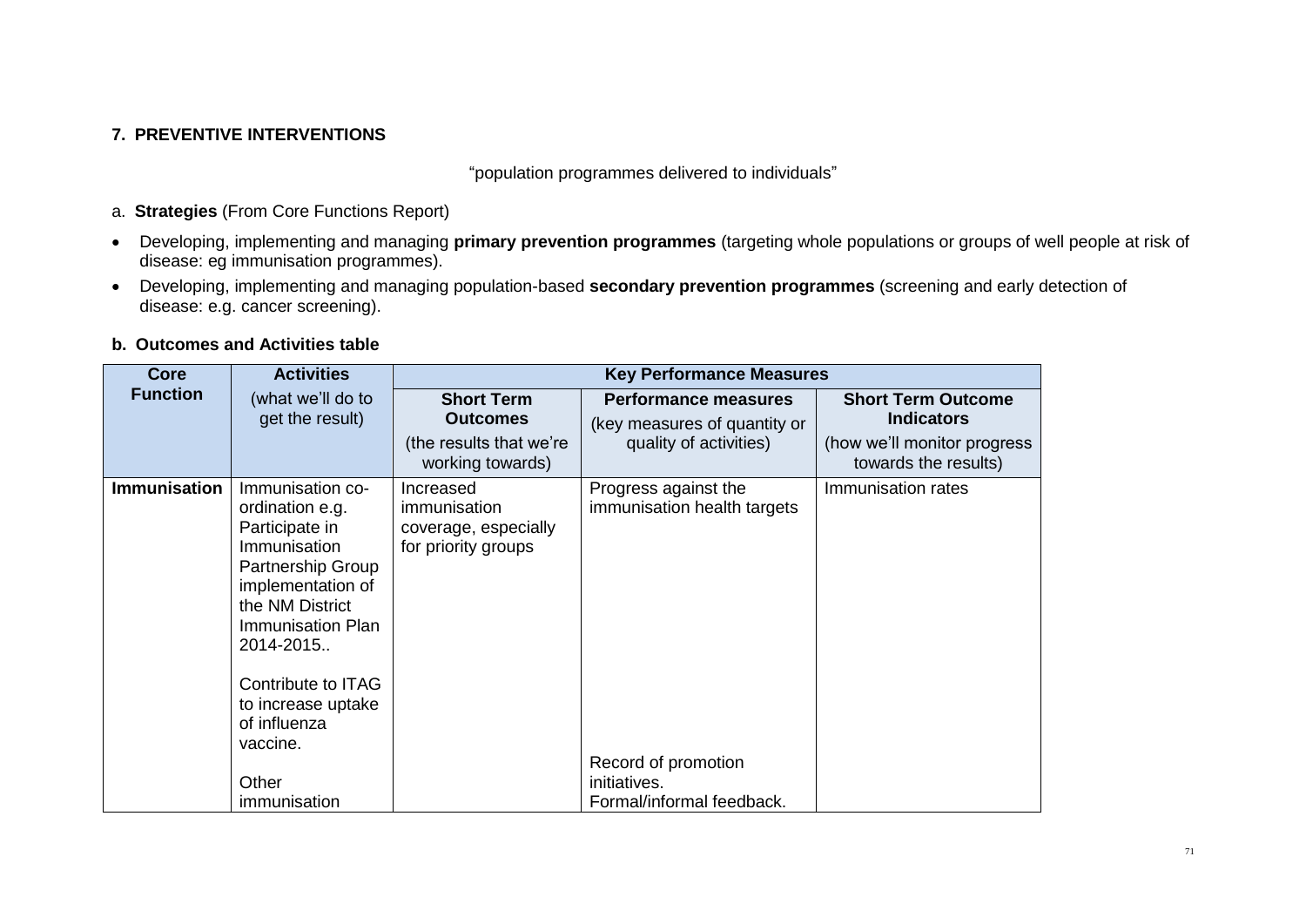## 7. PREVENTIVE INTERVENTIONS

"population programmes delivered to individuals"

a. **Strategies** (From Core Functions Report)

- Developing, implementing and managing **primary prevention programmes** (targeting whole populations or groups of well people at risk of disease: eg immunisation programmes).
- Developing, implementing and managing population-based **secondary prevention programmes** (screening and early detection of disease: e.g. cancer screening).

### b. Outcomes and Activities table

| Core Function | Activities (what we'll do to get the result) | Key Performance Measures | | |
|---|---|---|---|---|
| | | **Short Term Outcomes** (the results that we're working towards) | **Performance measures** (key measures of quantity or quality of activities) | **Short Term Outcome Indicators** (how we'll monitor progress towards the results) |
| **Immunisation** | Immunisation co-ordination e.g. Participate in Immunisation Partnership Group implementation of the NM District Immunisation Plan 2014-2015..<br><br>Contribute to ITAG to increase uptake of influenza vaccine.<br><br>Other immunisation | Increased immunisation coverage, especially for priority groups | Progress against the immunisation health targets<br><br>Record of promotion initiatives.<br>Formal/informal feedback. | Immunisation rates |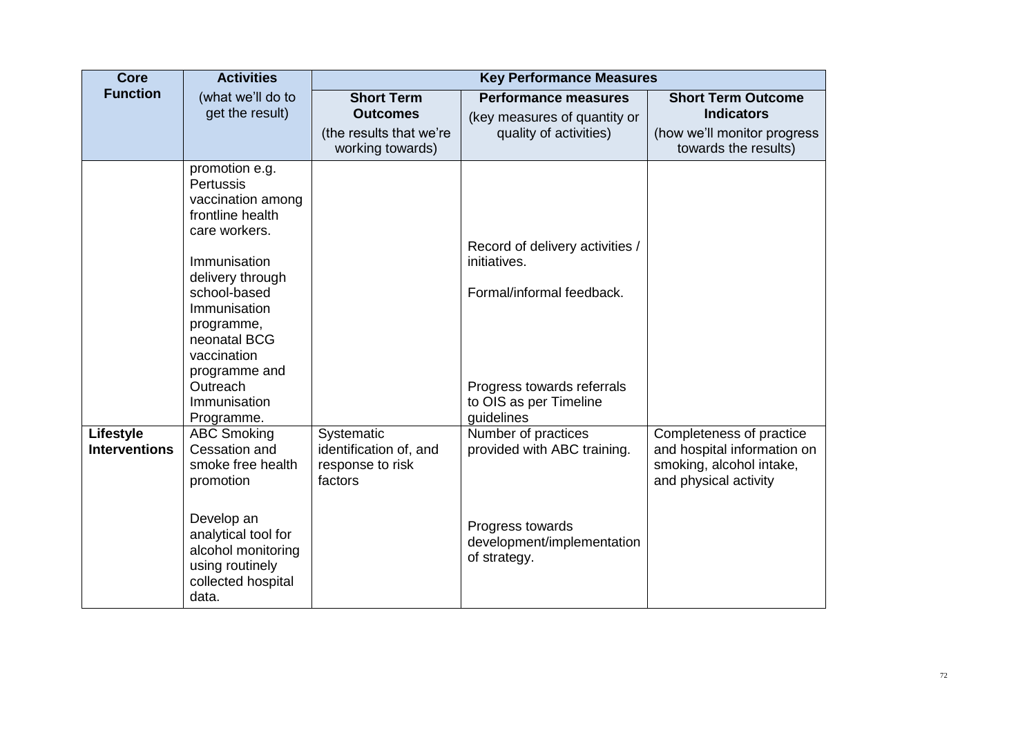| Core Function | Activities (what we'll do to get the result) | Key Performance Measures | | |
|---|---|---|---|---|
| | | **Short Term Outcomes** (the results that we're working towards) | **Performance measures** (key measures of quantity or quality of activities) | **Short Term Outcome Indicators** (how we'll monitor progress towards the results) |
| | promotion e.g. Pertussis vaccination among frontline health care workers.<br><br>Immunisation delivery through school-based Immunisation programme, neonatal BCG vaccination programme and Outreach Immunisation Programme. | | Record of delivery activities / initiatives.<br><br>Formal/informal feedback.<br><br>Progress towards referrals to OIS as per Timeline guidelines | |
| **Lifestyle Interventions** | ABC Smoking Cessation and smoke free health promotion<br><br>Develop an analytical tool for alcohol monitoring using routinely collected hospital data. | Systematic identification of, and response to risk factors | Number of practices provided with ABC training.<br><br>Progress towards development/implementation of strategy. | Completeness of practice and hospital information on smoking, alcohol intake, and physical activity |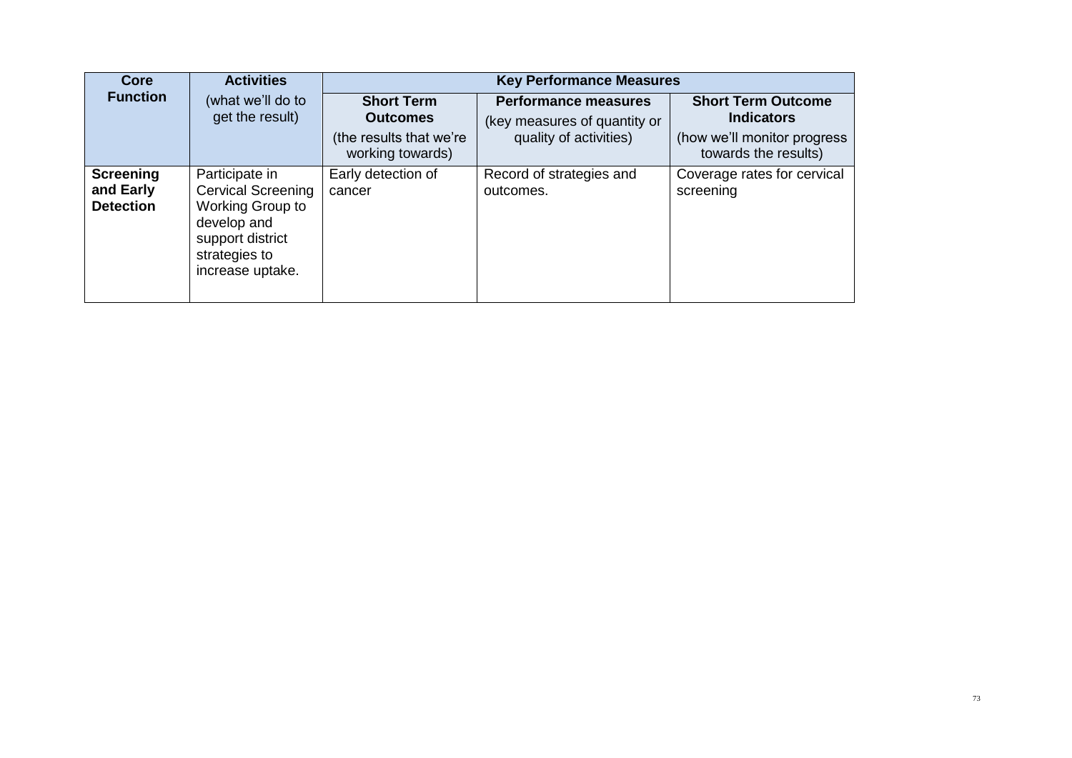| Core Function | Activities (what we'll do to get the result) | Key Performance Measures | | |
|---|---|---|---|---|
| | | **Short Term Outcomes** (the results that we're working towards) | **Performance measures** (key measures of quantity or quality of activities) | **Short Term Outcome Indicators** (how we'll monitor progress towards the results) |
| **Screening and Early Detection** | Participate in Cervical Screening Working Group to develop and support district strategies to increase uptake. | Early detection of cancer | Record of strategies and outcomes. | Coverage rates for cervical screening |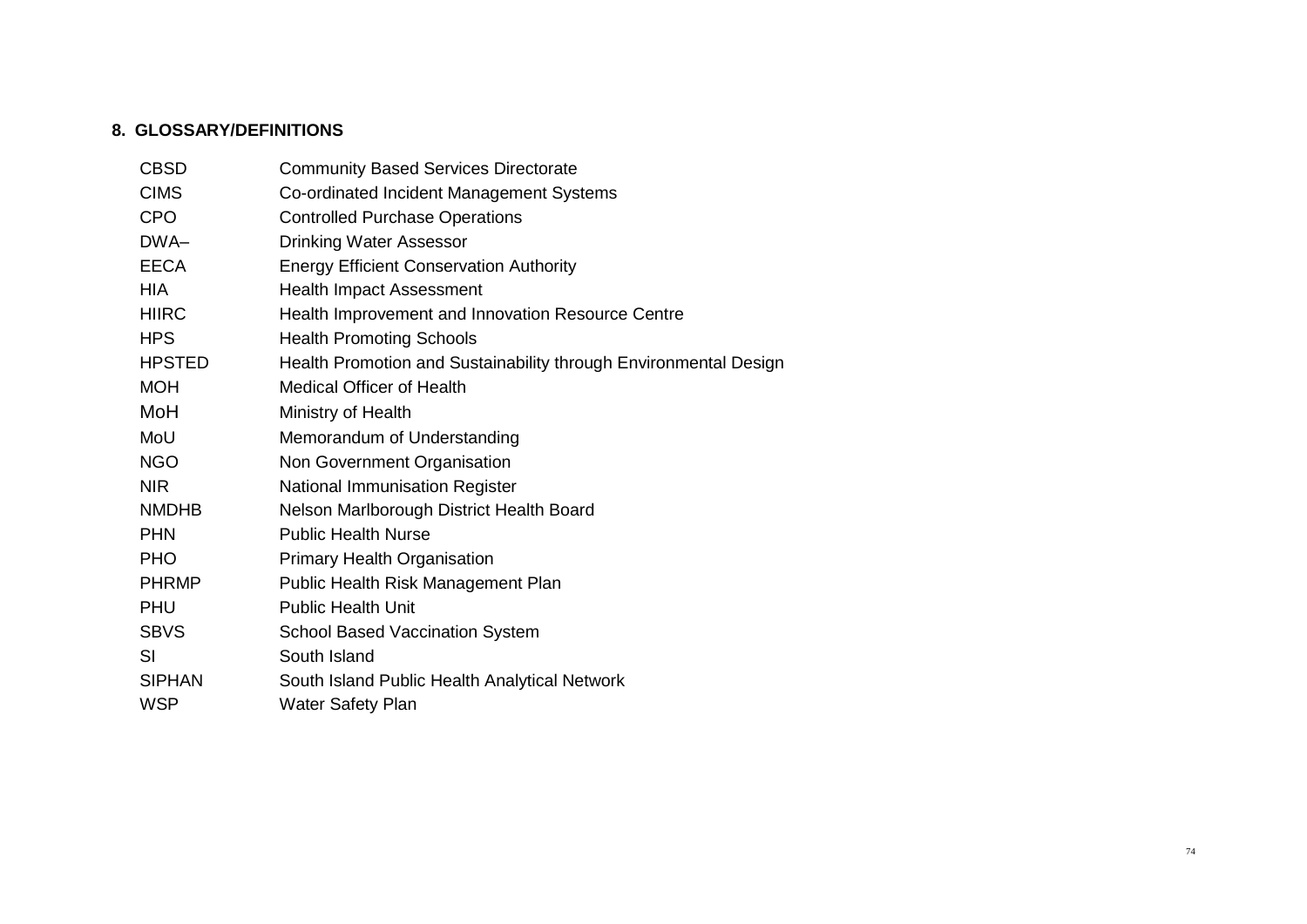## 8. GLOSSARY/DEFINITIONS

| | |
|---|---|
| CBSD | Community Based Services Directorate |
| CIMS | Co-ordinated Incident Management Systems |
| CPO | Controlled Purchase Operations |
| DWA– | Drinking Water Assessor |
| EECA | Energy Efficient Conservation Authority |
| HIA | Health Impact Assessment |
| HIIRC | Health Improvement and Innovation Resource Centre |
| HPS | Health Promoting Schools |
| HPSTED | Health Promotion and Sustainability through Environmental Design |
| MOH | Medical Officer of Health |
| MoH | Ministry of Health |
| MoU | Memorandum of Understanding |
| NGO | Non Government Organisation |
| NIR | National Immunisation Register |
| NMDHB | Nelson Marlborough District Health Board |
| PHN | Public Health Nurse |
| PHO | Primary Health Organisation |
| PHRMP | Public Health Risk Management Plan |
| PHU | Public Health Unit |
| SBVS | School Based Vaccination System |
| SI | South Island |
| SIPHAN | South Island Public Health Analytical Network |
| WSP | Water Safety Plan |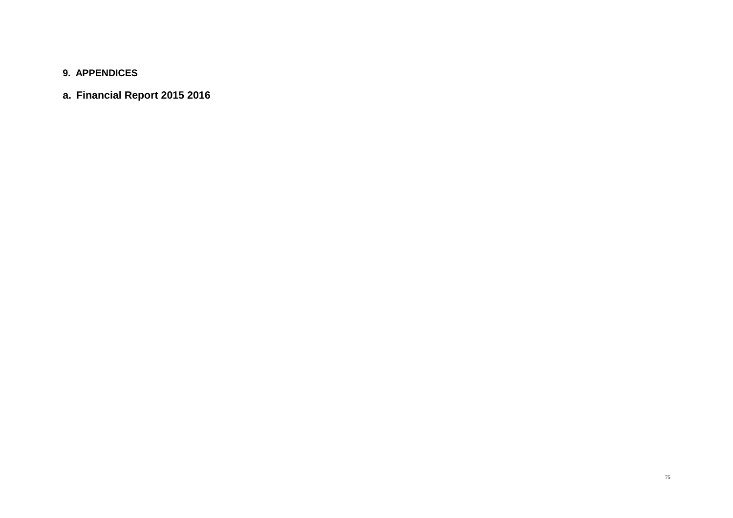## 9. APPENDICES

### a. Financial Report 2015 2016